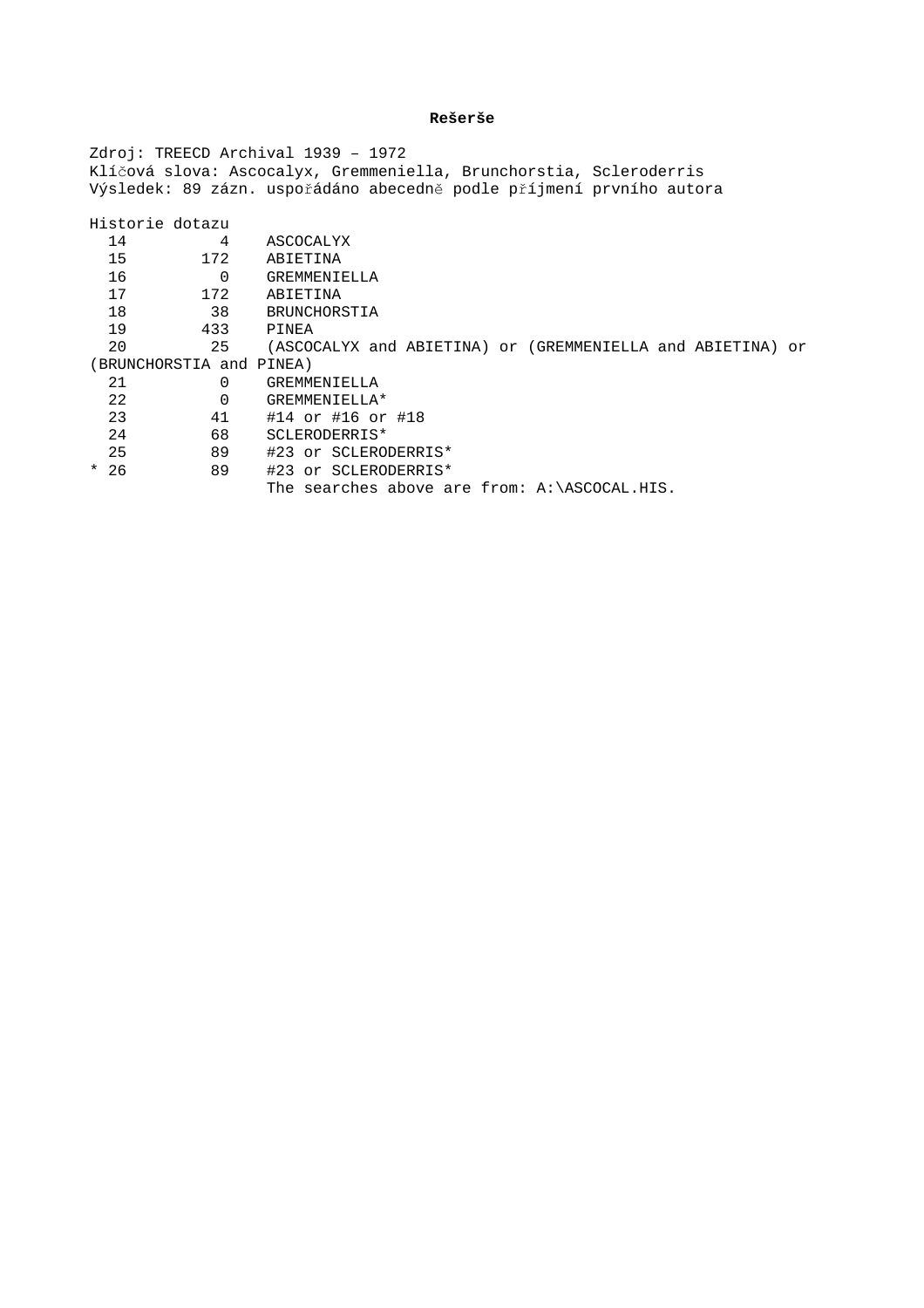**Rešerše**

Zdroj: TREECD Archival 1939 – 1972
Klíčová slova: Ascocalyx, Gremmeniella, Brunchorstia, Scleroderris
Výsledek: 89 zázn. uspořádáno abecedně podle příjmení prvního autora

Historie dotazu

```
  14         4    ASCOCALYX
  15       172    ABIETINA
  16         0    GREMMENIELLA
  17       172    ABIETINA
  18        38    BRUNCHORSTIA
  19       433    PINEA
  20        25    (ASCOCALYX and ABIETINA) or (GREMMENIELLA and ABIETINA) or
(BRUNCHORSTIA and PINEA)
  21         0    GREMMENIELLA
  22         0    GREMMENIELLA*
  23        41    #14 or #16 or #18
  24        68    SCLERODERRIS*
  25        89    #23 or SCLERODERRIS*
* 26        89    #23 or SCLERODERRIS*
                  The searches above are from: A:\ASCOCAL.HIS.
```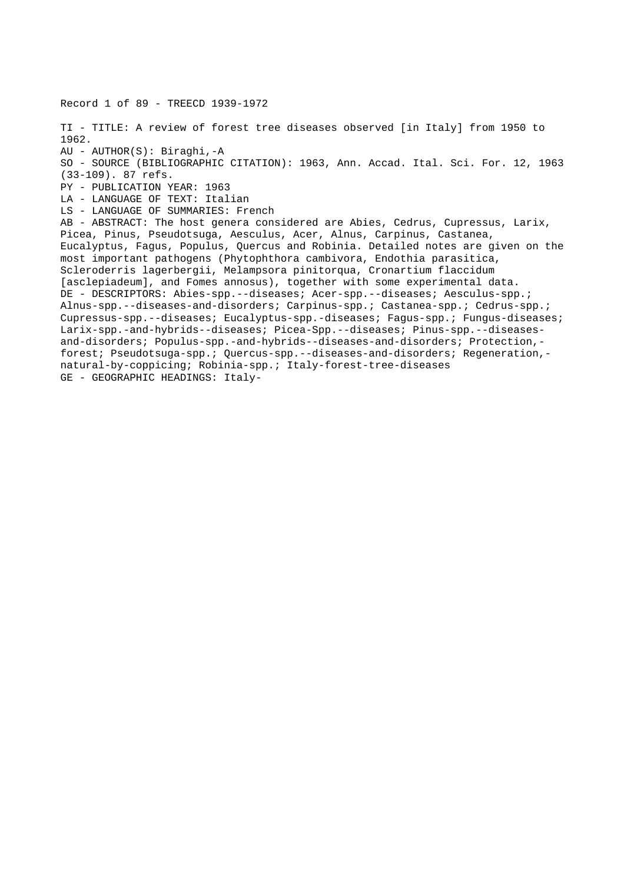Record 1 of 89 - TREECD 1939-1972

TI - TITLE: A review of forest tree diseases observed [in Italy] from 1950 to 1962.
AU - AUTHOR(S): Biraghi,-A
SO - SOURCE (BIBLIOGRAPHIC CITATION): 1963, Ann. Accad. Ital. Sci. For. 12, 1963 (33-109). 87 refs.
PY - PUBLICATION YEAR: 1963
LA - LANGUAGE OF TEXT: Italian
LS - LANGUAGE OF SUMMARIES: French
AB - ABSTRACT: The host genera considered are Abies, Cedrus, Cupressus, Larix, Picea, Pinus, Pseudotsuga, Aesculus, Acer, Alnus, Carpinus, Castanea, Eucalyptus, Fagus, Populus, Quercus and Robinia. Detailed notes are given on the most important pathogens (Phytophthora cambivora, Endothia parasitica, Scleroderris lagerbergii, Melampsora pinitorqua, Cronartium flaccidum [asclepiadeum], and Fomes annosus), together with some experimental data.
DE - DESCRIPTORS: Abies-spp.--diseases; Acer-spp.--diseases; Aesculus-spp.; Alnus-spp.--diseases-and-disorders; Carpinus-spp.; Castanea-spp.; Cedrus-spp.; Cupressus-spp.--diseases; Eucalyptus-spp.-diseases; Fagus-spp.; Fungus-diseases; Larix-spp.-and-hybrids--diseases; Picea-Spp.--diseases; Pinus-spp.--diseases-and-disorders; Populus-spp.-and-hybrids--diseases-and-disorders; Protection,-forest; Pseudotsuga-spp.; Quercus-spp.--diseases-and-disorders; Regeneration,-natural-by-coppicing; Robinia-spp.; Italy-forest-tree-diseases
GE - GEOGRAPHIC HEADINGS: Italy-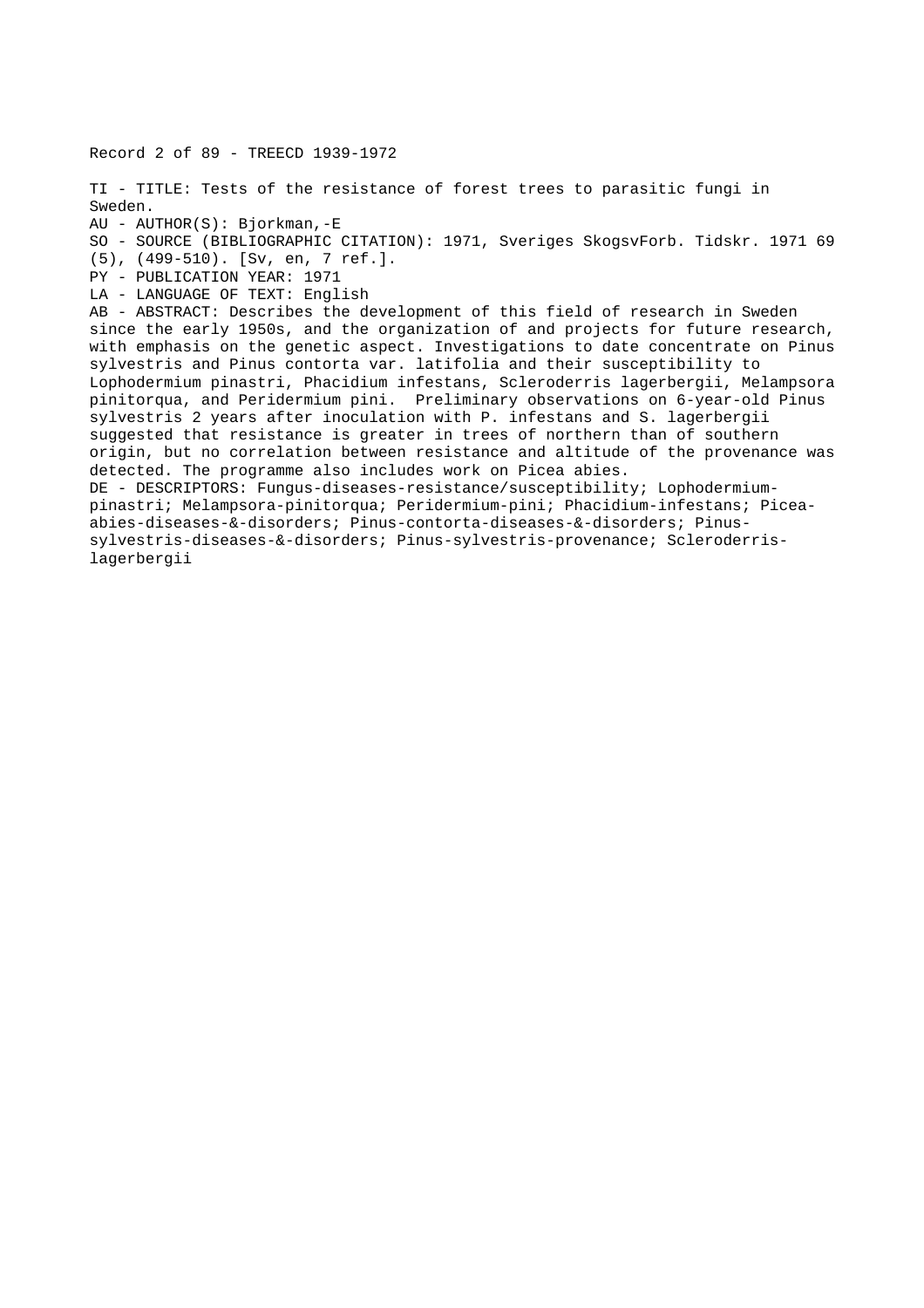Record 2 of 89 - TREECD 1939-1972

TI - TITLE: Tests of the resistance of forest trees to parasitic fungi in Sweden.
AU - AUTHOR(S): Bjorkman,-E
SO - SOURCE (BIBLIOGRAPHIC CITATION): 1971, Sveriges SkogsvForb. Tidskr. 1971 69 (5), (499-510). [Sv, en, 7 ref.].
PY - PUBLICATION YEAR: 1971
LA - LANGUAGE OF TEXT: English
AB - ABSTRACT: Describes the development of this field of research in Sweden since the early 1950s, and the organization of and projects for future research, with emphasis on the genetic aspect. Investigations to date concentrate on Pinus sylvestris and Pinus contorta var. latifolia and their susceptibility to Lophodermium pinastri, Phacidium infestans, Scleroderris lagerbergii, Melampsora pinitorqua, and Peridermium pini. Preliminary observations on 6-year-old Pinus sylvestris 2 years after inoculation with P. infestans and S. lagerbergii suggested that resistance is greater in trees of northern than of southern origin, but no correlation between resistance and altitude of the provenance was detected. The programme also includes work on Picea abies.
DE - DESCRIPTORS: Fungus-diseases-resistance/susceptibility; Lophodermium-pinastri; Melampsora-pinitorqua; Peridermium-pini; Phacidium-infestans; Picea-abies-diseases-&-disorders; Pinus-contorta-diseases-&-disorders; Pinus-sylvestris-diseases-&-disorders; Pinus-sylvestris-provenance; Scleroderris-lagerbergii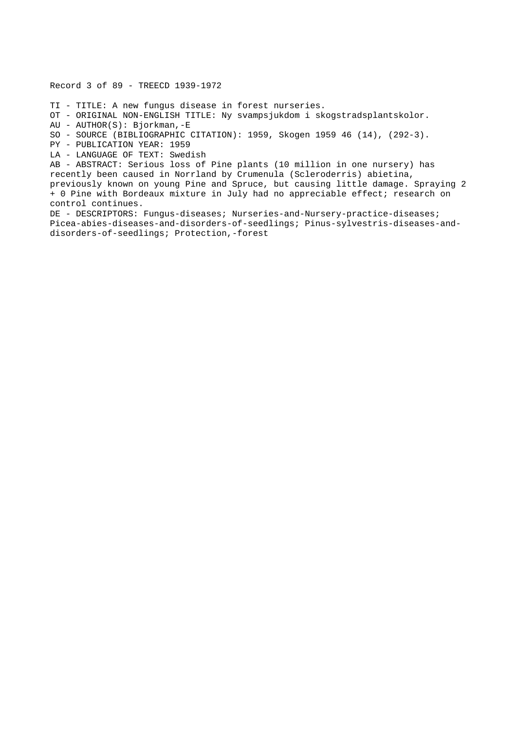Record 3 of 89 - TREECD 1939-1972

TI - TITLE: A new fungus disease in forest nurseries.
OT - ORIGINAL NON-ENGLISH TITLE: Ny svampsjukdom i skogstradsplantskolor.
AU - AUTHOR(S): Bjorkman,-E
SO - SOURCE (BIBLIOGRAPHIC CITATION): 1959, Skogen 1959 46 (14), (292-3).
PY - PUBLICATION YEAR: 1959
LA - LANGUAGE OF TEXT: Swedish
AB - ABSTRACT: Serious loss of Pine plants (10 million in one nursery) has recently been caused in Norrland by Crumenula (Scleroderris) abietina, previously known on young Pine and Spruce, but causing little damage. Spraying 2 + 0 Pine with Bordeaux mixture in July had no appreciable effect; research on control continues.
DE - DESCRIPTORS: Fungus-diseases; Nurseries-and-Nursery-practice-diseases; Picea-abies-diseases-and-disorders-of-seedlings; Pinus-sylvestris-diseases-and-disorders-of-seedlings; Protection,-forest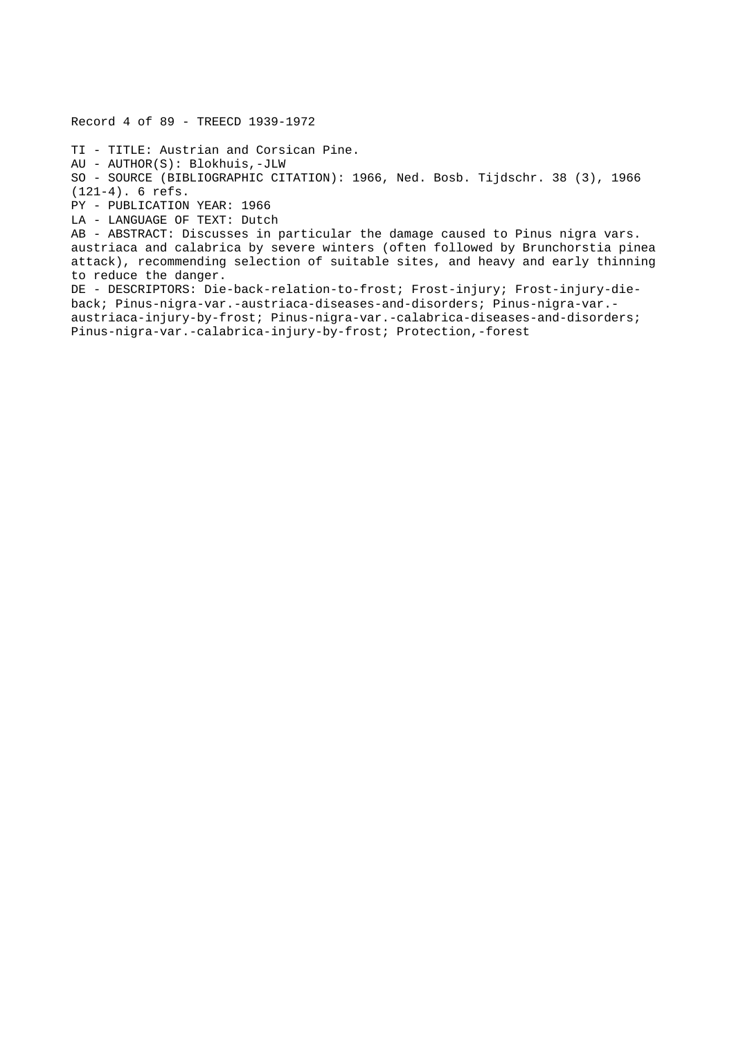Record 4 of 89 - TREECD 1939-1972

TI - TITLE: Austrian and Corsican Pine.
AU - AUTHOR(S): Blokhuis,-JLW
SO - SOURCE (BIBLIOGRAPHIC CITATION): 1966, Ned. Bosb. Tijdschr. 38 (3), 1966 (121-4). 6 refs.
PY - PUBLICATION YEAR: 1966
LA - LANGUAGE OF TEXT: Dutch
AB - ABSTRACT: Discusses in particular the damage caused to Pinus nigra vars. austriaca and calabrica by severe winters (often followed by Brunchorstia pinea attack), recommending selection of suitable sites, and heavy and early thinning to reduce the danger.
DE - DESCRIPTORS: Die-back-relation-to-frost; Frost-injury; Frost-injury-die-back; Pinus-nigra-var.-austriaca-diseases-and-disorders; Pinus-nigra-var.-austriaca-injury-by-frost; Pinus-nigra-var.-calabrica-diseases-and-disorders; Pinus-nigra-var.-calabrica-injury-by-frost; Protection,-forest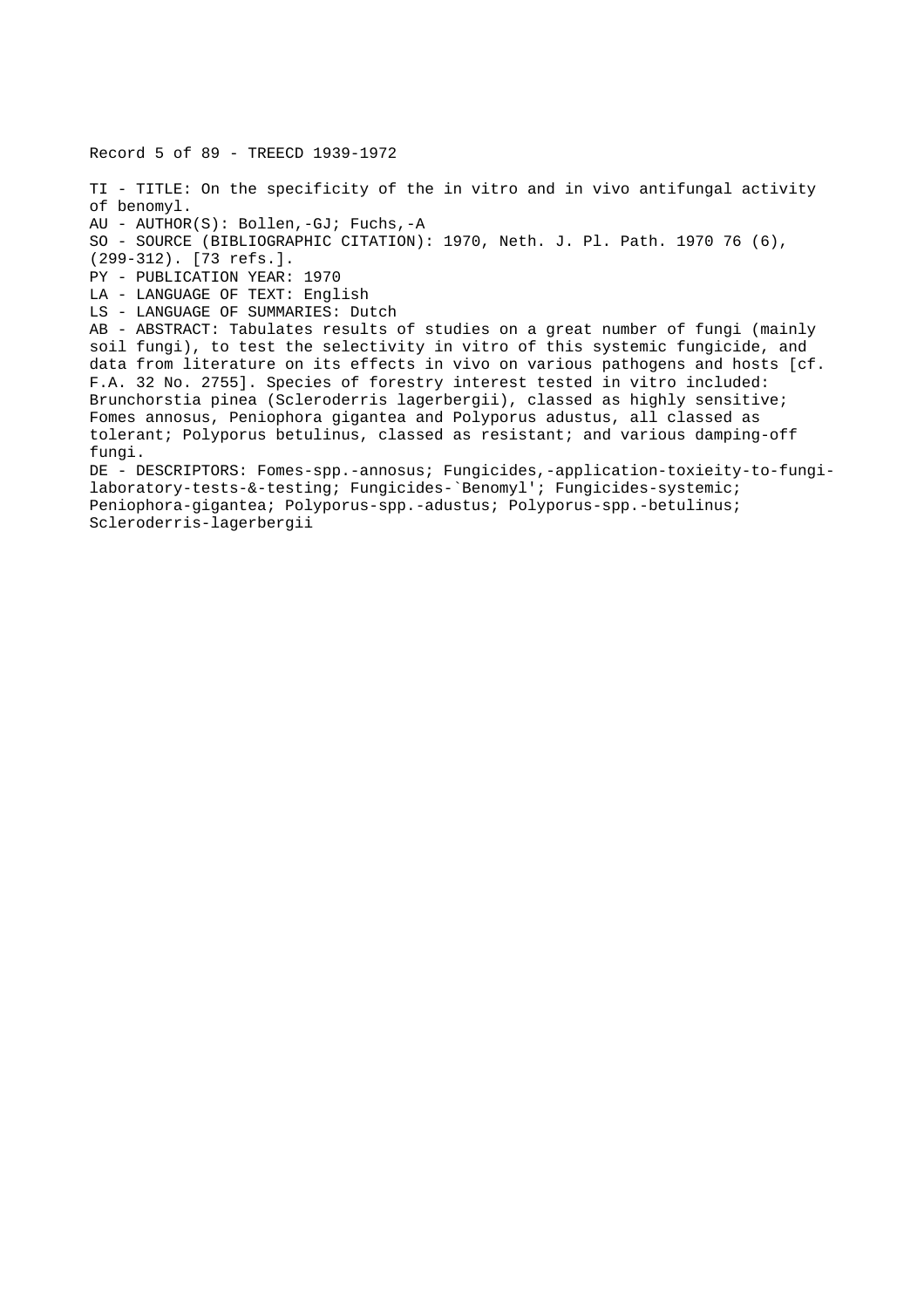Record 5 of 89 - TREECD 1939-1972

TI - TITLE: On the specificity of the in vitro and in vivo antifungal activity of benomyl.
AU - AUTHOR(S): Bollen,-GJ; Fuchs,-A
SO - SOURCE (BIBLIOGRAPHIC CITATION): 1970, Neth. J. Pl. Path. 1970 76 (6), (299-312). [73 refs.].
PY - PUBLICATION YEAR: 1970
LA - LANGUAGE OF TEXT: English
LS - LANGUAGE OF SUMMARIES: Dutch
AB - ABSTRACT: Tabulates results of studies on a great number of fungi (mainly soil fungi), to test the selectivity in vitro of this systemic fungicide, and data from literature on its effects in vivo on various pathogens and hosts [cf. F.A. 32 No. 2755]. Species of forestry interest tested in vitro included: Brunchorstia pinea (Scleroderris lagerbergii), classed as highly sensitive; Fomes annosus, Peniophora gigantea and Polyporus adustus, all classed as tolerant; Polyporus betulinus, classed as resistant; and various damping-off fungi.
DE - DESCRIPTORS: Fomes-spp.-annosus; Fungicides,-application-toxieity-to-fungi-laboratory-tests-&-testing; Fungicides-`Benomyl'; Fungicides-systemic; Peniophora-gigantea; Polyporus-spp.-adustus; Polyporus-spp.-betulinus; Scleroderris-lagerbergii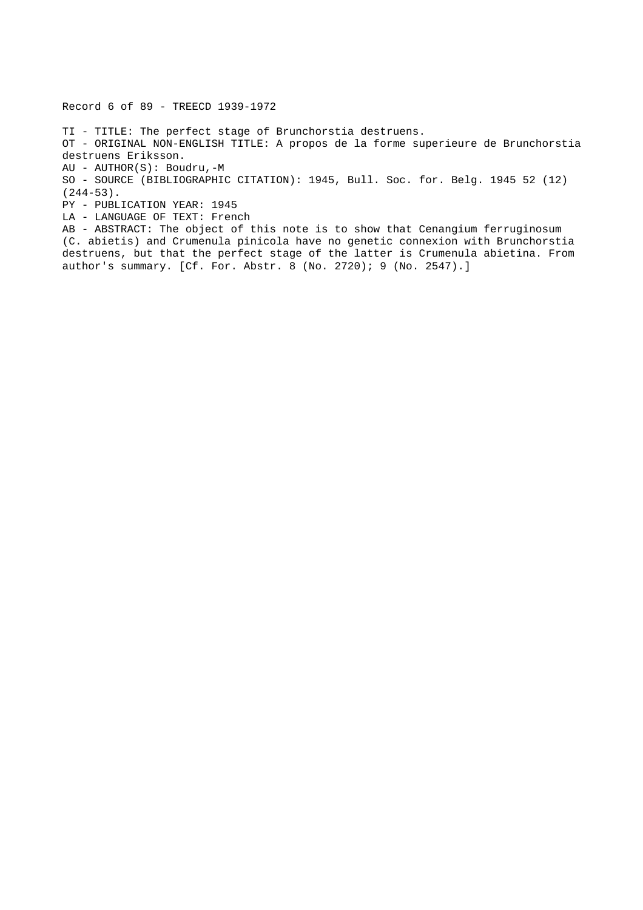Record 6 of 89 - TREECD 1939-1972

TI - TITLE: The perfect stage of Brunchorstia destruens.
OT - ORIGINAL NON-ENGLISH TITLE: A propos de la forme superieure de Brunchorstia destruens Eriksson.
AU - AUTHOR(S): Boudru,-M
SO - SOURCE (BIBLIOGRAPHIC CITATION): 1945, Bull. Soc. for. Belg. 1945 52 (12) (244-53).
PY - PUBLICATION YEAR: 1945
LA - LANGUAGE OF TEXT: French
AB - ABSTRACT: The object of this note is to show that Cenangium ferruginosum (C. abietis) and Crumenula pinicola have no genetic connexion with Brunchorstia destruens, but that the perfect stage of the latter is Crumenula abietina. From author's summary. [Cf. For. Abstr. 8 (No. 2720); 9 (No. 2547).]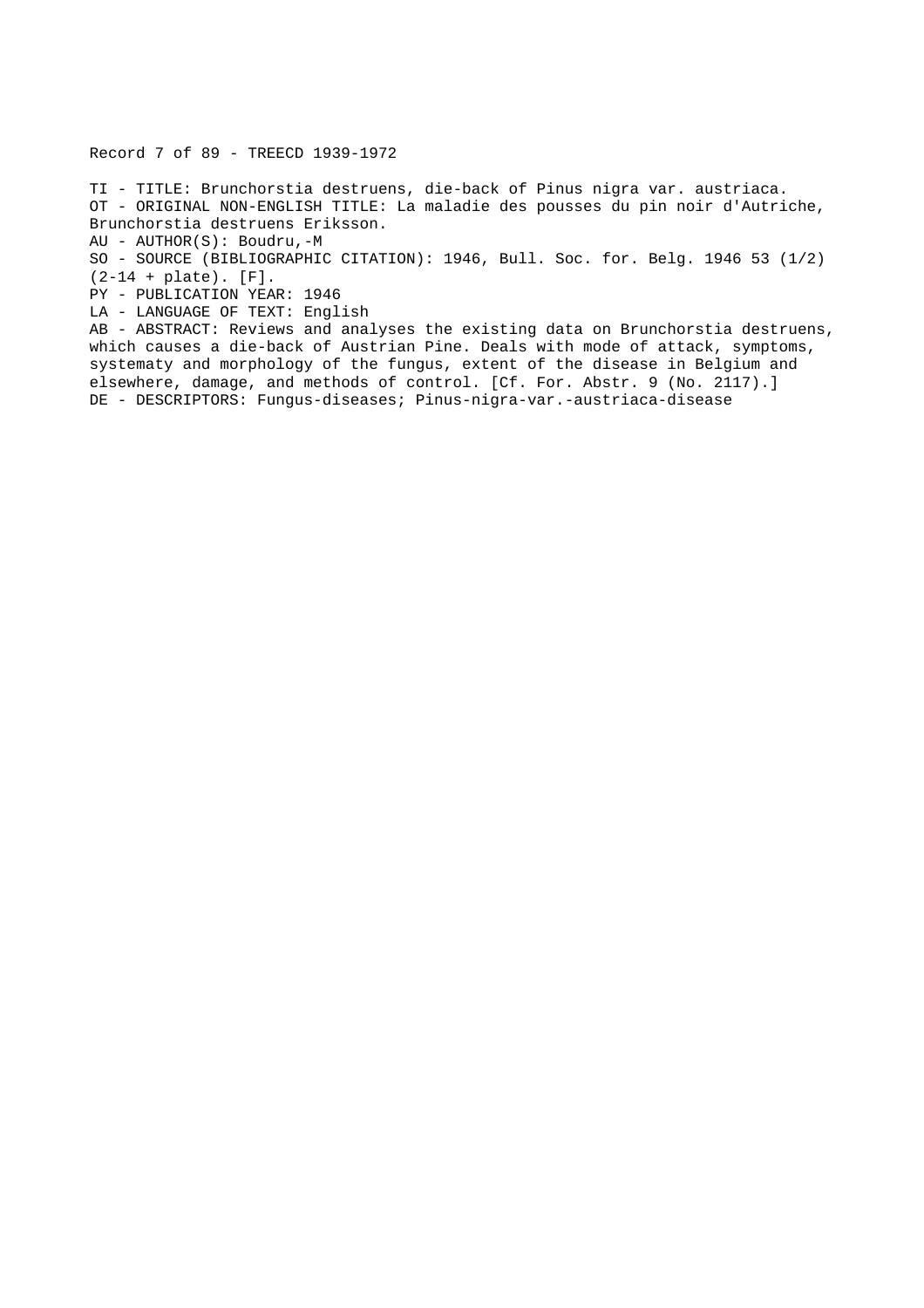Record 7 of 89 - TREECD 1939-1972

TI - TITLE: Brunchorstia destruens, die-back of Pinus nigra var. austriaca.
OT - ORIGINAL NON-ENGLISH TITLE: La maladie des pousses du pin noir d'Autriche, Brunchorstia destruens Eriksson.
AU - AUTHOR(S): Boudru,-M
SO - SOURCE (BIBLIOGRAPHIC CITATION): 1946, Bull. Soc. for. Belg. 1946 53 (1/2) (2-14 + plate). [F].
PY - PUBLICATION YEAR: 1946
LA - LANGUAGE OF TEXT: English
AB - ABSTRACT: Reviews and analyses the existing data on Brunchorstia destruens, which causes a die-back of Austrian Pine. Deals with mode of attack, symptoms, systematy and morphology of the fungus, extent of the disease in Belgium and elsewhere, damage, and methods of control. [Cf. For. Abstr. 9 (No. 2117).]
DE - DESCRIPTORS: Fungus-diseases; Pinus-nigra-var.-austriaca-disease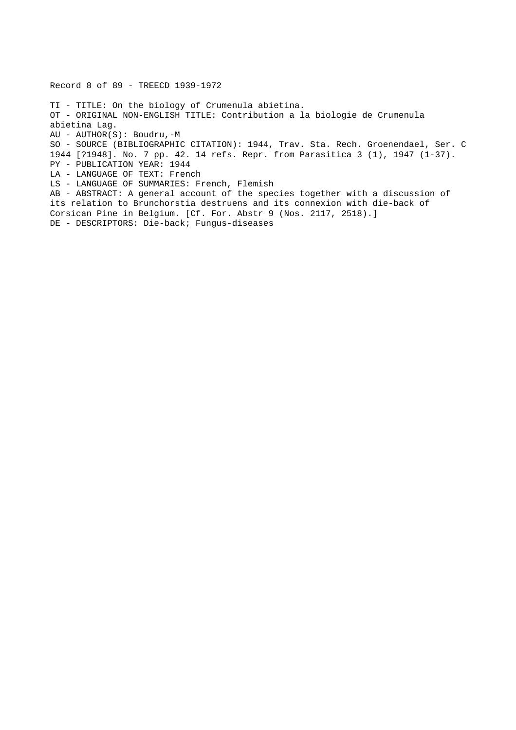Record 8 of 89 - TREECD 1939-1972

TI - TITLE: On the biology of Crumenula abietina.
OT - ORIGINAL NON-ENGLISH TITLE: Contribution a la biologie de Crumenula abietina Lag.
AU - AUTHOR(S): Boudru,-M
SO - SOURCE (BIBLIOGRAPHIC CITATION): 1944, Trav. Sta. Rech. Groenendael, Ser. C 1944 [?1948]. No. 7 pp. 42. 14 refs. Repr. from Parasitica 3 (1), 1947 (1-37).
PY - PUBLICATION YEAR: 1944
LA - LANGUAGE OF TEXT: French
LS - LANGUAGE OF SUMMARIES: French, Flemish
AB - ABSTRACT: A general account of the species together with a discussion of its relation to Brunchorstia destruens and its connexion with die-back of Corsican Pine in Belgium. [Cf. For. Abstr 9 (Nos. 2117, 2518).]
DE - DESCRIPTORS: Die-back; Fungus-diseases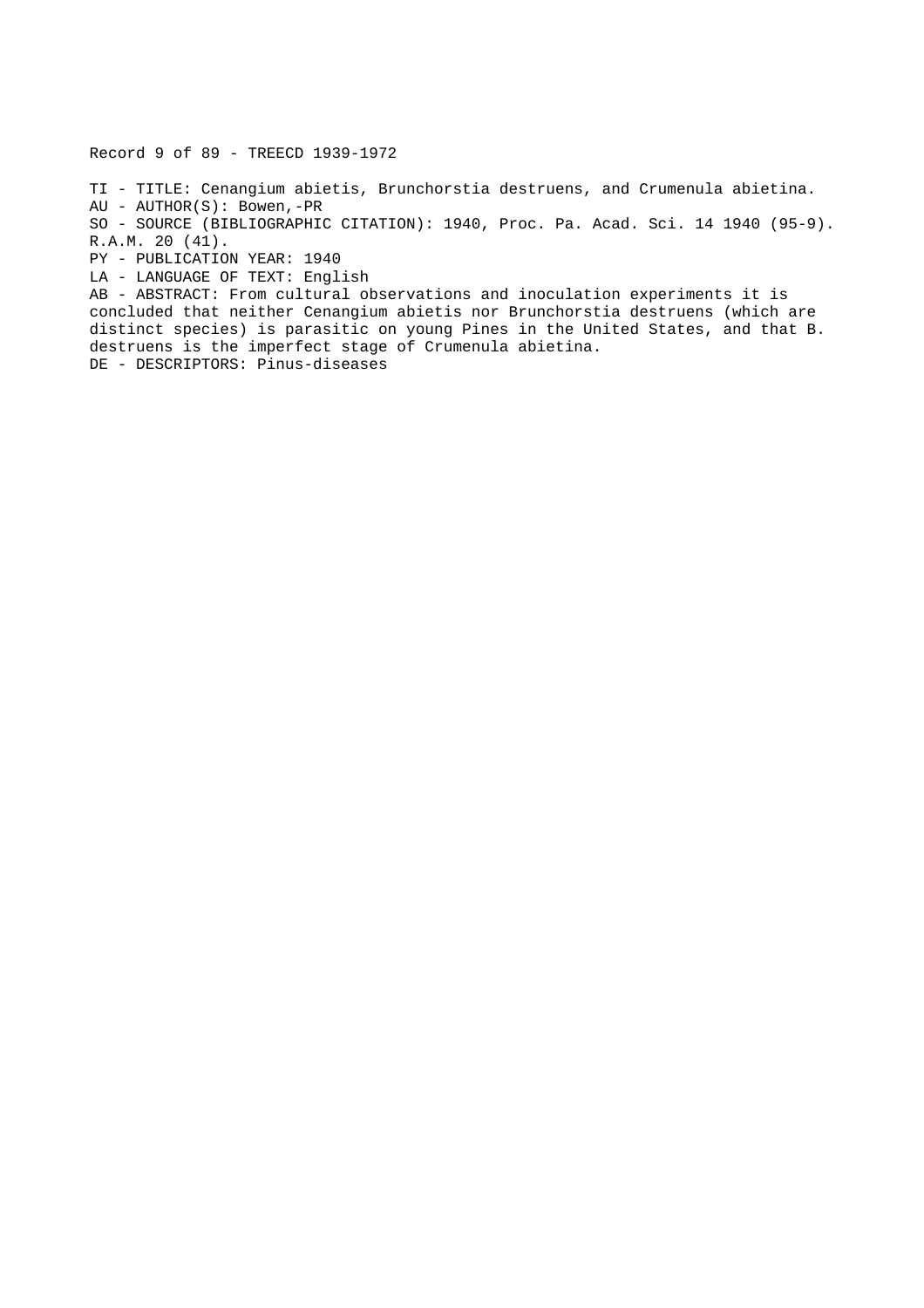Record 9 of 89 - TREECD 1939-1972

TI - TITLE: Cenangium abietis, Brunchorstia destruens, and Crumenula abietina.
AU - AUTHOR(S): Bowen,-PR
SO - SOURCE (BIBLIOGRAPHIC CITATION): 1940, Proc. Pa. Acad. Sci. 14 1940 (95-9). R.A.M. 20 (41).
PY - PUBLICATION YEAR: 1940
LA - LANGUAGE OF TEXT: English
AB - ABSTRACT: From cultural observations and inoculation experiments it is concluded that neither Cenangium abietis nor Brunchorstia destruens (which are distinct species) is parasitic on young Pines in the United States, and that B. destruens is the imperfect stage of Crumenula abietina.
DE - DESCRIPTORS: Pinus-diseases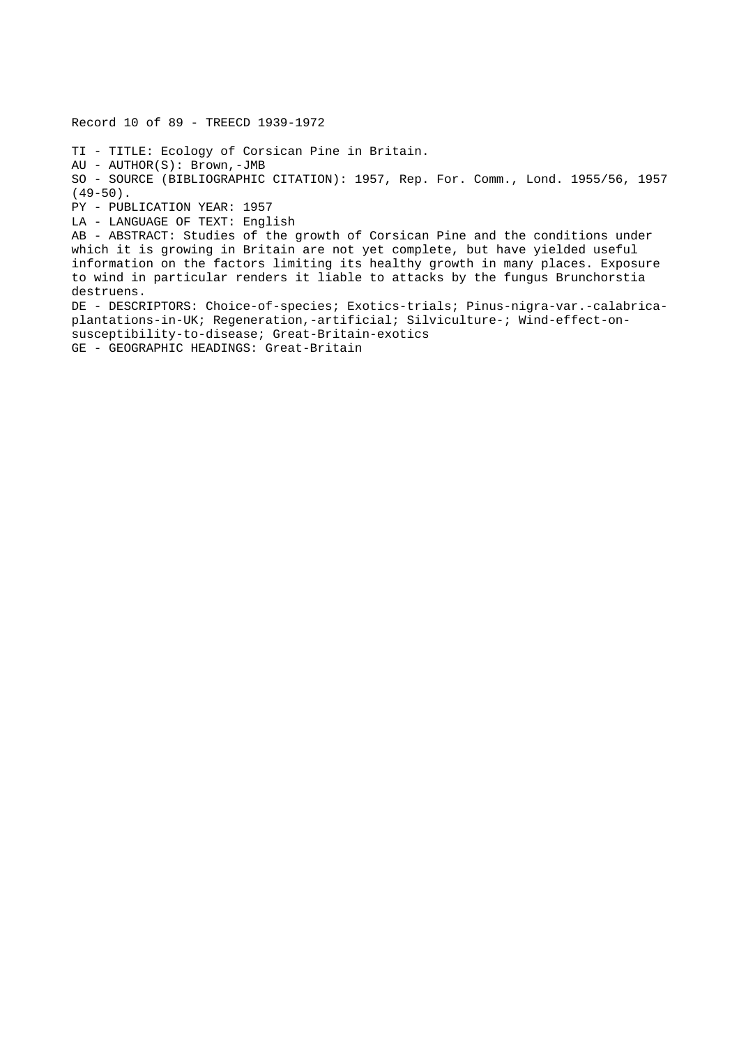Record 10 of 89 - TREECD 1939-1972

TI - TITLE: Ecology of Corsican Pine in Britain.
AU - AUTHOR(S): Brown,-JMB
SO - SOURCE (BIBLIOGRAPHIC CITATION): 1957, Rep. For. Comm., Lond. 1955/56, 1957 (49-50).
PY - PUBLICATION YEAR: 1957
LA - LANGUAGE OF TEXT: English
AB - ABSTRACT: Studies of the growth of Corsican Pine and the conditions under which it is growing in Britain are not yet complete, but have yielded useful information on the factors limiting its healthy growth in many places. Exposure to wind in particular renders it liable to attacks by the fungus Brunchorstia destruens.
DE - DESCRIPTORS: Choice-of-species; Exotics-trials; Pinus-nigra-var.-calabrica-plantations-in-UK; Regeneration,-artificial; Silviculture-; Wind-effect-on-susceptibility-to-disease; Great-Britain-exotics
GE - GEOGRAPHIC HEADINGS: Great-Britain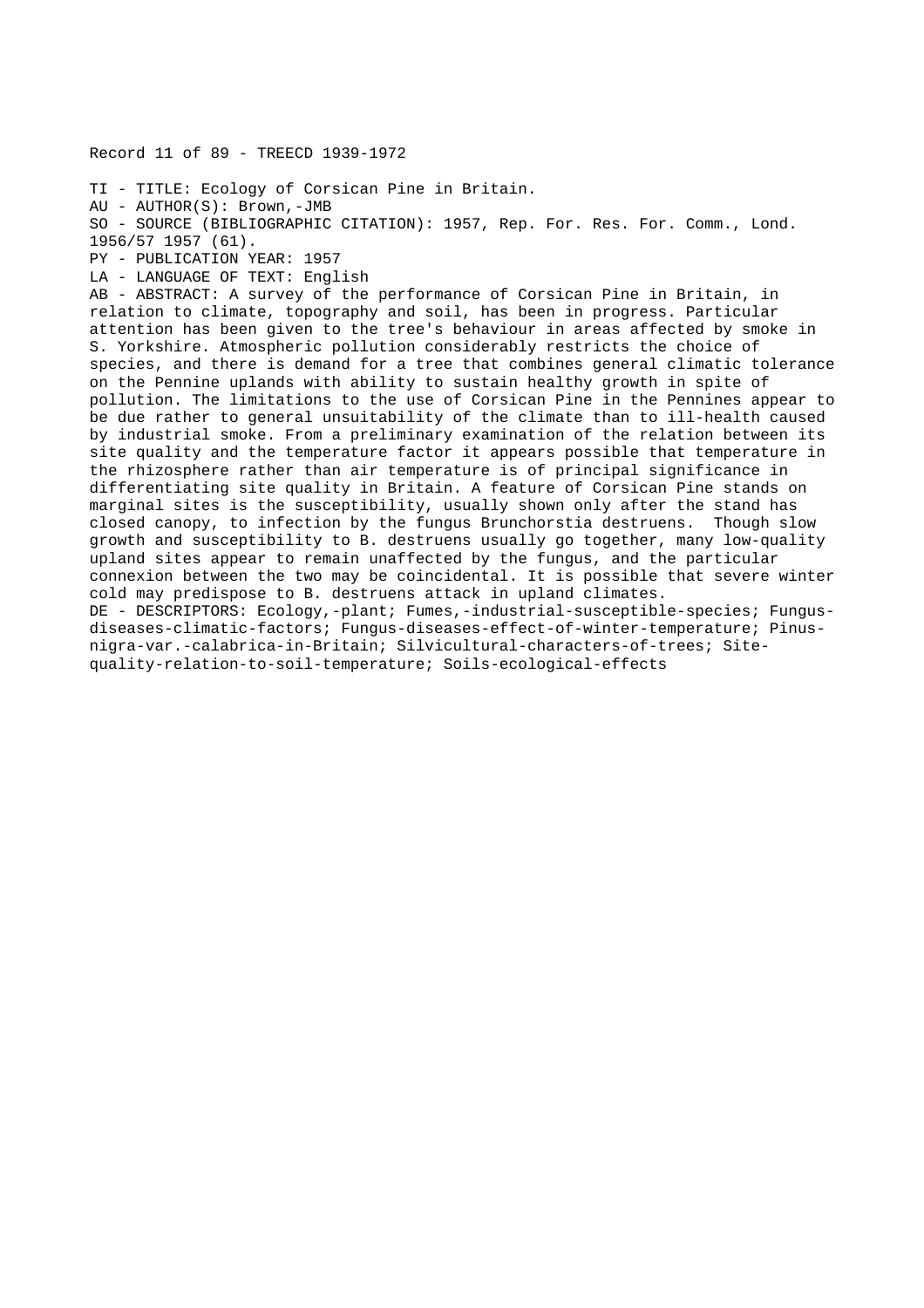Record 11 of 89 - TREECD 1939-1972

TI - TITLE: Ecology of Corsican Pine in Britain.
AU - AUTHOR(S): Brown,-JMB
SO - SOURCE (BIBLIOGRAPHIC CITATION): 1957, Rep. For. Res. For. Comm., Lond. 1956/57 1957 (61).
PY - PUBLICATION YEAR: 1957
LA - LANGUAGE OF TEXT: English
AB - ABSTRACT: A survey of the performance of Corsican Pine in Britain, in relation to climate, topography and soil, has been in progress. Particular attention has been given to the tree's behaviour in areas affected by smoke in S. Yorkshire. Atmospheric pollution considerably restricts the choice of species, and there is demand for a tree that combines general climatic tolerance on the Pennine uplands with ability to sustain healthy growth in spite of pollution. The limitations to the use of Corsican Pine in the Pennines appear to be due rather to general unsuitability of the climate than to ill-health caused by industrial smoke. From a preliminary examination of the relation between its site quality and the temperature factor it appears possible that temperature in the rhizosphere rather than air temperature is of principal significance in differentiating site quality in Britain. A feature of Corsican Pine stands on marginal sites is the susceptibility, usually shown only after the stand has closed canopy, to infection by the fungus Brunchorstia destruens. Though slow growth and susceptibility to B. destruens usually go together, many low-quality upland sites appear to remain unaffected by the fungus, and the particular connexion between the two may be coincidental. It is possible that severe winter cold may predispose to B. destruens attack in upland climates.
DE - DESCRIPTORS: Ecology,-plant; Fumes,-industrial-susceptible-species; Fungus-diseases-climatic-factors; Fungus-diseases-effect-of-winter-temperature; Pinus-nigra-var.-calabrica-in-Britain; Silvicultural-characters-of-trees; Site-quality-relation-to-soil-temperature; Soils-ecological-effects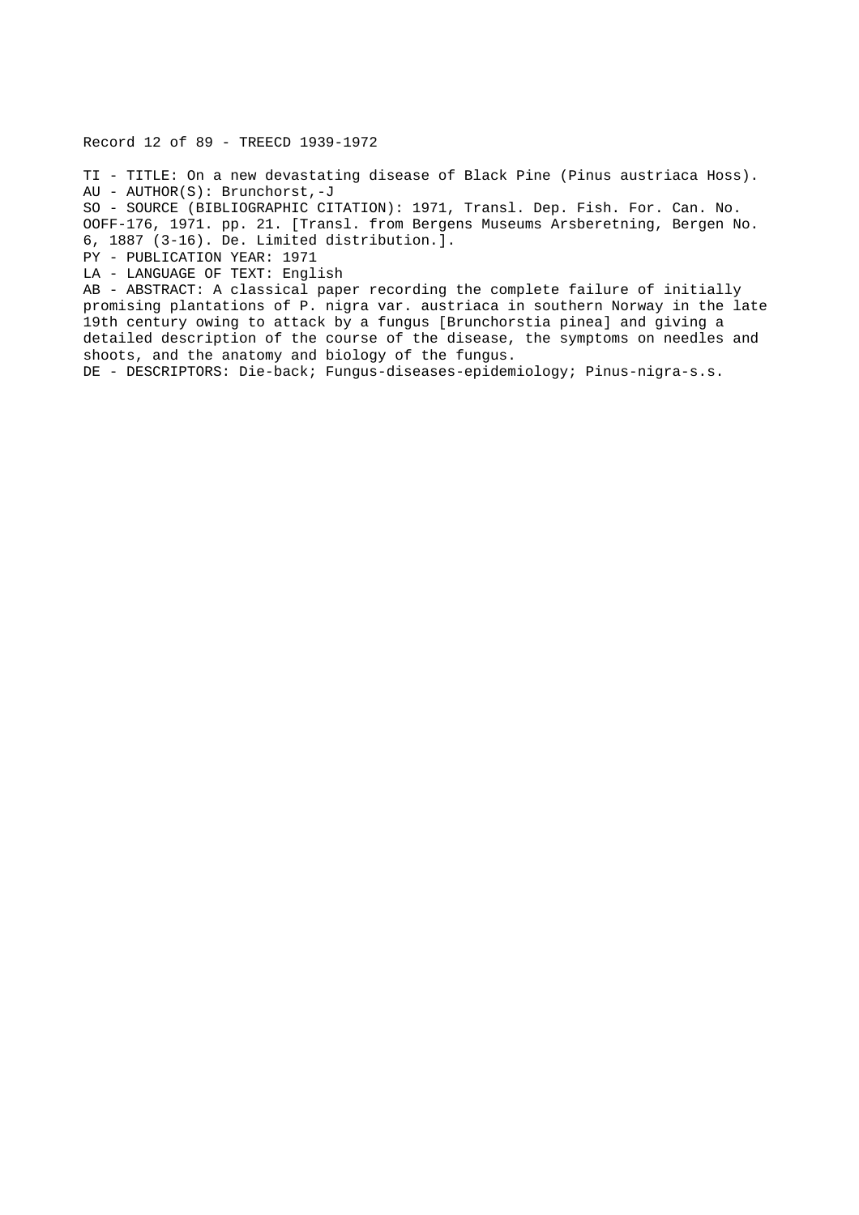Record 12 of 89 - TREECD 1939-1972

TI - TITLE: On a new devastating disease of Black Pine (Pinus austriaca Hoss).
AU - AUTHOR(S): Brunchorst,-J
SO - SOURCE (BIBLIOGRAPHIC CITATION): 1971, Transl. Dep. Fish. For. Can. No. OOFF-176, 1971. pp. 21. [Transl. from Bergens Museums Arsberetning, Bergen No. 6, 1887 (3-16). De. Limited distribution.].
PY - PUBLICATION YEAR: 1971
LA - LANGUAGE OF TEXT: English
AB - ABSTRACT: A classical paper recording the complete failure of initially promising plantations of P. nigra var. austriaca in southern Norway in the late 19th century owing to attack by a fungus [Brunchorstia pinea] and giving a detailed description of the course of the disease, the symptoms on needles and shoots, and the anatomy and biology of the fungus.
DE - DESCRIPTORS: Die-back; Fungus-diseases-epidemiology; Pinus-nigra-s.s.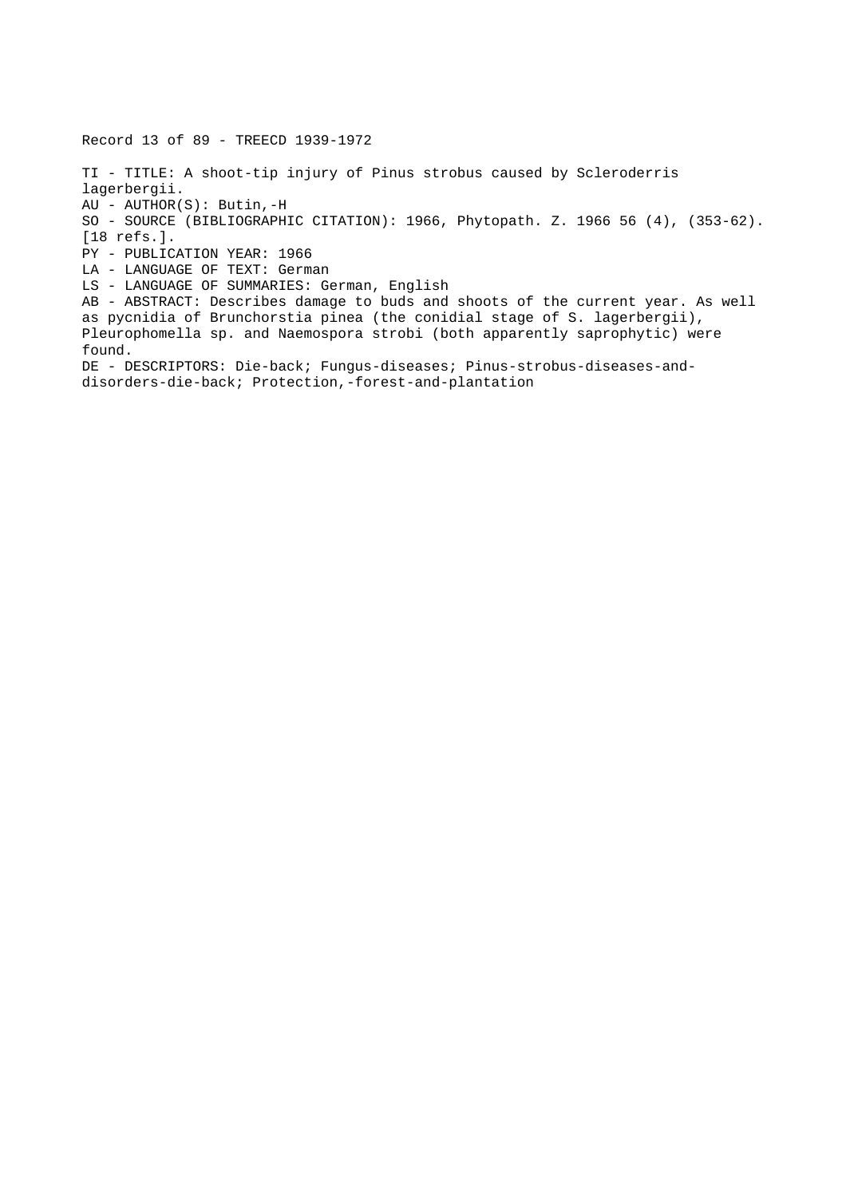Record 13 of 89 - TREECD 1939-1972

TI - TITLE: A shoot-tip injury of Pinus strobus caused by Scleroderris lagerbergii.
AU - AUTHOR(S): Butin,-H
SO - SOURCE (BIBLIOGRAPHIC CITATION): 1966, Phytopath. Z. 1966 56 (4), (353-62). [18 refs.].
PY - PUBLICATION YEAR: 1966
LA - LANGUAGE OF TEXT: German
LS - LANGUAGE OF SUMMARIES: German, English
AB - ABSTRACT: Describes damage to buds and shoots of the current year. As well as pycnidia of Brunchorstia pinea (the conidial stage of S. lagerbergii), Pleurophomella sp. and Naemospora strobi (both apparently saprophytic) were found.
DE - DESCRIPTORS: Die-back; Fungus-diseases; Pinus-strobus-diseases-and-disorders-die-back; Protection,-forest-and-plantation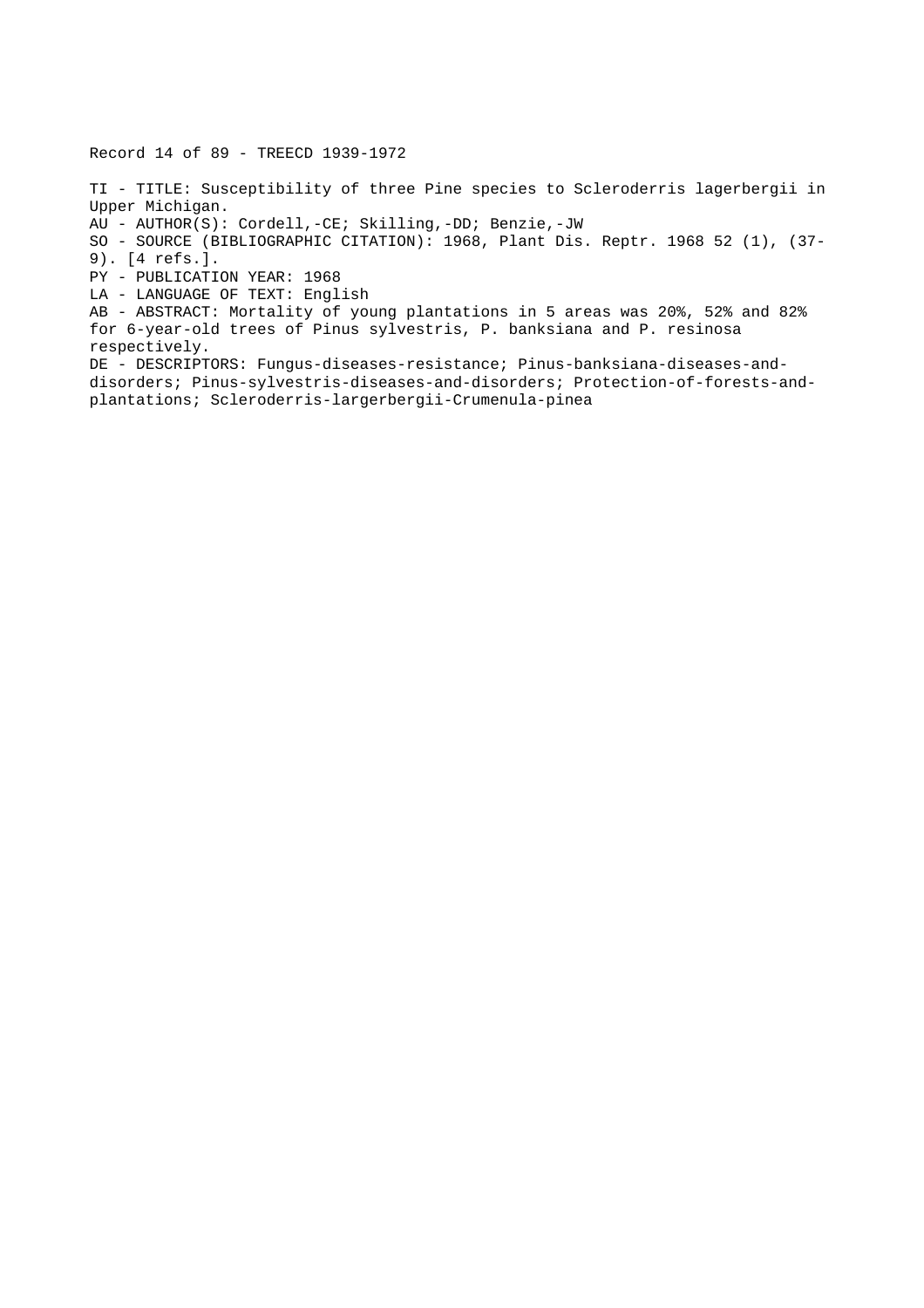Record 14 of 89 - TREECD 1939-1972

TI - TITLE: Susceptibility of three Pine species to Scleroderris lagerbergii in Upper Michigan.
AU - AUTHOR(S): Cordell,-CE; Skilling,-DD; Benzie,-JW
SO - SOURCE (BIBLIOGRAPHIC CITATION): 1968, Plant Dis. Reptr. 1968 52 (1), (37-9). [4 refs.].
PY - PUBLICATION YEAR: 1968
LA - LANGUAGE OF TEXT: English
AB - ABSTRACT: Mortality of young plantations in 5 areas was 20%, 52% and 82% for 6-year-old trees of Pinus sylvestris, P. banksiana and P. resinosa respectively.
DE - DESCRIPTORS: Fungus-diseases-resistance; Pinus-banksiana-diseases-and-disorders; Pinus-sylvestris-diseases-and-disorders; Protection-of-forests-and-plantations; Scleroderris-largerbergii-Crumenula-pinea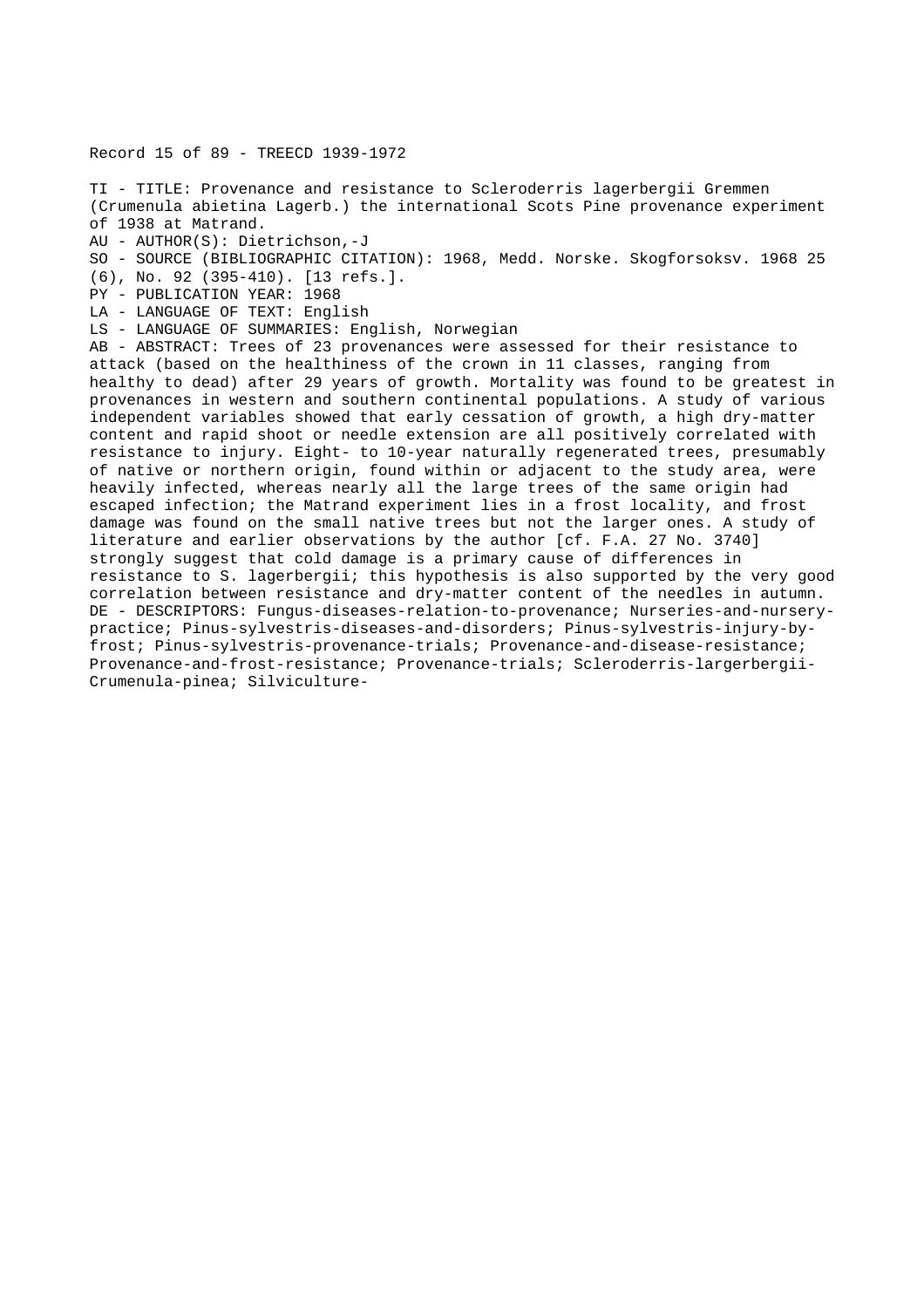Record 15 of 89 - TREECD 1939-1972

TI - TITLE: Provenance and resistance to Scleroderris lagerbergii Gremmen (Crumenula abietina Lagerb.) the international Scots Pine provenance experiment of 1938 at Matrand.
AU - AUTHOR(S): Dietrichson,-J
SO - SOURCE (BIBLIOGRAPHIC CITATION): 1968, Medd. Norske. Skogforsoksv. 1968 25 (6), No. 92 (395-410). [13 refs.].
PY - PUBLICATION YEAR: 1968
LA - LANGUAGE OF TEXT: English
LS - LANGUAGE OF SUMMARIES: English, Norwegian
AB - ABSTRACT: Trees of 23 provenances were assessed for their resistance to attack (based on the healthiness of the crown in 11 classes, ranging from healthy to dead) after 29 years of growth. Mortality was found to be greatest in provenances in western and southern continental populations. A study of various independent variables showed that early cessation of growth, a high dry-matter content and rapid shoot or needle extension are all positively correlated with resistance to injury. Eight- to 10-year naturally regenerated trees, presumably of native or northern origin, found within or adjacent to the study area, were heavily infected, whereas nearly all the large trees of the same origin had escaped infection; the Matrand experiment lies in a frost locality, and frost damage was found on the small native trees but not the larger ones. A study of literature and earlier observations by the author [cf. F.A. 27 No. 3740] strongly suggest that cold damage is a primary cause of differences in resistance to S. lagerbergii; this hypothesis is also supported by the very good correlation between resistance and dry-matter content of the needles in autumn.
DE - DESCRIPTORS: Fungus-diseases-relation-to-provenance; Nurseries-and-nursery-practice; Pinus-sylvestris-diseases-and-disorders; Pinus-sylvestris-injury-by-frost; Pinus-sylvestris-provenance-trials; Provenance-and-disease-resistance; Provenance-and-frost-resistance; Provenance-trials; Scleroderris-largerbergii-Crumenula-pinea; Silviculture-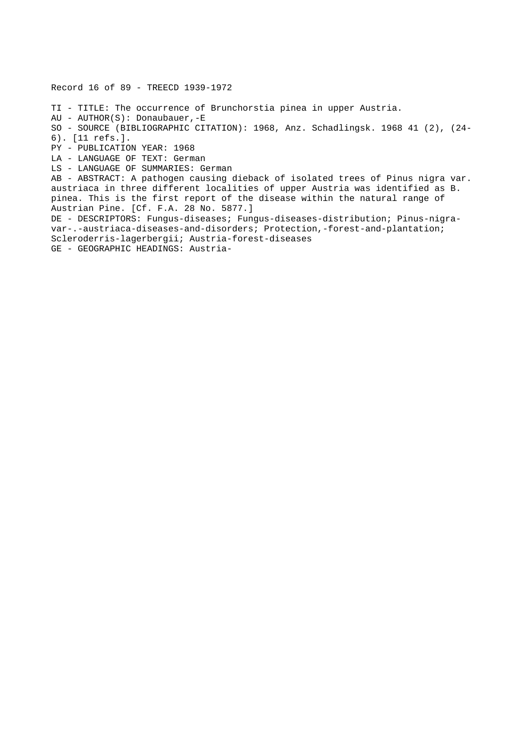Record 16 of 89 - TREECD 1939-1972

TI - TITLE: The occurrence of Brunchorstia pinea in upper Austria.
AU - AUTHOR(S): Donaubauer,-E
SO - SOURCE (BIBLIOGRAPHIC CITATION): 1968, Anz. Schadlingsk. 1968 41 (2), (24-6). [11 refs.].
PY - PUBLICATION YEAR: 1968
LA - LANGUAGE OF TEXT: German
LS - LANGUAGE OF SUMMARIES: German
AB - ABSTRACT: A pathogen causing dieback of isolated trees of Pinus nigra var. austriaca in three different localities of upper Austria was identified as B. pinea. This is the first report of the disease within the natural range of Austrian Pine. [Cf. F.A. 28 No. 5877.]
DE - DESCRIPTORS: Fungus-diseases; Fungus-diseases-distribution; Pinus-nigra-var-.-austriaca-diseases-and-disorders; Protection,-forest-and-plantation; Scleroderris-lagerbergii; Austria-forest-diseases
GE - GEOGRAPHIC HEADINGS: Austria-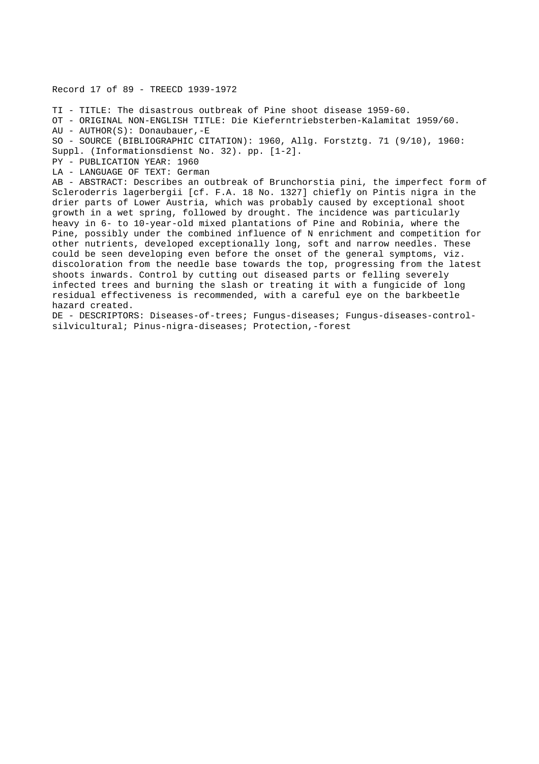Record 17 of 89 - TREECD 1939-1972

TI - TITLE: The disastrous outbreak of Pine shoot disease 1959-60.

OT - ORIGINAL NON-ENGLISH TITLE: Die Kieferntriebsterben-Kalamitat 1959/60.

AU - AUTHOR(S): Donaubauer,-E

SO - SOURCE (BIBLIOGRAPHIC CITATION): 1960, Allg. Forstztg. 71 (9/10), 1960: Suppl. (Informationsdienst No. 32). pp. [1-2].

PY - PUBLICATION YEAR: 1960

LA - LANGUAGE OF TEXT: German

AB - ABSTRACT: Describes an outbreak of Brunchorstia pini, the imperfect form of Scleroderris lagerbergii [cf. F.A. 18 No. 1327] chiefly on Pintis nigra in the drier parts of Lower Austria, which was probably caused by exceptional shoot growth in a wet spring, followed by drought. The incidence was particularly heavy in 6- to 10-year-old mixed plantations of Pine and Robinia, where the Pine, possibly under the combined influence of N enrichment and competition for other nutrients, developed exceptionally long, soft and narrow needles. These could be seen developing even before the onset of the general symptoms, viz. discoloration from the needle base towards the top, progressing from the latest shoots inwards. Control by cutting out diseased parts or felling severely infected trees and burning the slash or treating it with a fungicide of long residual effectiveness is recommended, with a careful eye on the barkbeetle hazard created.

DE - DESCRIPTORS: Diseases-of-trees; Fungus-diseases; Fungus-diseases-control-silvicultural; Pinus-nigra-diseases; Protection,-forest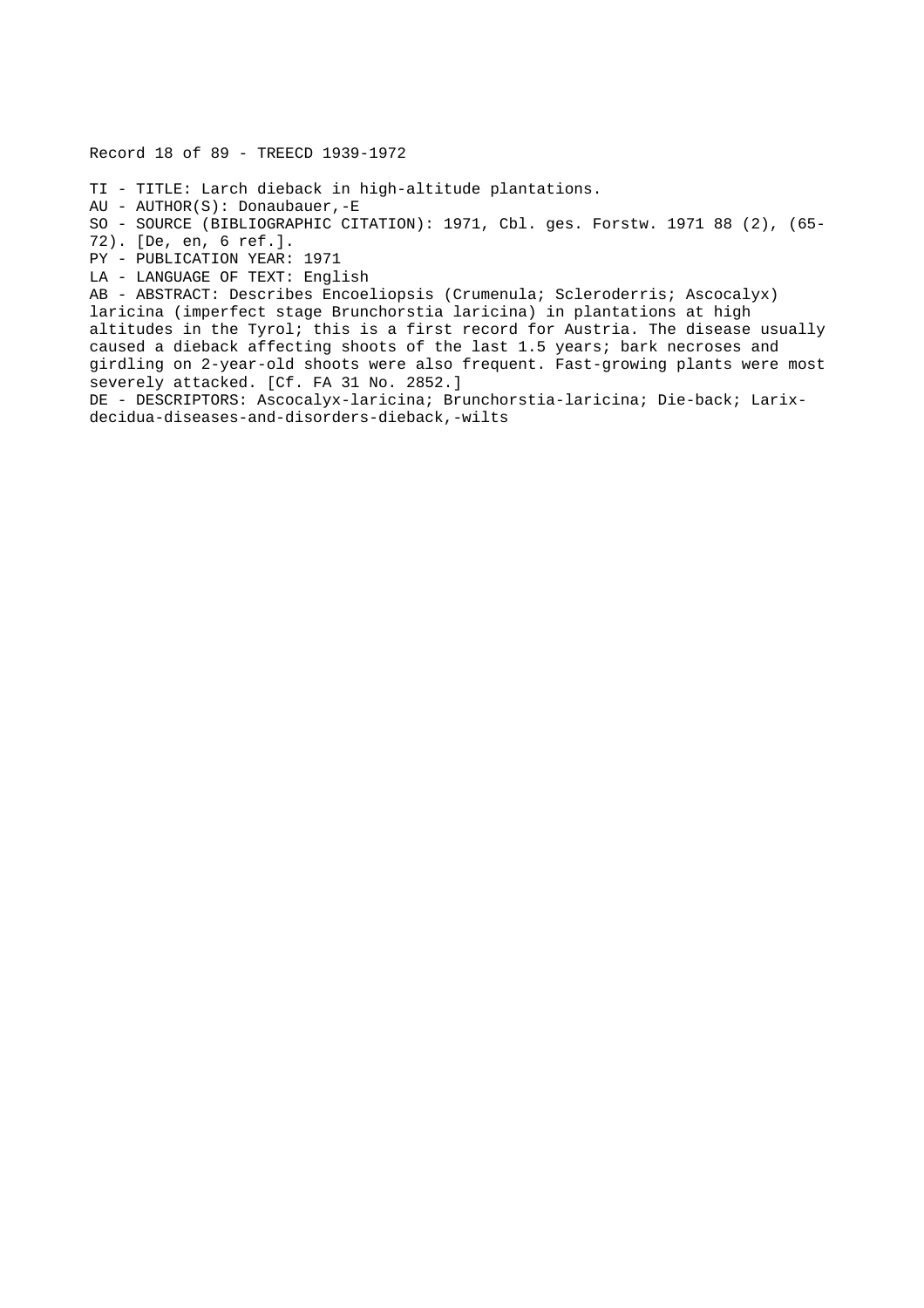Record 18 of 89 - TREECD 1939-1972

TI - TITLE: Larch dieback in high-altitude plantations.
AU - AUTHOR(S): Donaubauer,-E
SO - SOURCE (BIBLIOGRAPHIC CITATION): 1971, Cbl. ges. Forstw. 1971 88 (2), (65-72). [De, en, 6 ref.].
PY - PUBLICATION YEAR: 1971
LA - LANGUAGE OF TEXT: English
AB - ABSTRACT: Describes Encoeliopsis (Crumenula; Scleroderris; Ascocalyx) laricina (imperfect stage Brunchorstia laricina) in plantations at high altitudes in the Tyrol; this is a first record for Austria. The disease usually caused a dieback affecting shoots of the last 1.5 years; bark necroses and girdling on 2-year-old shoots were also frequent. Fast-growing plants were most severely attacked. [Cf. FA 31 No. 2852.]
DE - DESCRIPTORS: Ascocalyx-laricina; Brunchorstia-laricina; Die-back; Larix-decidua-diseases-and-disorders-dieback,-wilts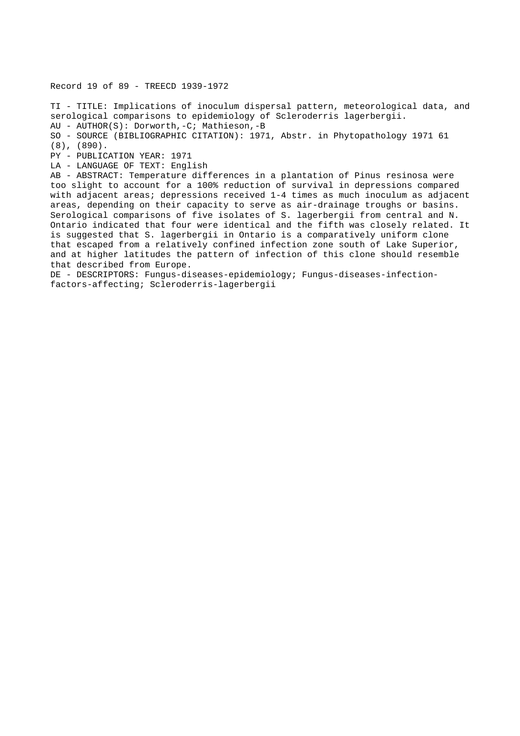Record 19 of 89 - TREECD 1939-1972

TI - TITLE: Implications of inoculum dispersal pattern, meteorological data, and serological comparisons to epidemiology of Scleroderris lagerbergii.
AU - AUTHOR(S): Dorworth,-C; Mathieson,-B
SO - SOURCE (BIBLIOGRAPHIC CITATION): 1971, Abstr. in Phytopathology 1971 61 (8), (890).
PY - PUBLICATION YEAR: 1971
LA - LANGUAGE OF TEXT: English
AB - ABSTRACT: Temperature differences in a plantation of Pinus resinosa were too slight to account for a 100% reduction of survival in depressions compared with adjacent areas; depressions received 1-4 times as much inoculum as adjacent areas, depending on their capacity to serve as air-drainage troughs or basins. Serological comparisons of five isolates of S. lagerbergii from central and N. Ontario indicated that four were identical and the fifth was closely related. It is suggested that S. lagerbergii in Ontario is a comparatively uniform clone that escaped from a relatively confined infection zone south of Lake Superior, and at higher latitudes the pattern of infection of this clone should resemble that described from Europe.
DE - DESCRIPTORS: Fungus-diseases-epidemiology; Fungus-diseases-infection-factors-affecting; Scleroderris-lagerbergii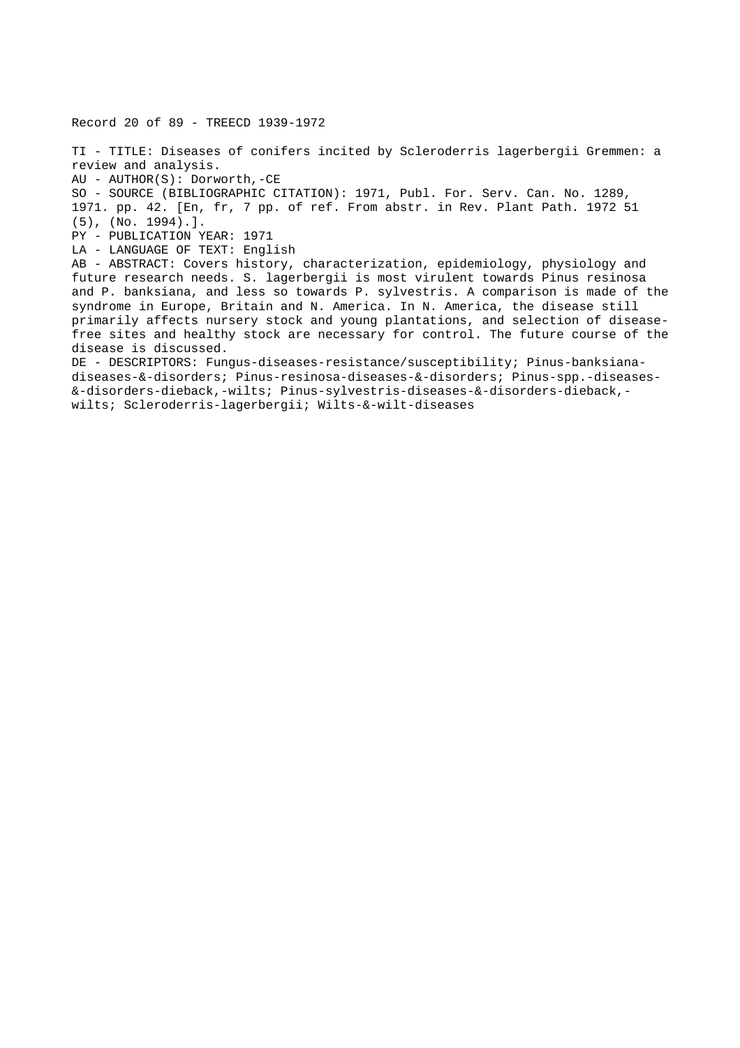Record 20 of 89 - TREECD 1939-1972

TI - TITLE: Diseases of conifers incited by Scleroderris lagerbergii Gremmen: a review and analysis.
AU - AUTHOR(S): Dorworth,-CE
SO - SOURCE (BIBLIOGRAPHIC CITATION): 1971, Publ. For. Serv. Can. No. 1289, 1971. pp. 42. [En, fr, 7 pp. of ref. From abstr. in Rev. Plant Path. 1972 51 (5), (No. 1994).].
PY - PUBLICATION YEAR: 1971
LA - LANGUAGE OF TEXT: English
AB - ABSTRACT: Covers history, characterization, epidemiology, physiology and future research needs. S. lagerbergii is most virulent towards Pinus resinosa and P. banksiana, and less so towards P. sylvestris. A comparison is made of the syndrome in Europe, Britain and N. America. In N. America, the disease still primarily affects nursery stock and young plantations, and selection of disease-free sites and healthy stock are necessary for control. The future course of the disease is discussed.
DE - DESCRIPTORS: Fungus-diseases-resistance/susceptibility; Pinus-banksiana-diseases-&-disorders; Pinus-resinosa-diseases-&-disorders; Pinus-spp.-diseases-&-disorders-dieback,-wilts; Pinus-sylvestris-diseases-&-disorders-dieback,-wilts; Scleroderris-lagerbergii; Wilts-&-wilt-diseases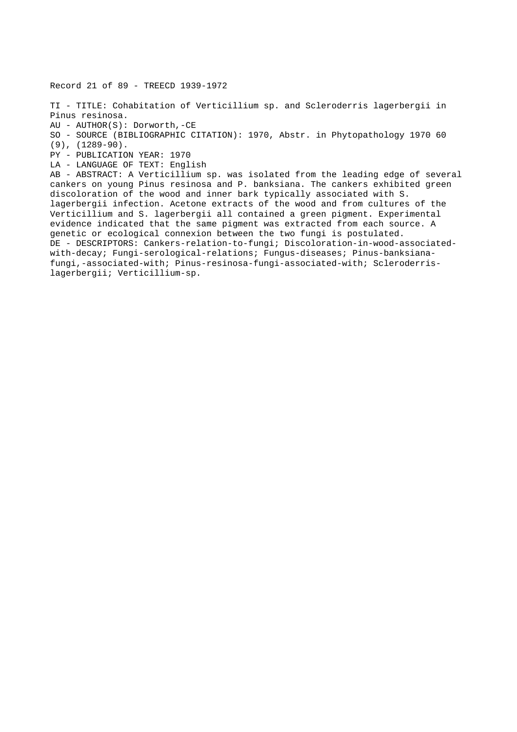Record 21 of 89 - TREECD 1939-1972

TI - TITLE: Cohabitation of Verticillium sp. and Scleroderris lagerbergii in Pinus resinosa.
AU - AUTHOR(S): Dorworth,-CE
SO - SOURCE (BIBLIOGRAPHIC CITATION): 1970, Abstr. in Phytopathology 1970 60 (9), (1289-90).
PY - PUBLICATION YEAR: 1970
LA - LANGUAGE OF TEXT: English
AB - ABSTRACT: A Verticillium sp. was isolated from the leading edge of several cankers on young Pinus resinosa and P. banksiana. The cankers exhibited green discoloration of the wood and inner bark typically associated with S. lagerbergii infection. Acetone extracts of the wood and from cultures of the Verticillium and S. lagerbergii all contained a green pigment. Experimental evidence indicated that the same pigment was extracted from each source. A genetic or ecological connexion between the two fungi is postulated.
DE - DESCRIPTORS: Cankers-relation-to-fungi; Discoloration-in-wood-associated-with-decay; Fungi-serological-relations; Fungus-diseases; Pinus-banksiana-fungi,-associated-with; Pinus-resinosa-fungi-associated-with; Scleroderris-lagerbergii; Verticillium-sp.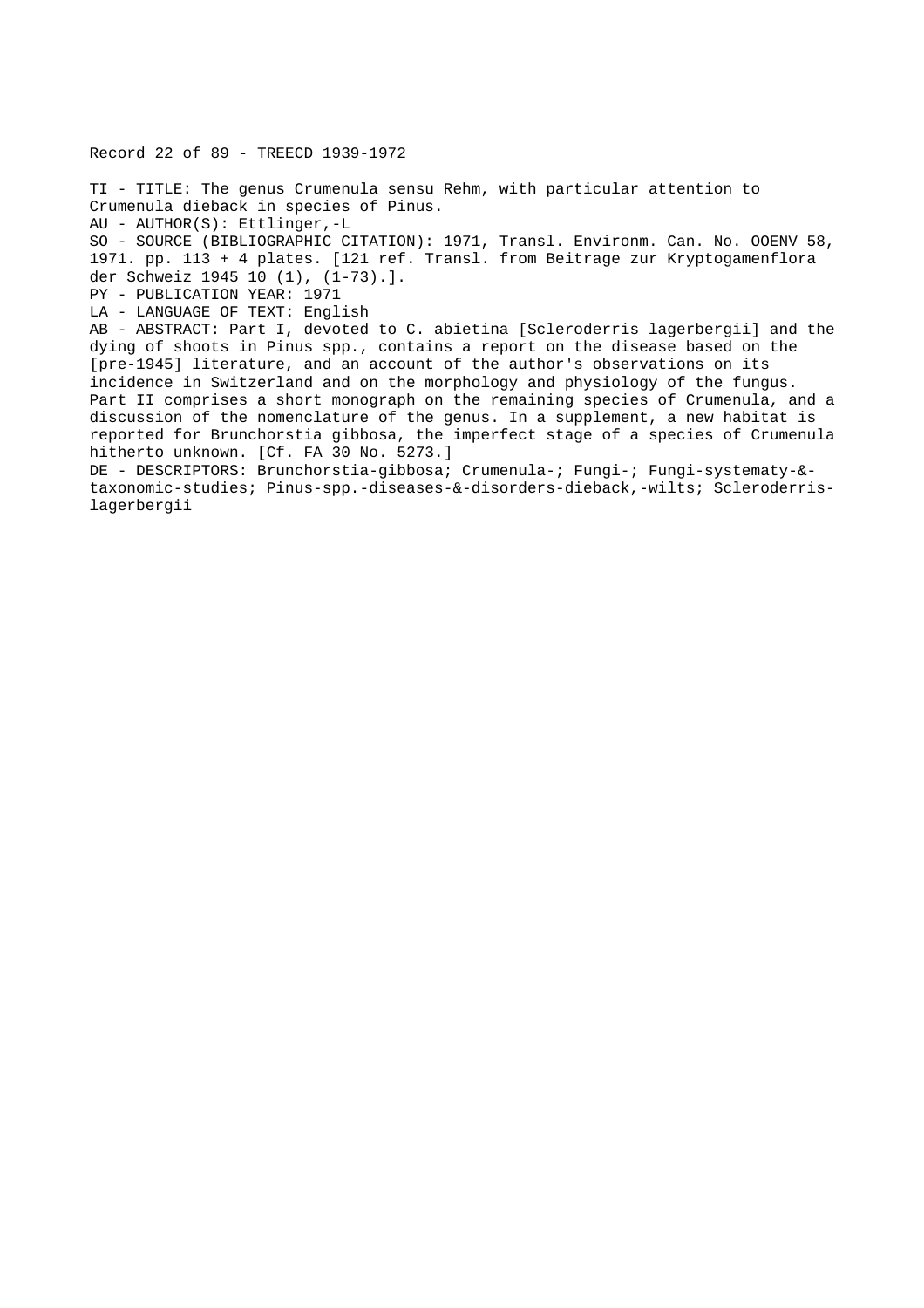Record 22 of 89 - TREECD 1939-1972

TI - TITLE: The genus Crumenula sensu Rehm, with particular attention to Crumenula dieback in species of Pinus.
AU - AUTHOR(S): Ettlinger,-L
SO - SOURCE (BIBLIOGRAPHIC CITATION): 1971, Transl. Environm. Can. No. OOENV 58, 1971. pp. 113 + 4 plates. [121 ref. Transl. from Beitrage zur Kryptogamenflora der Schweiz 1945 10 (1), (1-73).].
PY - PUBLICATION YEAR: 1971
LA - LANGUAGE OF TEXT: English
AB - ABSTRACT: Part I, devoted to C. abietina [Scleroderris lagerbergii] and the dying of shoots in Pinus spp., contains a report on the disease based on the [pre-1945] literature, and an account of the author's observations on its incidence in Switzerland and on the morphology and physiology of the fungus. Part II comprises a short monograph on the remaining species of Crumenula, and a discussion of the nomenclature of the genus. In a supplement, a new habitat is reported for Brunchorstia gibbosa, the imperfect stage of a species of Crumenula hitherto unknown. [Cf. FA 30 No. 5273.]
DE - DESCRIPTORS: Brunchorstia-gibbosa; Crumenula-; Fungi-; Fungi-systematy-&-taxonomic-studies; Pinus-spp.-diseases-&-disorders-dieback,-wilts; Scleroderris-lagerbergii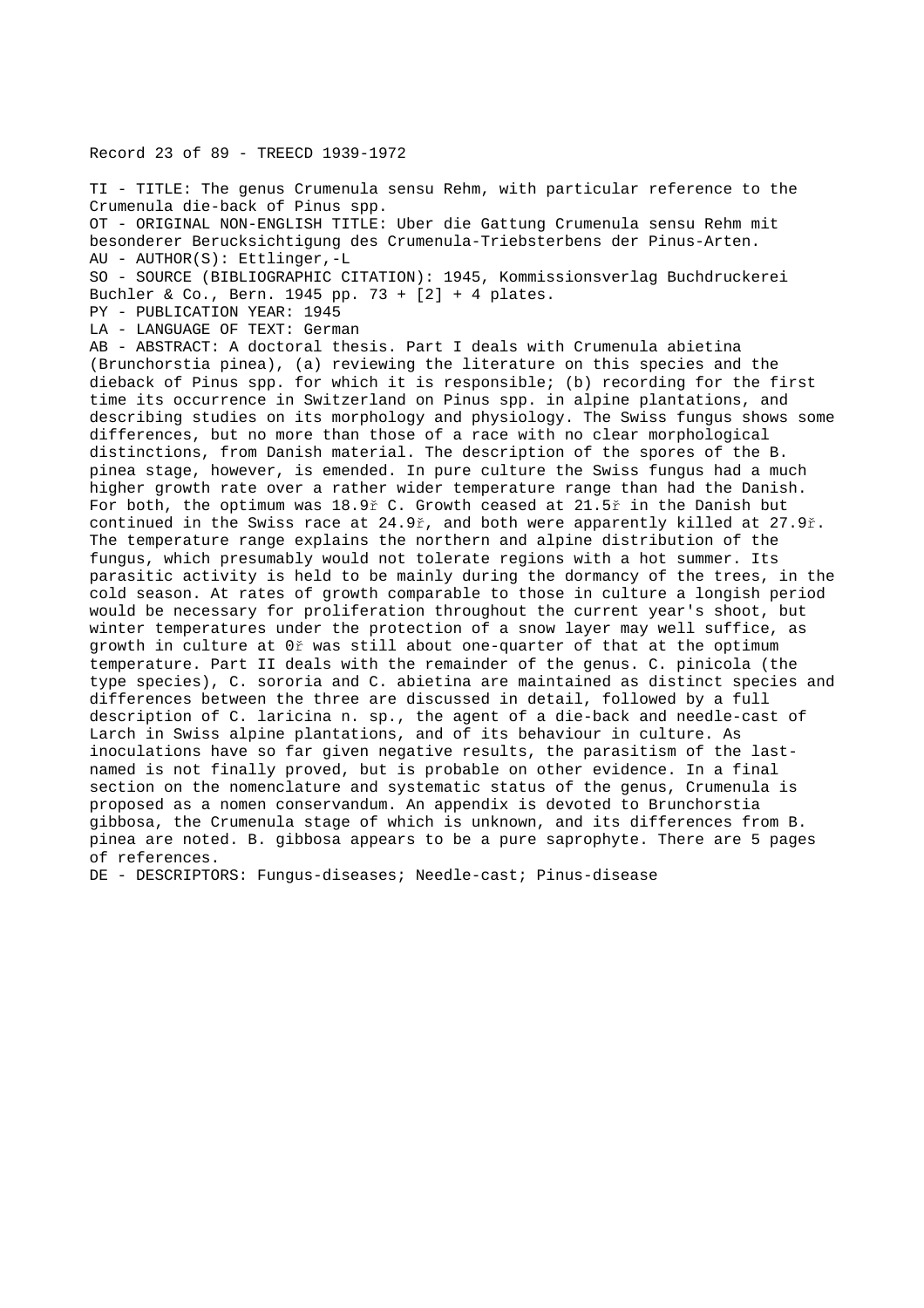Record 23 of 89 - TREECD 1939-1972

TI - TITLE: The genus Crumenula sensu Rehm, with particular reference to the Crumenula die-back of Pinus spp.
OT - ORIGINAL NON-ENGLISH TITLE: Uber die Gattung Crumenula sensu Rehm mit besonderer Berucksichtigung des Crumenula-Triebsterbens der Pinus-Arten.
AU - AUTHOR(S): Ettlinger,-L
SO - SOURCE (BIBLIOGRAPHIC CITATION): 1945, Kommissionsverlag Buchdruckerei Buchler & Co., Bern. 1945 pp. 73 + [2] + 4 plates.
PY - PUBLICATION YEAR: 1945
LA - LANGUAGE OF TEXT: German
AB - ABSTRACT: A doctoral thesis. Part I deals with Crumenula abietina (Brunchorstia pinea), (a) reviewing the literature on this species and the dieback of Pinus spp. for which it is responsible; (b) recording for the first time its occurrence in Switzerland on Pinus spp. in alpine plantations, and describing studies on its morphology and physiology. The Swiss fungus shows some differences, but no more than those of a race with no clear morphological distinctions, from Danish material. The description of the spores of the B. pinea stage, however, is emended. In pure culture the Swiss fungus had a much higher growth rate over a rather wider temperature range than had the Danish. For both, the optimum was 18.9ř C. Growth ceased at 21.5ř in the Danish but continued in the Swiss race at 24.9ř, and both were apparently killed at 27.9ř. The temperature range explains the northern and alpine distribution of the fungus, which presumably would not tolerate regions with a hot summer. Its parasitic activity is held to be mainly during the dormancy of the trees, in the cold season. At rates of growth comparable to those in culture a longish period would be necessary for proliferation throughout the current year's shoot, but winter temperatures under the protection of a snow layer may well suffice, as growth in culture at 0ř was still about one-quarter of that at the optimum temperature. Part II deals with the remainder of the genus. C. pinicola (the type species), C. sororia and C. abietina are maintained as distinct species and differences between the three are discussed in detail, followed by a full description of C. laricina n. sp., the agent of a die-back and needle-cast of Larch in Swiss alpine plantations, and of its behaviour in culture. As inoculations have so far given negative results, the parasitism of the last-named is not finally proved, but is probable on other evidence. In a final section on the nomenclature and systematic status of the genus, Crumenula is proposed as a nomen conservandum. An appendix is devoted to Brunchorstia gibbosa, the Crumenula stage of which is unknown, and its differences from B. pinea are noted. B. gibbosa appears to be a pure saprophyte. There are 5 pages of references.
DE - DESCRIPTORS: Fungus-diseases; Needle-cast; Pinus-disease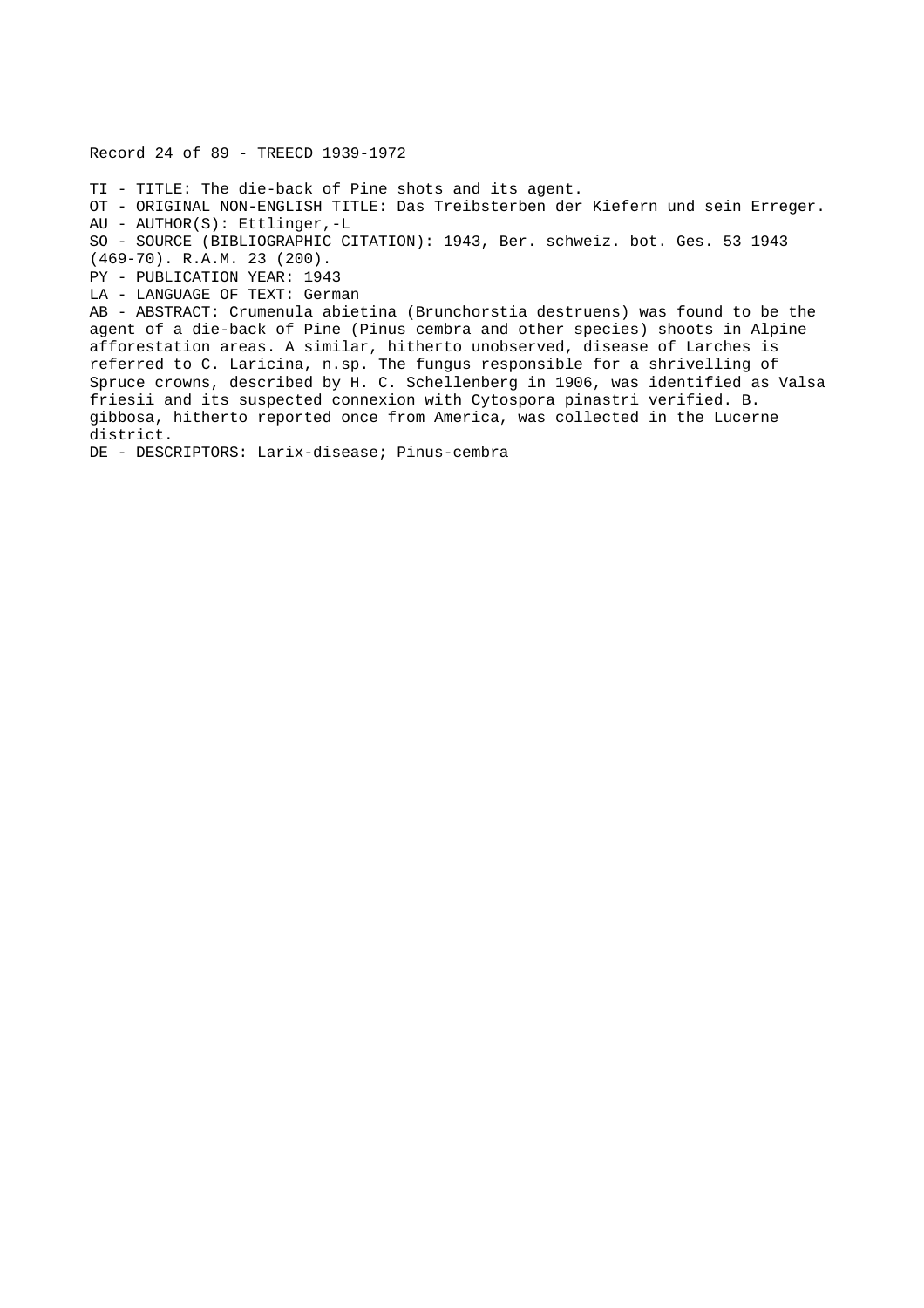Record 24 of 89 - TREECD 1939-1972

TI - TITLE: The die-back of Pine shots and its agent.
OT - ORIGINAL NON-ENGLISH TITLE: Das Treibsterben der Kiefern und sein Erreger.
AU - AUTHOR(S): Ettlinger,-L
SO - SOURCE (BIBLIOGRAPHIC CITATION): 1943, Ber. schweiz. bot. Ges. 53 1943 (469-70). R.A.M. 23 (200).
PY - PUBLICATION YEAR: 1943
LA - LANGUAGE OF TEXT: German
AB - ABSTRACT: Crumenula abietina (Brunchorstia destruens) was found to be the agent of a die-back of Pine (Pinus cembra and other species) shoots in Alpine afforestation areas. A similar, hitherto unobserved, disease of Larches is referred to C. Laricina, n.sp. The fungus responsible for a shrivelling of Spruce crowns, described by H. C. Schellenberg in 1906, was identified as Valsa friesii and its suspected connexion with Cytospora pinastri verified. B. gibbosa, hitherto reported once from America, was collected in the Lucerne district.
DE - DESCRIPTORS: Larix-disease; Pinus-cembra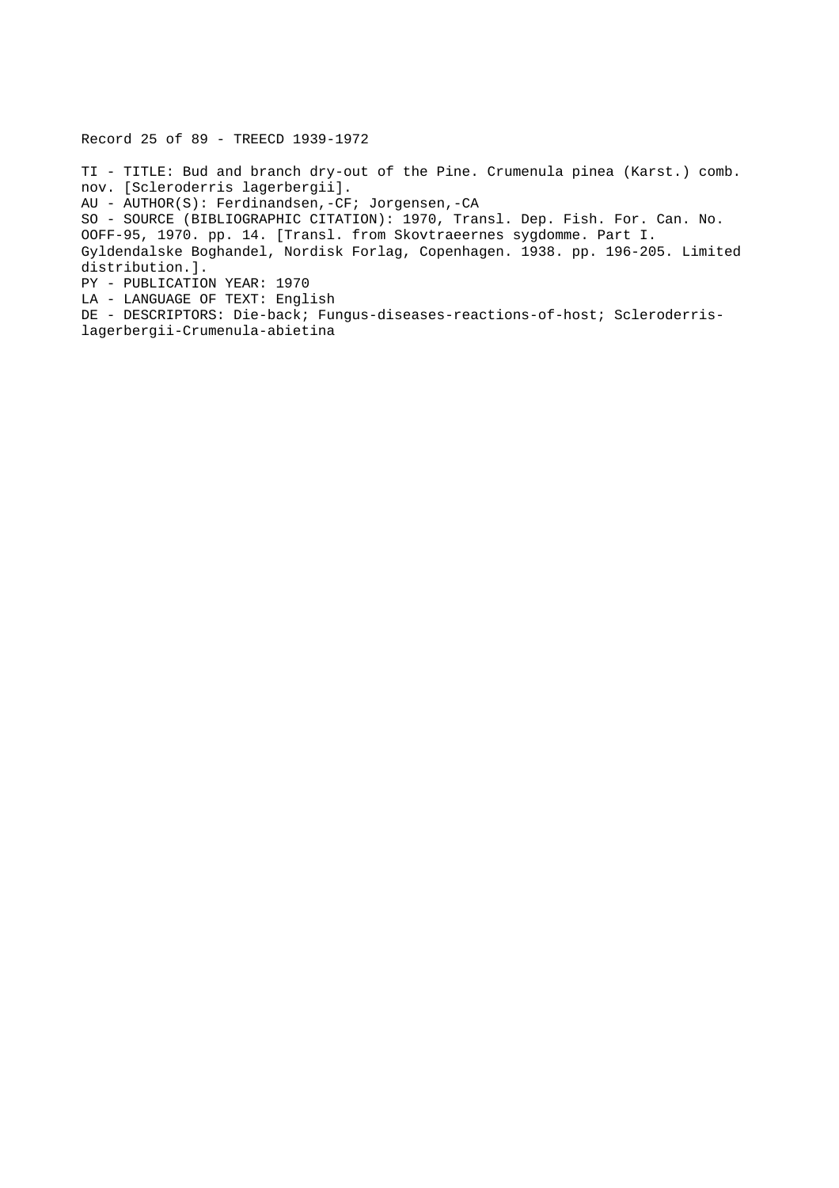Record 25 of 89 - TREECD 1939-1972

TI - TITLE: Bud and branch dry-out of the Pine. Crumenula pinea (Karst.) comb. nov. [Scleroderris lagerbergii].
AU - AUTHOR(S): Ferdinandsen,-CF; Jorgensen,-CA
SO - SOURCE (BIBLIOGRAPHIC CITATION): 1970, Transl. Dep. Fish. For. Can. No. OOFF-95, 1970. pp. 14. [Transl. from Skovtraeernes sygdomme. Part I. Gyldendalske Boghandel, Nordisk Forlag, Copenhagen. 1938. pp. 196-205. Limited distribution.].
PY - PUBLICATION YEAR: 1970
LA - LANGUAGE OF TEXT: English
DE - DESCRIPTORS: Die-back; Fungus-diseases-reactions-of-host; Scleroderris-lagerbergii-Crumenula-abietina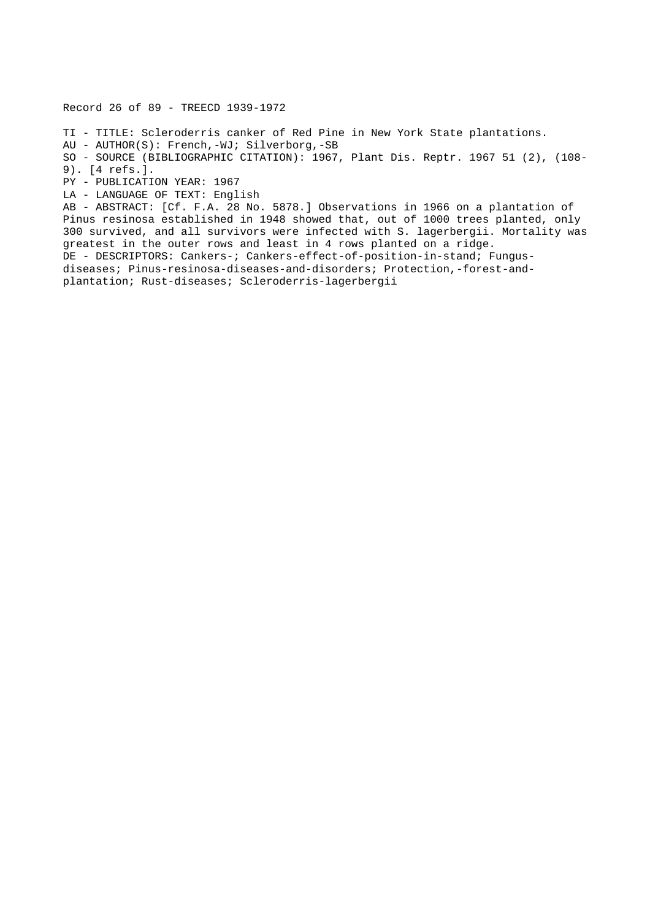Record 26 of 89 - TREECD 1939-1972

TI - TITLE: Scleroderris canker of Red Pine in New York State plantations.
AU - AUTHOR(S): French,-WJ; Silverborg,-SB
SO - SOURCE (BIBLIOGRAPHIC CITATION): 1967, Plant Dis. Reptr. 1967 51 (2), (108-9). [4 refs.].
PY - PUBLICATION YEAR: 1967
LA - LANGUAGE OF TEXT: English
AB - ABSTRACT: [Cf. F.A. 28 No. 5878.] Observations in 1966 on a plantation of Pinus resinosa established in 1948 showed that, out of 1000 trees planted, only 300 survived, and all survivors were infected with S. lagerbergii. Mortality was greatest in the outer rows and least in 4 rows planted on a ridge.
DE - DESCRIPTORS: Cankers-; Cankers-effect-of-position-in-stand; Fungus-diseases; Pinus-resinosa-diseases-and-disorders; Protection,-forest-and-plantation; Rust-diseases; Scleroderris-lagerbergii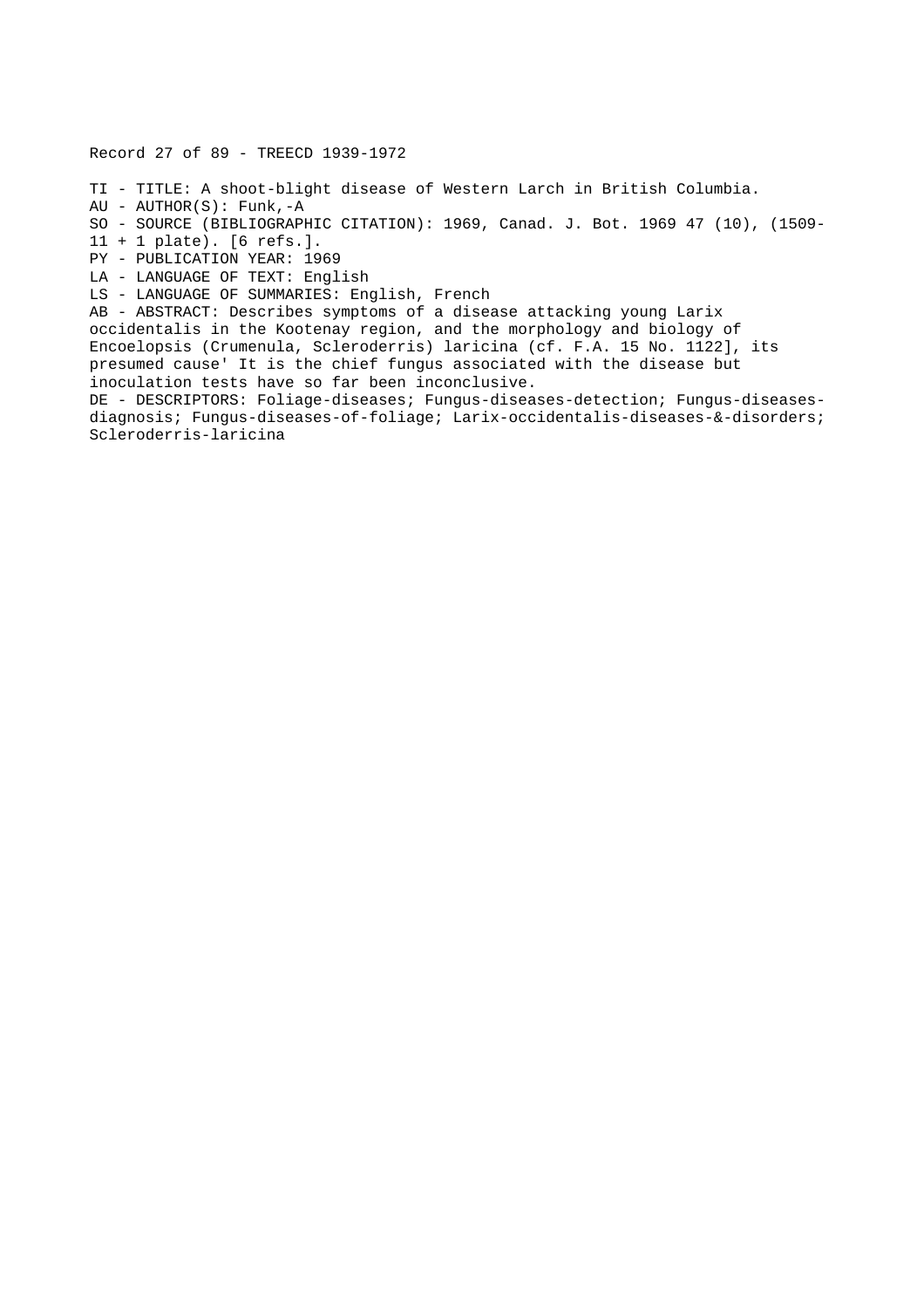Record 27 of 89 - TREECD 1939-1972

TI - TITLE: A shoot-blight disease of Western Larch in British Columbia.
AU - AUTHOR(S): Funk,-A
SO - SOURCE (BIBLIOGRAPHIC CITATION): 1969, Canad. J. Bot. 1969 47 (10), (1509-11 + 1 plate). [6 refs.].
PY - PUBLICATION YEAR: 1969
LA - LANGUAGE OF TEXT: English
LS - LANGUAGE OF SUMMARIES: English, French
AB - ABSTRACT: Describes symptoms of a disease attacking young Larix occidentalis in the Kootenay region, and the morphology and biology of Encoelopsis (Crumenula, Scleroderris) laricina (cf. F.A. 15 No. 1122], its presumed cause' It is the chief fungus associated with the disease but inoculation tests have so far been inconclusive.
DE - DESCRIPTORS: Foliage-diseases; Fungus-diseases-detection; Fungus-diseases-diagnosis; Fungus-diseases-of-foliage; Larix-occidentalis-diseases-&-disorders; Scleroderris-laricina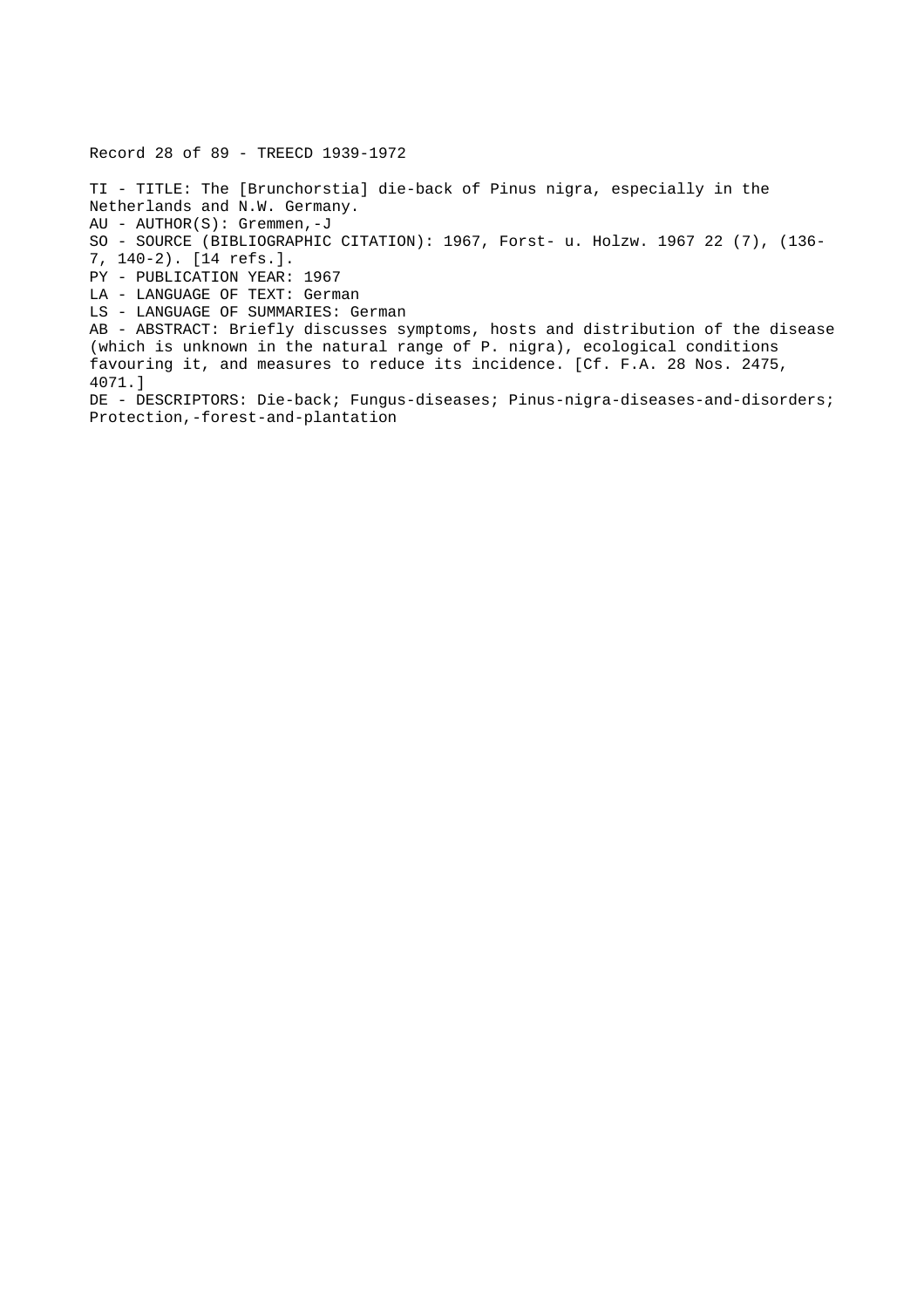Record 28 of 89 - TREECD 1939-1972

TI - TITLE: The [Brunchorstia] die-back of Pinus nigra, especially in the Netherlands and N.W. Germany.
AU - AUTHOR(S): Gremmen,-J
SO - SOURCE (BIBLIOGRAPHIC CITATION): 1967, Forst- u. Holzw. 1967 22 (7), (136-7, 140-2). [14 refs.].
PY - PUBLICATION YEAR: 1967
LA - LANGUAGE OF TEXT: German
LS - LANGUAGE OF SUMMARIES: German
AB - ABSTRACT: Briefly discusses symptoms, hosts and distribution of the disease (which is unknown in the natural range of P. nigra), ecological conditions favouring it, and measures to reduce its incidence. [Cf. F.A. 28 Nos. 2475, 4071.]
DE - DESCRIPTORS: Die-back; Fungus-diseases; Pinus-nigra-diseases-and-disorders; Protection,-forest-and-plantation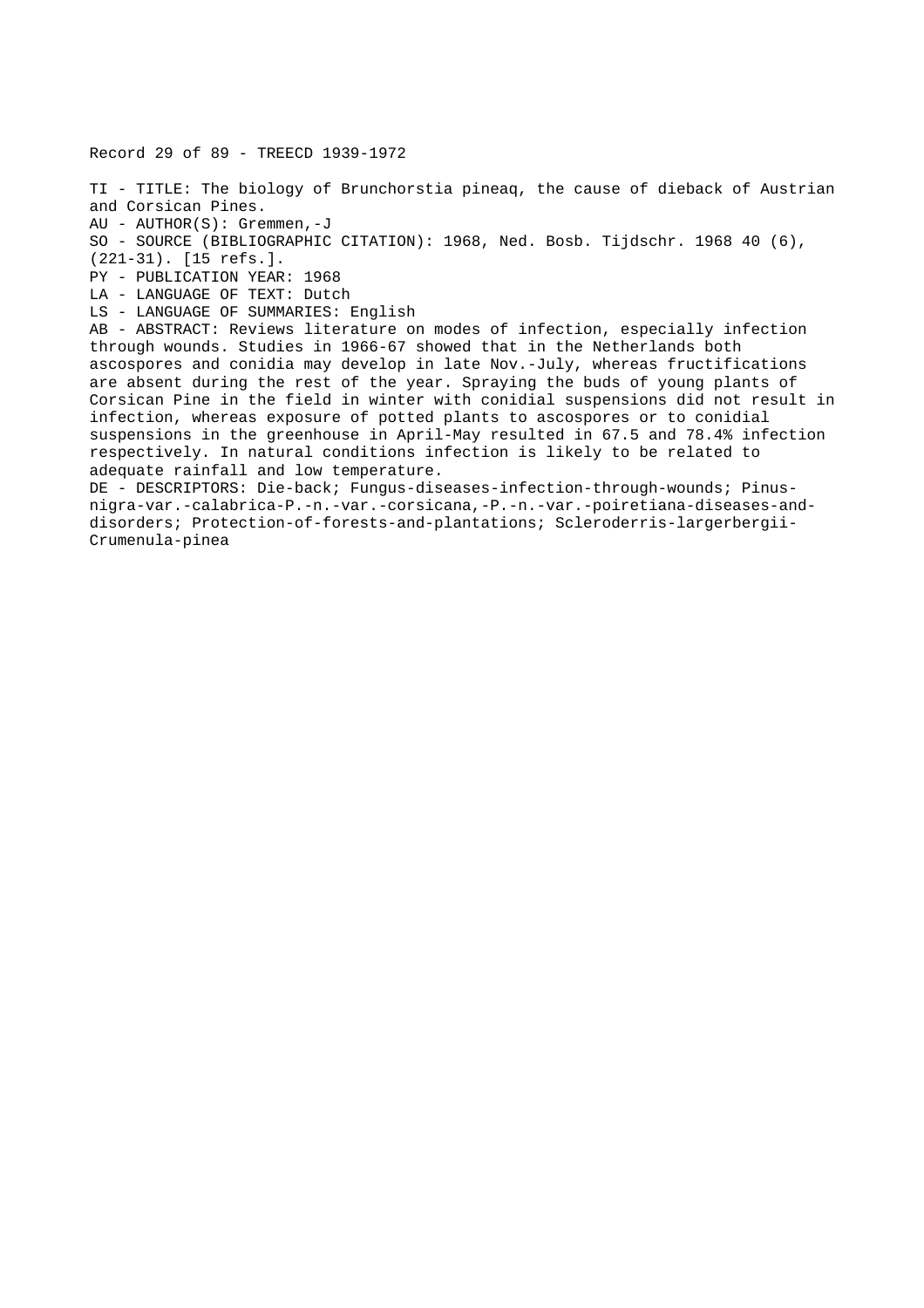Record 29 of 89 - TREECD 1939-1972

TI - TITLE: The biology of Brunchorstia pineaq, the cause of dieback of Austrian and Corsican Pines.
AU - AUTHOR(S): Gremmen,-J
SO - SOURCE (BIBLIOGRAPHIC CITATION): 1968, Ned. Bosb. Tijdschr. 1968 40 (6), (221-31). [15 refs.].
PY - PUBLICATION YEAR: 1968
LA - LANGUAGE OF TEXT: Dutch
LS - LANGUAGE OF SUMMARIES: English
AB - ABSTRACT: Reviews literature on modes of infection, especially infection through wounds. Studies in 1966-67 showed that in the Netherlands both ascospores and conidia may develop in late Nov.-July, whereas fructifications are absent during the rest of the year. Spraying the buds of young plants of Corsican Pine in the field in winter with conidial suspensions did not result in infection, whereas exposure of potted plants to ascospores or to conidial suspensions in the greenhouse in April-May resulted in 67.5 and 78.4% infection respectively. In natural conditions infection is likely to be related to adequate rainfall and low temperature.
DE - DESCRIPTORS: Die-back; Fungus-diseases-infection-through-wounds; Pinus-nigra-var.-calabrica-P.-n.-var.-corsicana,-P.-n.-var.-poiretiana-diseases-and-disorders; Protection-of-forests-and-plantations; Scleroderris-largerbergii-Crumenula-pinea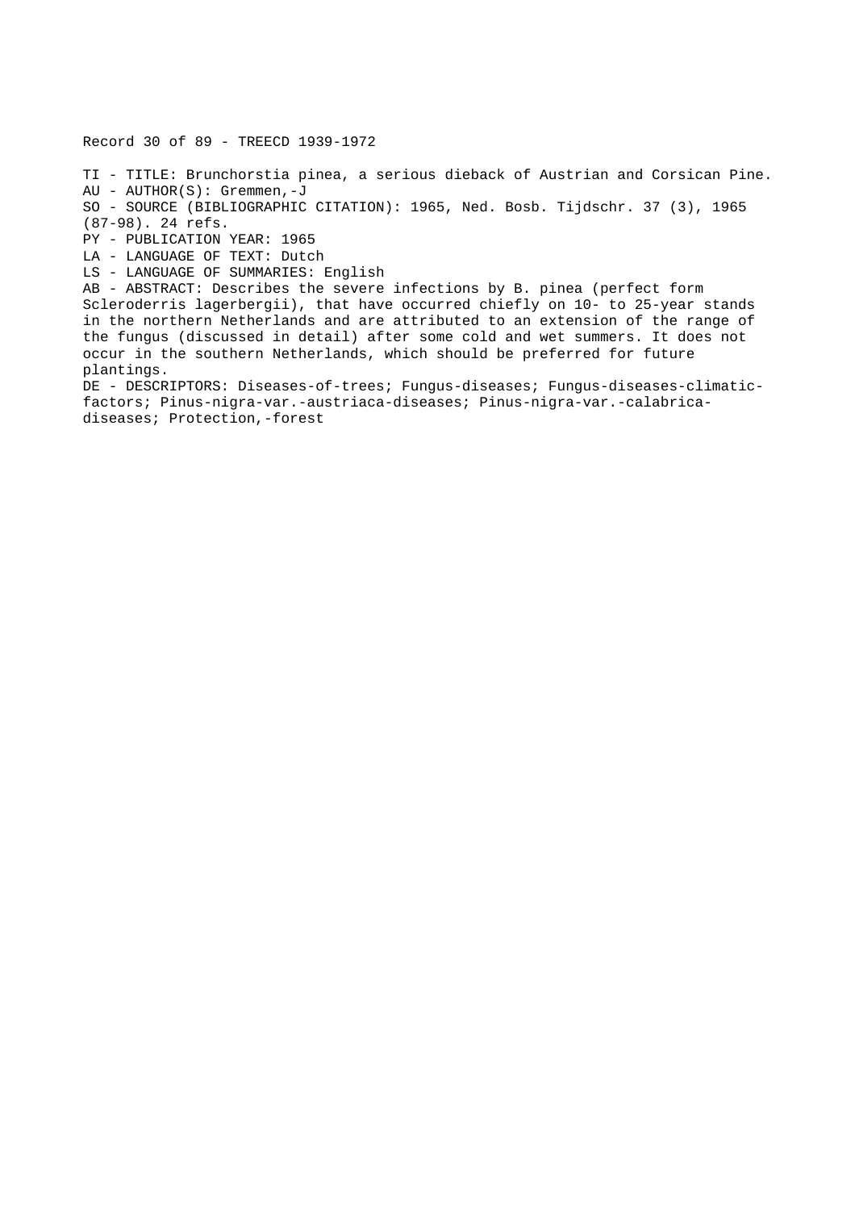Record 30 of 89 - TREECD 1939-1972

TI - TITLE: Brunchorstia pinea, a serious dieback of Austrian and Corsican Pine.
AU - AUTHOR(S): Gremmen,-J
SO - SOURCE (BIBLIOGRAPHIC CITATION): 1965, Ned. Bosb. Tijdschr. 37 (3), 1965 (87-98). 24 refs.
PY - PUBLICATION YEAR: 1965
LA - LANGUAGE OF TEXT: Dutch
LS - LANGUAGE OF SUMMARIES: English
AB - ABSTRACT: Describes the severe infections by B. pinea (perfect form Scleroderris lagerbergii), that have occurred chiefly on 10- to 25-year stands in the northern Netherlands and are attributed to an extension of the range of the fungus (discussed in detail) after some cold and wet summers. It does not occur in the southern Netherlands, which should be preferred for future plantings.
DE - DESCRIPTORS: Diseases-of-trees; Fungus-diseases; Fungus-diseases-climatic-factors; Pinus-nigra-var.-austriaca-diseases; Pinus-nigra-var.-calabrica-diseases; Protection,-forest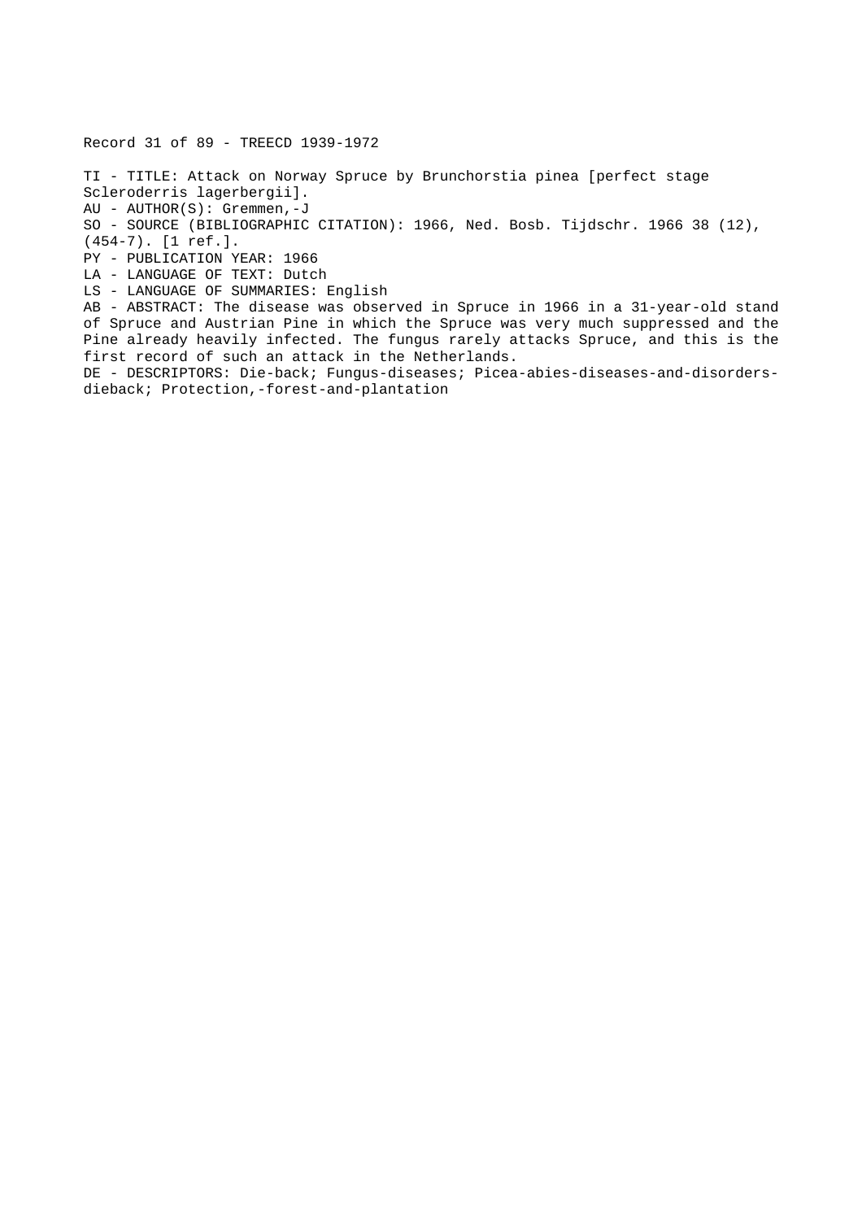Record 31 of 89 - TREECD 1939-1972

TI - TITLE: Attack on Norway Spruce by Brunchorstia pinea [perfect stage Scleroderris lagerbergii].
AU - AUTHOR(S): Gremmen,-J
SO - SOURCE (BIBLIOGRAPHIC CITATION): 1966, Ned. Bosb. Tijdschr. 1966 38 (12), (454-7). [1 ref.].
PY - PUBLICATION YEAR: 1966
LA - LANGUAGE OF TEXT: Dutch
LS - LANGUAGE OF SUMMARIES: English
AB - ABSTRACT: The disease was observed in Spruce in 1966 in a 31-year-old stand of Spruce and Austrian Pine in which the Spruce was very much suppressed and the Pine already heavily infected. The fungus rarely attacks Spruce, and this is the first record of such an attack in the Netherlands.
DE - DESCRIPTORS: Die-back; Fungus-diseases; Picea-abies-diseases-and-disorders-dieback; Protection,-forest-and-plantation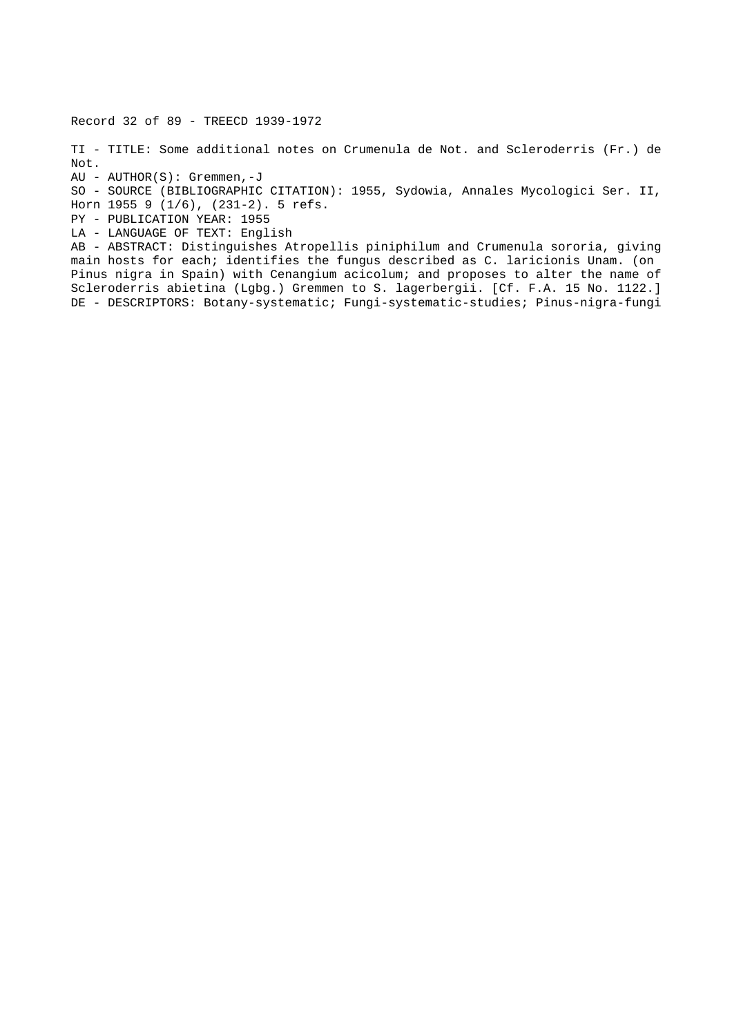Record 32 of 89 - TREECD 1939-1972

TI - TITLE: Some additional notes on Crumenula de Not. and Scleroderris (Fr.) de Not.
AU - AUTHOR(S): Gremmen,-J
SO - SOURCE (BIBLIOGRAPHIC CITATION): 1955, Sydowia, Annales Mycologici Ser. II, Horn 1955 9 (1/6), (231-2). 5 refs.
PY - PUBLICATION YEAR: 1955
LA - LANGUAGE OF TEXT: English
AB - ABSTRACT: Distinguishes Atropellis piniphilum and Crumenula sororia, giving main hosts for each; identifies the fungus described as C. laricionis Unam. (on Pinus nigra in Spain) with Cenangium acicolum; and proposes to alter the name of Scleroderris abietina (Lgbg.) Gremmen to S. lagerbergii. [Cf. F.A. 15 No. 1122.]
DE - DESCRIPTORS: Botany-systematic; Fungi-systematic-studies; Pinus-nigra-fungi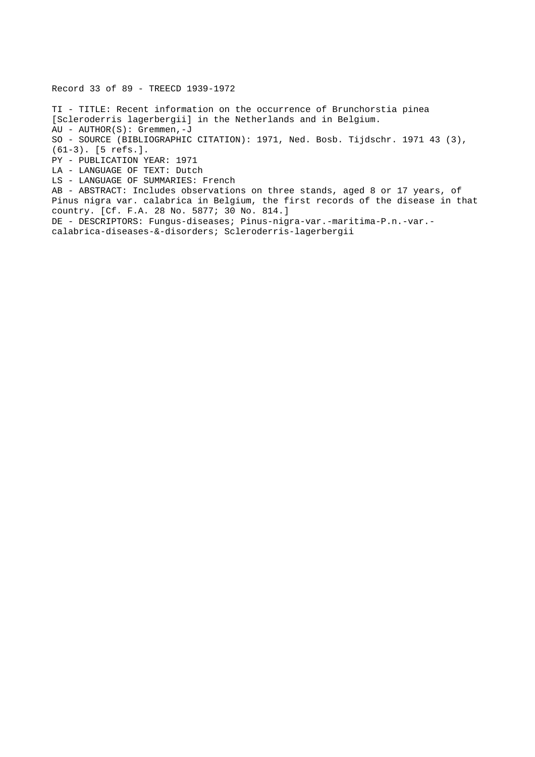Record 33 of 89 - TREECD 1939-1972

TI - TITLE: Recent information on the occurrence of Brunchorstia pinea [Scleroderris lagerbergii] in the Netherlands and in Belgium.
AU - AUTHOR(S): Gremmen,-J
SO - SOURCE (BIBLIOGRAPHIC CITATION): 1971, Ned. Bosb. Tijdschr. 1971 43 (3), (61-3). [5 refs.].
PY - PUBLICATION YEAR: 1971
LA - LANGUAGE OF TEXT: Dutch
LS - LANGUAGE OF SUMMARIES: French
AB - ABSTRACT: Includes observations on three stands, aged 8 or 17 years, of Pinus nigra var. calabrica in Belgium, the first records of the disease in that country. [Cf. F.A. 28 No. 5877; 30 No. 814.]
DE - DESCRIPTORS: Fungus-diseases; Pinus-nigra-var.-maritima-P.n.-var.-calabrica-diseases-&-disorders; Scleroderris-lagerbergii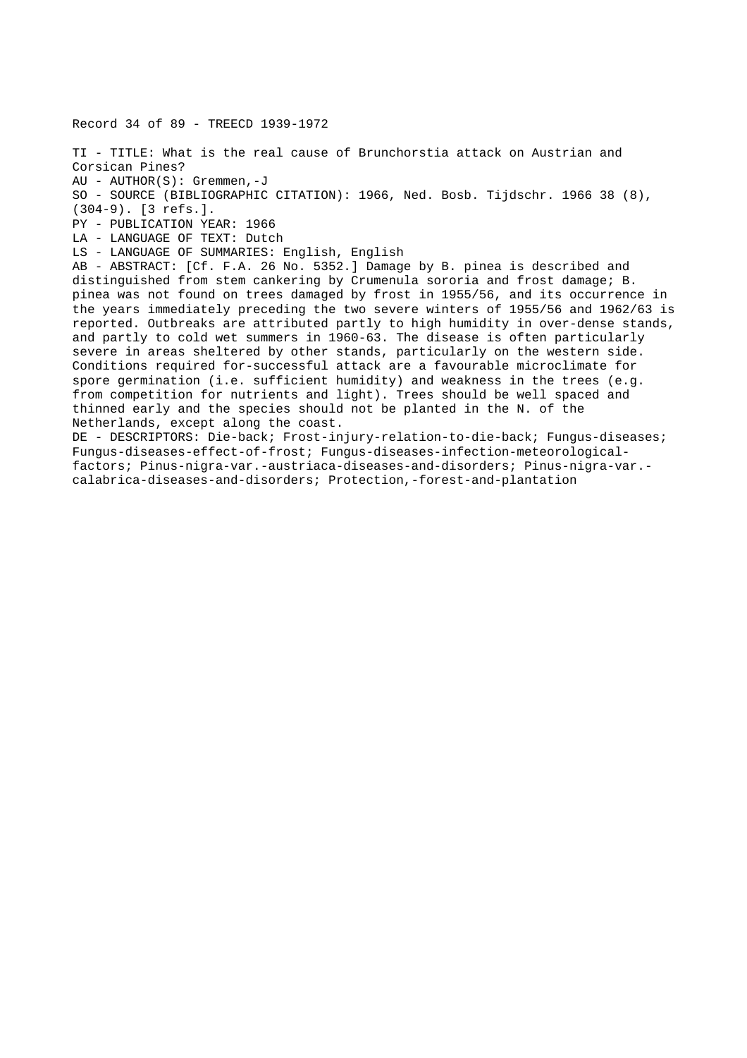Record 34 of 89 - TREECD 1939-1972

TI - TITLE: What is the real cause of Brunchorstia attack on Austrian and Corsican Pines?
AU - AUTHOR(S): Gremmen,-J
SO - SOURCE (BIBLIOGRAPHIC CITATION): 1966, Ned. Bosb. Tijdschr. 1966 38 (8), (304-9). [3 refs.].
PY - PUBLICATION YEAR: 1966
LA - LANGUAGE OF TEXT: Dutch
LS - LANGUAGE OF SUMMARIES: English, English
AB - ABSTRACT: [Cf. F.A. 26 No. 5352.] Damage by B. pinea is described and distinguished from stem cankering by Crumenula sororia and frost damage; B. pinea was not found on trees damaged by frost in 1955/56, and its occurrence in the years immediately preceding the two severe winters of 1955/56 and 1962/63 is reported. Outbreaks are attributed partly to high humidity in over-dense stands, and partly to cold wet summers in 1960-63. The disease is often particularly severe in areas sheltered by other stands, particularly on the western side. Conditions required for-successful attack are a favourable microclimate for spore germination (i.e. sufficient humidity) and weakness in the trees (e.g. from competition for nutrients and light). Trees should be well spaced and thinned early and the species should not be planted in the N. of the Netherlands, except along the coast.
DE - DESCRIPTORS: Die-back; Frost-injury-relation-to-die-back; Fungus-diseases; Fungus-diseases-effect-of-frost; Fungus-diseases-infection-meteorological-factors; Pinus-nigra-var.-austriaca-diseases-and-disorders; Pinus-nigra-var.-calabrica-diseases-and-disorders; Protection,-forest-and-plantation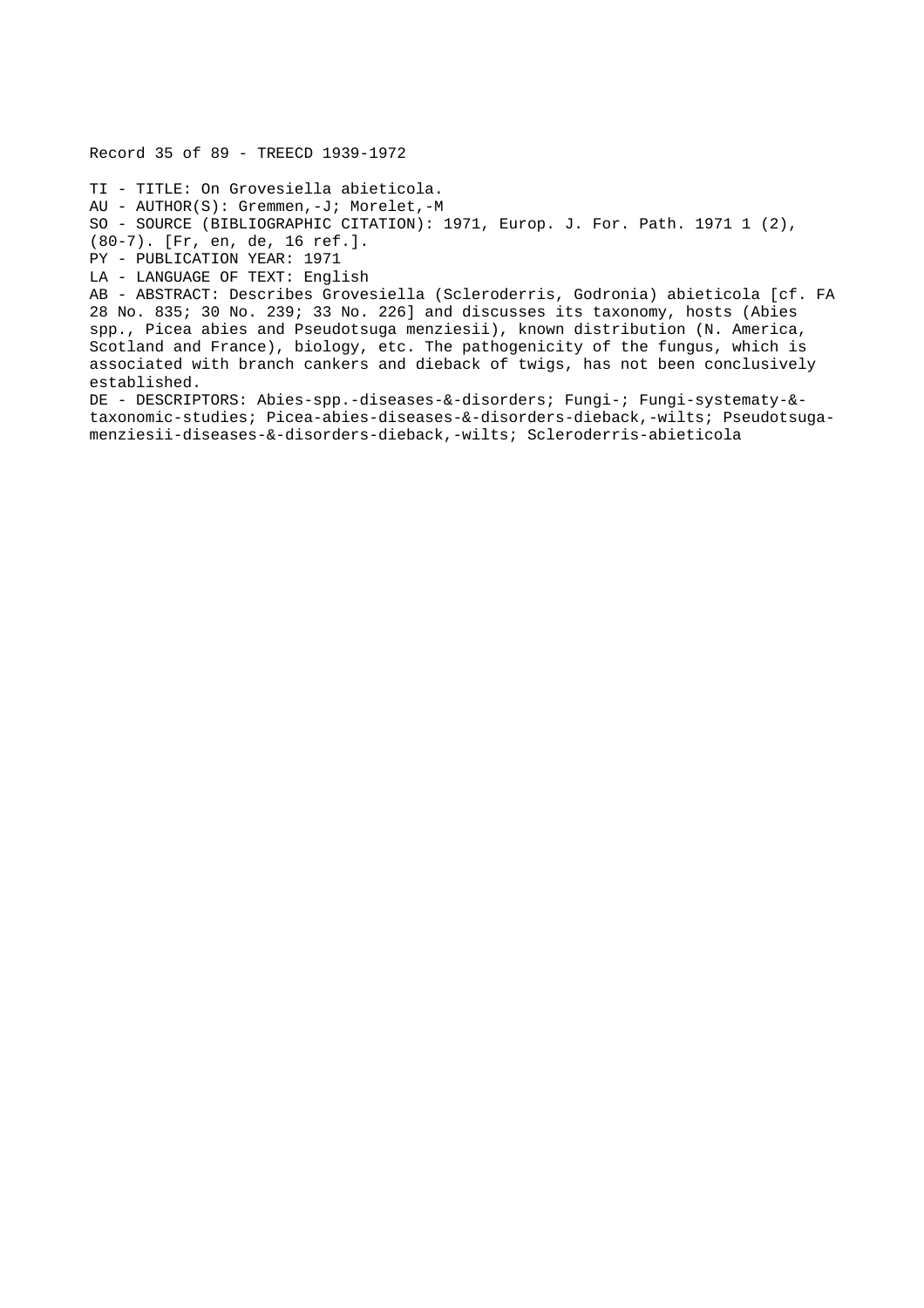Record 35 of 89 - TREECD 1939-1972

TI - TITLE: On Grovesiella abieticola.
AU - AUTHOR(S): Gremmen,-J; Morelet,-M
SO - SOURCE (BIBLIOGRAPHIC CITATION): 1971, Europ. J. For. Path. 1971 1 (2), (80-7). [Fr, en, de, 16 ref.].
PY - PUBLICATION YEAR: 1971
LA - LANGUAGE OF TEXT: English
AB - ABSTRACT: Describes Grovesiella (Scleroderris, Godronia) abieticola [cf. FA 28 No. 835; 30 No. 239; 33 No. 226] and discusses its taxonomy, hosts (Abies spp., Picea abies and Pseudotsuga menziesii), known distribution (N. America, Scotland and France), biology, etc. The pathogenicity of the fungus, which is associated with branch cankers and dieback of twigs, has not been conclusively established.
DE - DESCRIPTORS: Abies-spp.-diseases-&-disorders; Fungi-; Fungi-systematy-&-taxonomic-studies; Picea-abies-diseases-&-disorders-dieback,-wilts; Pseudotsuga-menziesii-diseases-&-disorders-dieback,-wilts; Scleroderris-abieticola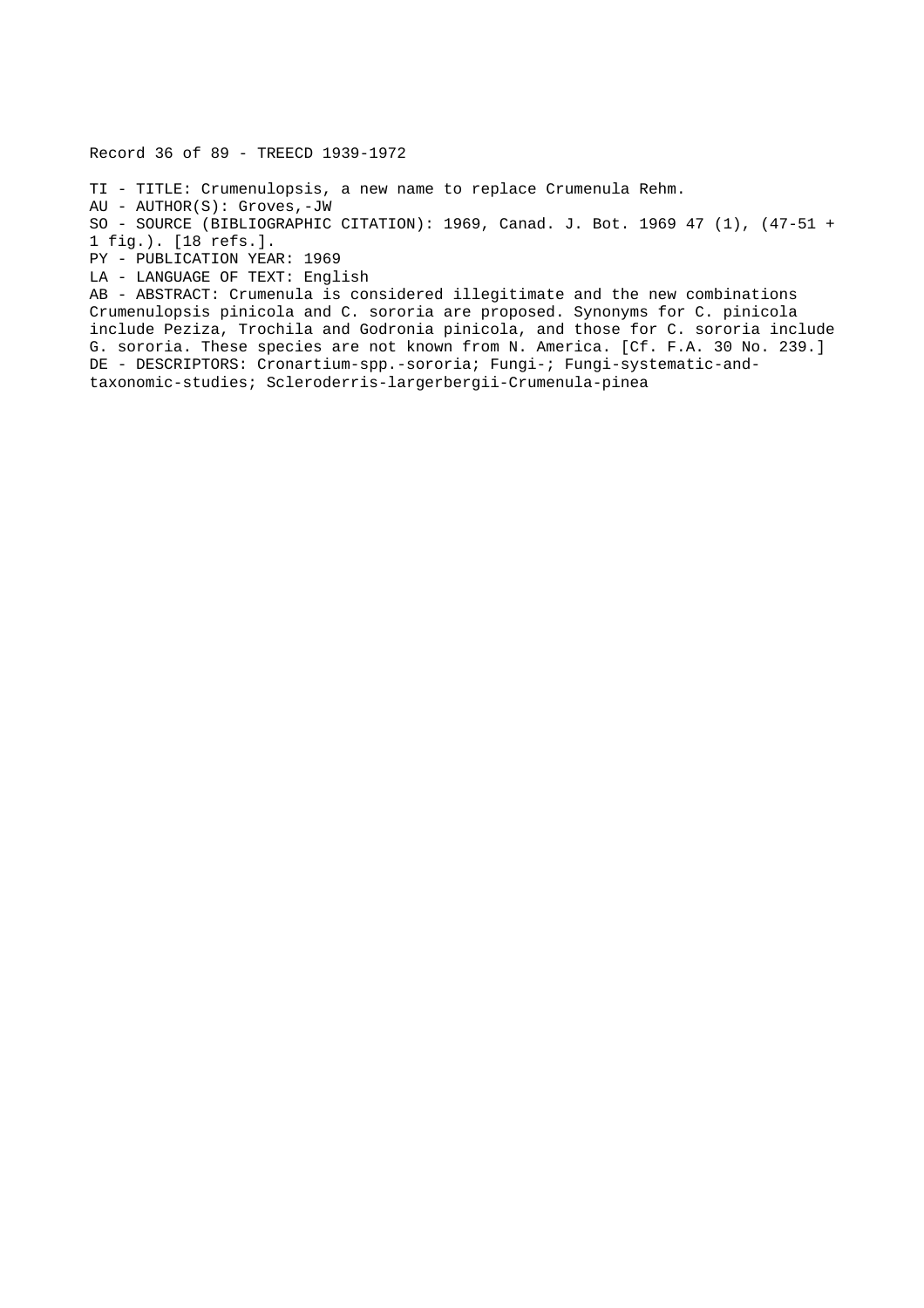Record 36 of 89 - TREECD 1939-1972

TI - TITLE: Crumenulopsis, a new name to replace Crumenula Rehm.
AU - AUTHOR(S): Groves,-JW
SO - SOURCE (BIBLIOGRAPHIC CITATION): 1969, Canad. J. Bot. 1969 47 (1), (47-51 + 1 fig.). [18 refs.].
PY - PUBLICATION YEAR: 1969
LA - LANGUAGE OF TEXT: English
AB - ABSTRACT: Crumenula is considered illegitimate and the new combinations Crumenulopsis pinicola and C. sororia are proposed. Synonyms for C. pinicola include Peziza, Trochila and Godronia pinicola, and those for C. sororia include G. sororia. These species are not known from N. America. [Cf. F.A. 30 No. 239.]
DE - DESCRIPTORS: Cronartium-spp.-sororia; Fungi-; Fungi-systematic-and-taxonomic-studies; Scleroderris-largerbergii-Crumenula-pinea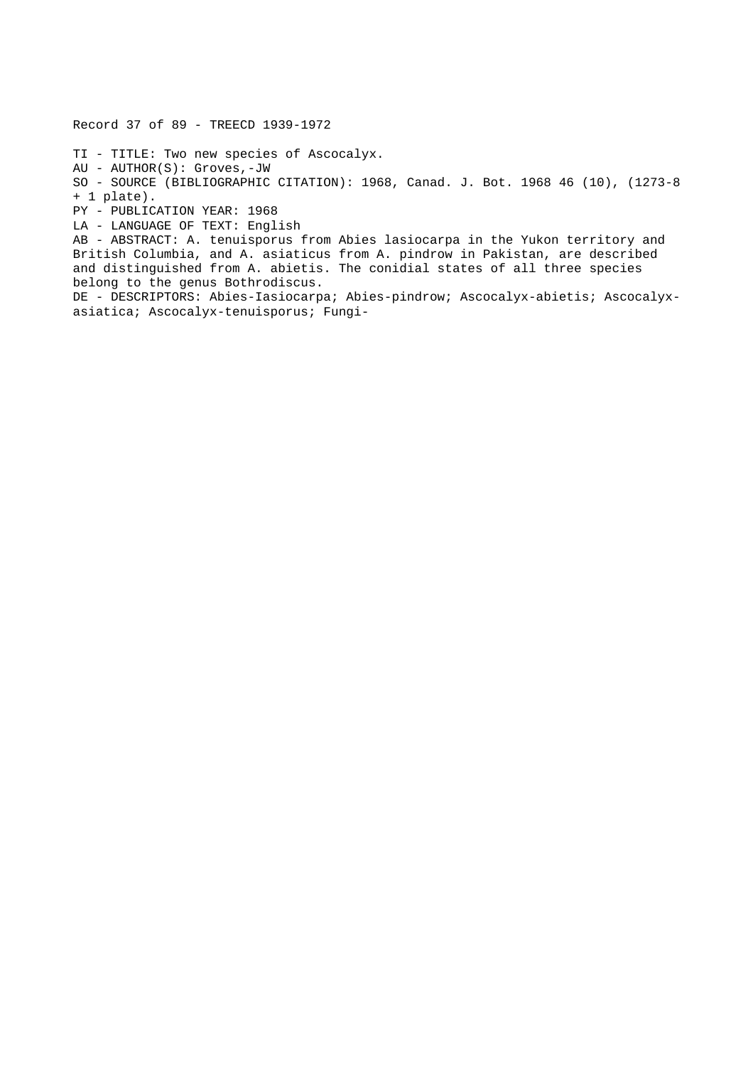Record 37 of 89 - TREECD 1939-1972

TI - TITLE: Two new species of Ascocalyx.
AU - AUTHOR(S): Groves,-JW
SO - SOURCE (BIBLIOGRAPHIC CITATION): 1968, Canad. J. Bot. 1968 46 (10), (1273-8 + 1 plate).
PY - PUBLICATION YEAR: 1968
LA - LANGUAGE OF TEXT: English
AB - ABSTRACT: A. tenuisporus from Abies lasiocarpa in the Yukon territory and British Columbia, and A. asiaticus from A. pindrow in Pakistan, are described and distinguished from A. abietis. The conidial states of all three species belong to the genus Bothrodiscus.
DE - DESCRIPTORS: Abies-Iasiocarpa; Abies-pindrow; Ascocalyx-abietis; Ascocalyx-asiatica; Ascocalyx-tenuisporus; Fungi-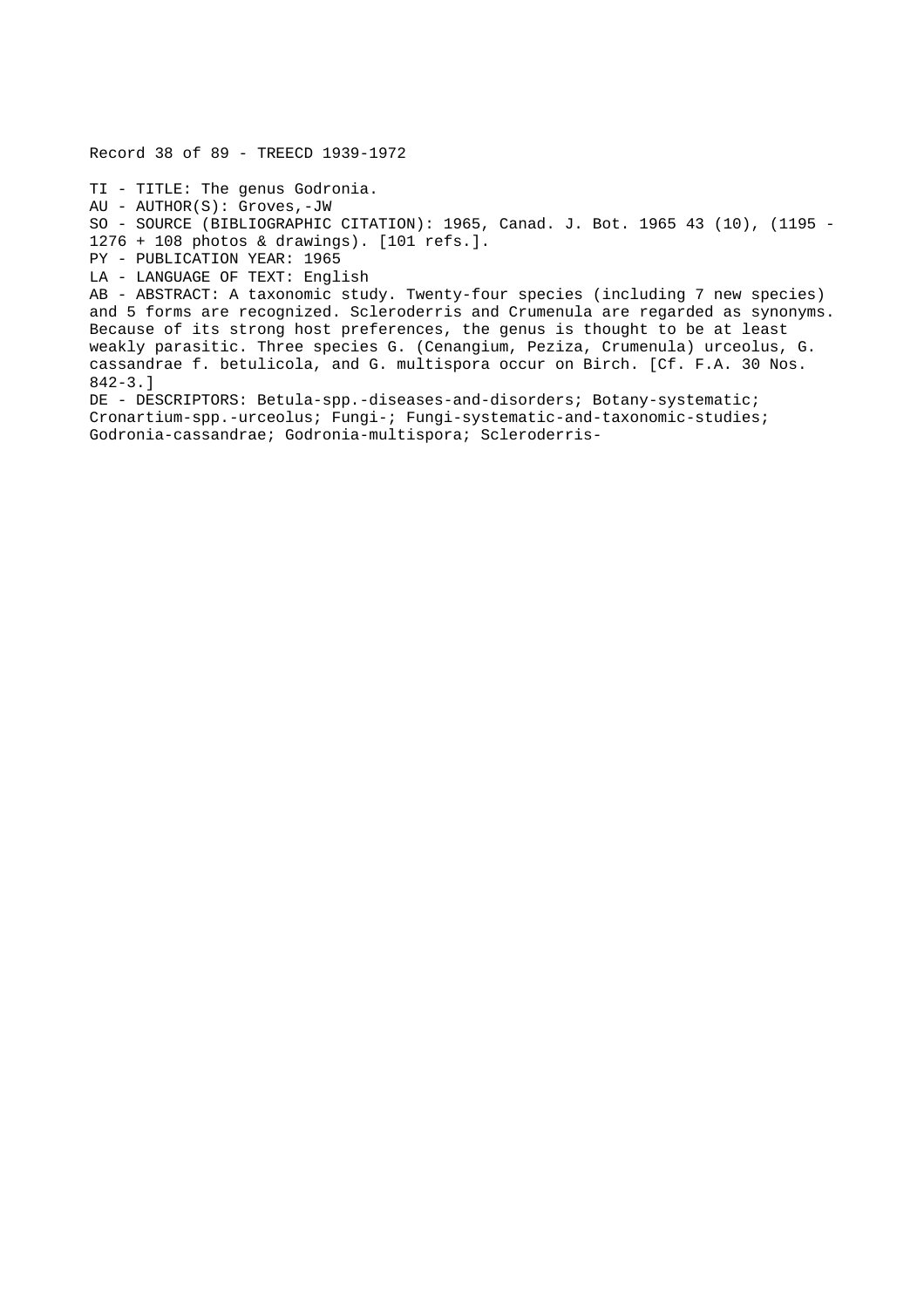Record 38 of 89 - TREECD 1939-1972

TI - TITLE: The genus Godronia.
AU - AUTHOR(S): Groves,-JW
SO - SOURCE (BIBLIOGRAPHIC CITATION): 1965, Canad. J. Bot. 1965 43 (10), (1195 - 1276 + 108 photos & drawings). [101 refs.].
PY - PUBLICATION YEAR: 1965
LA - LANGUAGE OF TEXT: English
AB - ABSTRACT: A taxonomic study. Twenty-four species (including 7 new species) and 5 forms are recognized. Scleroderris and Crumenula are regarded as synonyms. Because of its strong host preferences, the genus is thought to be at least weakly parasitic. Three species G. (Cenangium, Peziza, Crumenula) urceolus, G. cassandrae f. betulicola, and G. multispora occur on Birch. [Cf. F.A. 30 Nos. 842-3.]
DE - DESCRIPTORS: Betula-spp.-diseases-and-disorders; Botany-systematic; Cronartium-spp.-urceolus; Fungi-; Fungi-systematic-and-taxonomic-studies; Godronia-cassandrae; Godronia-multispora; Scleroderris-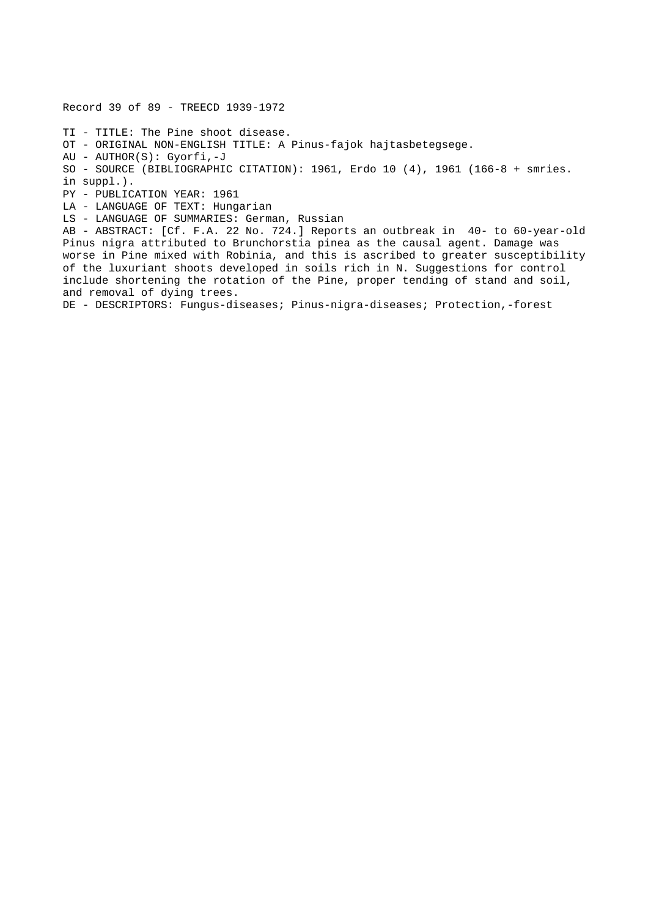Record 39 of 89 - TREECD 1939-1972

TI - TITLE: The Pine shoot disease.
OT - ORIGINAL NON-ENGLISH TITLE: A Pinus-fajok hajtasbetegsege.
AU - AUTHOR(S): Gyorfi,-J
SO - SOURCE (BIBLIOGRAPHIC CITATION): 1961, Erdo 10 (4), 1961 (166-8 + smries. in suppl.).
PY - PUBLICATION YEAR: 1961
LA - LANGUAGE OF TEXT: Hungarian
LS - LANGUAGE OF SUMMARIES: German, Russian
AB - ABSTRACT: [Cf. F.A. 22 No. 724.] Reports an outbreak in 40- to 60-year-old Pinus nigra attributed to Brunchorstia pinea as the causal agent. Damage was worse in Pine mixed with Robinia, and this is ascribed to greater susceptibility of the luxuriant shoots developed in soils rich in N. Suggestions for control include shortening the rotation of the Pine, proper tending of stand and soil, and removal of dying trees.
DE - DESCRIPTORS: Fungus-diseases; Pinus-nigra-diseases; Protection,-forest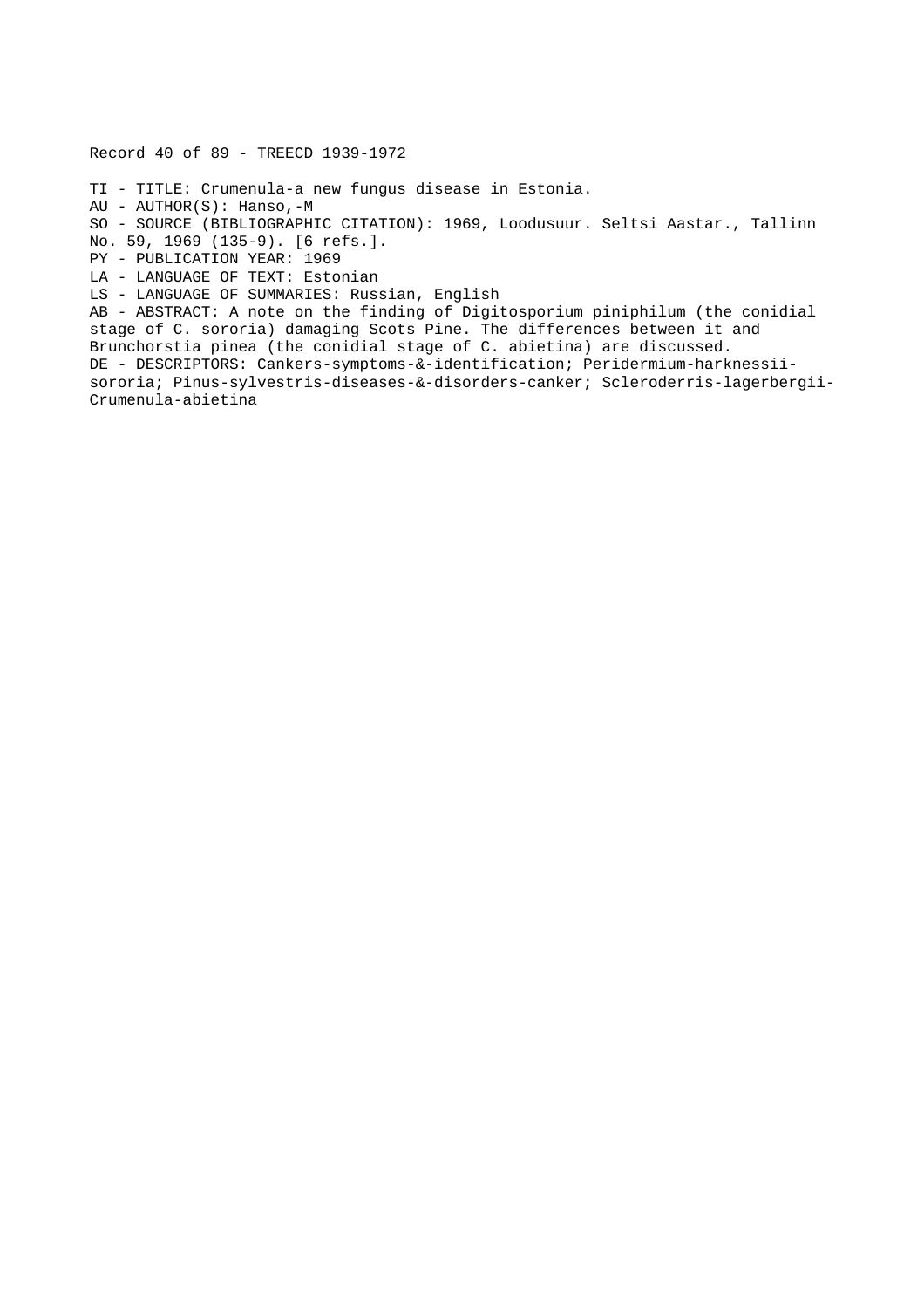Record 40 of 89 - TREECD 1939-1972

TI - TITLE: Crumenula-a new fungus disease in Estonia.
AU - AUTHOR(S): Hanso,-M
SO - SOURCE (BIBLIOGRAPHIC CITATION): 1969, Loodusuur. Seltsi Aastar., Tallinn No. 59, 1969 (135-9). [6 refs.].
PY - PUBLICATION YEAR: 1969
LA - LANGUAGE OF TEXT: Estonian
LS - LANGUAGE OF SUMMARIES: Russian, English
AB - ABSTRACT: A note on the finding of Digitosporium piniphilum (the conidial stage of C. sororia) damaging Scots Pine. The differences between it and Brunchorstia pinea (the conidial stage of C. abietina) are discussed.
DE - DESCRIPTORS: Cankers-symptoms-&-identification; Peridermium-harknessii-sororia; Pinus-sylvestris-diseases-&-disorders-canker; Scleroderris-lagerbergii-Crumenula-abietina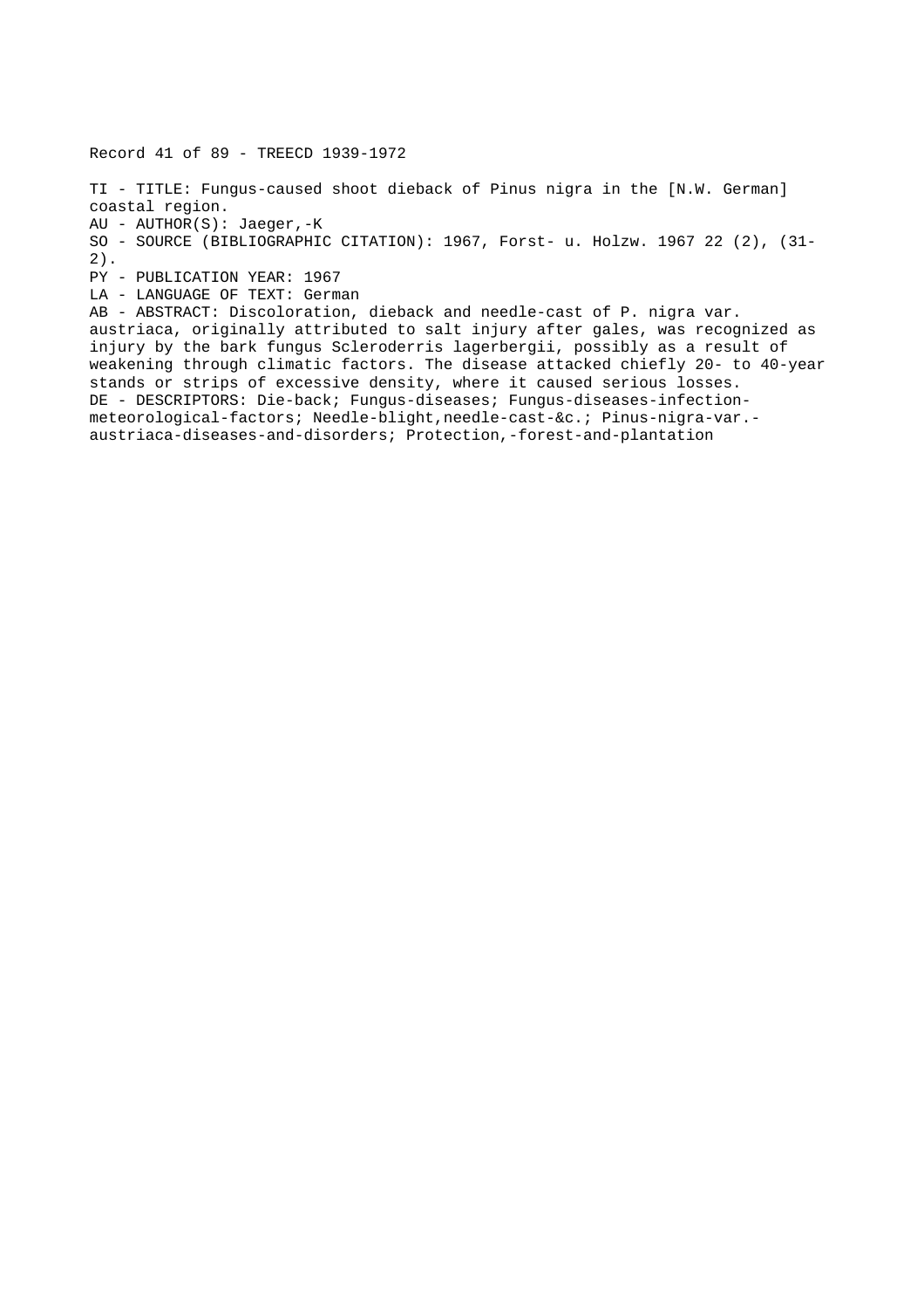Record 41 of 89 - TREECD 1939-1972

TI - TITLE: Fungus-caused shoot dieback of Pinus nigra in the [N.W. German] coastal region.
AU - AUTHOR(S): Jaeger,-K
SO - SOURCE (BIBLIOGRAPHIC CITATION): 1967, Forst- u. Holzw. 1967 22 (2), (31-2).
PY - PUBLICATION YEAR: 1967
LA - LANGUAGE OF TEXT: German
AB - ABSTRACT: Discoloration, dieback and needle-cast of P. nigra var. austriaca, originally attributed to salt injury after gales, was recognized as injury by the bark fungus Scleroderris lagerbergii, possibly as a result of weakening through climatic factors. The disease attacked chiefly 20- to 40-year stands or strips of excessive density, where it caused serious losses.
DE - DESCRIPTORS: Die-back; Fungus-diseases; Fungus-diseases-infection-meteorological-factors; Needle-blight,needle-cast-&c.; Pinus-nigra-var.-austriaca-diseases-and-disorders; Protection,-forest-and-plantation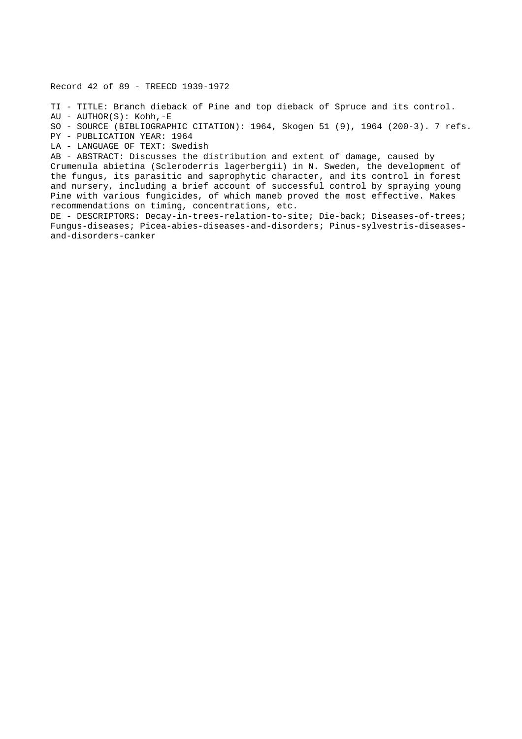Record 42 of 89 - TREECD 1939-1972

TI - TITLE: Branch dieback of Pine and top dieback of Spruce and its control.
AU - AUTHOR(S): Kohh,-E
SO - SOURCE (BIBLIOGRAPHIC CITATION): 1964, Skogen 51 (9), 1964 (200-3). 7 refs.
PY - PUBLICATION YEAR: 1964
LA - LANGUAGE OF TEXT: Swedish
AB - ABSTRACT: Discusses the distribution and extent of damage, caused by Crumenula abietina (Scleroderris lagerbergii) in N. Sweden, the development of the fungus, its parasitic and saprophytic character, and its control in forest and nursery, including a brief account of successful control by spraying young Pine with various fungicides, of which maneb proved the most effective. Makes recommendations on timing, concentrations, etc.
DE - DESCRIPTORS: Decay-in-trees-relation-to-site; Die-back; Diseases-of-trees; Fungus-diseases; Picea-abies-diseases-and-disorders; Pinus-sylvestris-diseases-and-disorders-canker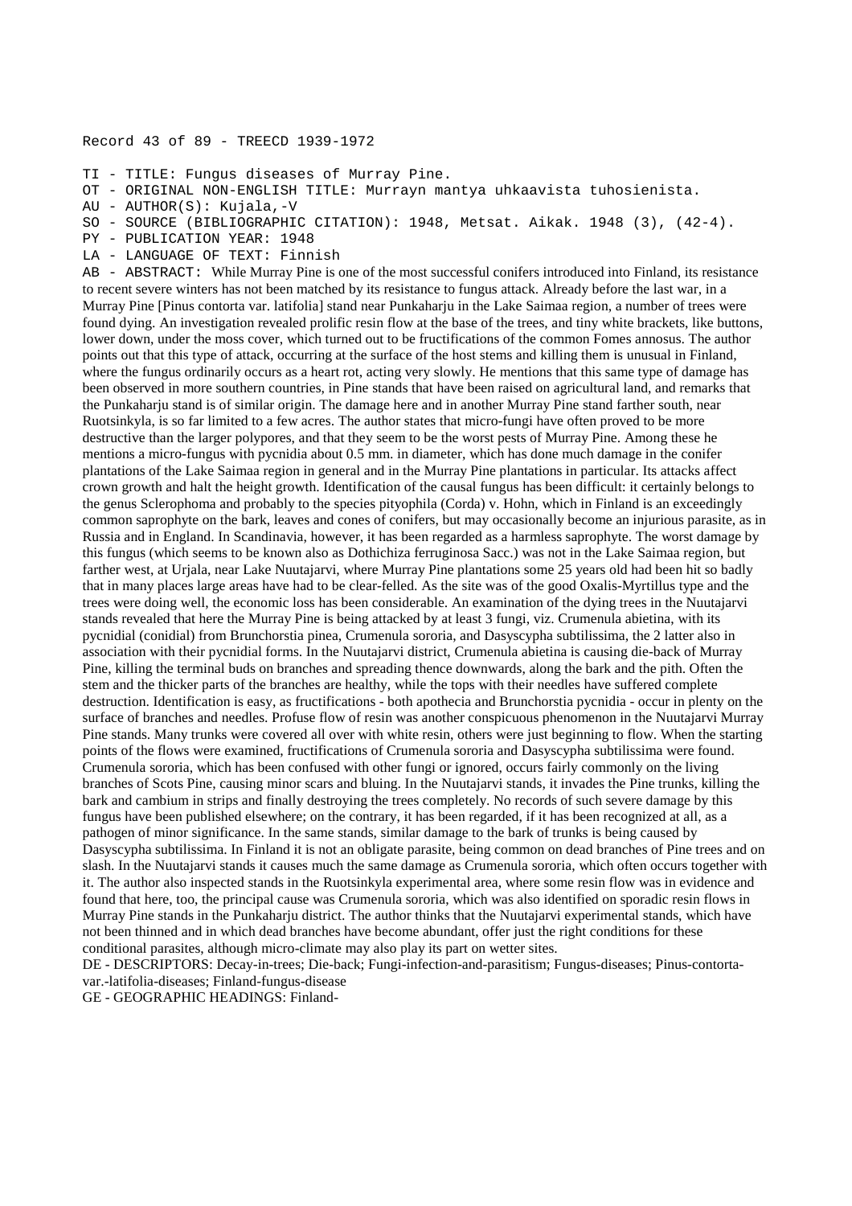Record 43 of 89 - TREECD 1939-1972

TI - TITLE: Fungus diseases of Murray Pine.
OT - ORIGINAL NON-ENGLISH TITLE: Murrayn mantya uhkaavista tuhosienista.
AU - AUTHOR(S): Kujala,-V
SO - SOURCE (BIBLIOGRAPHIC CITATION): 1948, Metsat. Aikak. 1948 (3), (42-4).
PY - PUBLICATION YEAR: 1948
LA - LANGUAGE OF TEXT: Finnish
AB - ABSTRACT: While Murray Pine is one of the most successful conifers introduced into Finland, its resistance to recent severe winters has not been matched by its resistance to fungus attack. Already before the last war, in a Murray Pine [Pinus contorta var. latifolia] stand near Punkaharju in the Lake Saimaa region, a number of trees were found dying. An investigation revealed prolific resin flow at the base of the trees, and tiny white brackets, like buttons, lower down, under the moss cover, which turned out to be fructifications of the common Fomes annosus. The author points out that this type of attack, occurring at the surface of the host stems and killing them is unusual in Finland, where the fungus ordinarily occurs as a heart rot, acting very slowly. He mentions that this same type of damage has been observed in more southern countries, in Pine stands that have been raised on agricultural land, and remarks that the Punkaharju stand is of similar origin. The damage here and in another Murray Pine stand farther south, near Ruotsinkyla, is so far limited to a few acres. The author states that micro-fungi have often proved to be more destructive than the larger polypores, and that they seem to be the worst pests of Murray Pine. Among these he mentions a micro-fungus with pycnidia about 0.5 mm. in diameter, which has done much damage in the conifer plantations of the Lake Saimaa region in general and in the Murray Pine plantations in particular. Its attacks affect crown growth and halt the height growth. Identification of the causal fungus has been difficult: it certainly belongs to the genus Sclerophoma and probably to the species pityophila (Corda) v. Hohn, which in Finland is an exceedingly common saprophyte on the bark, leaves and cones of conifers, but may occasionally become an injurious parasite, as in Russia and in England. In Scandinavia, however, it has been regarded as a harmless saprophyte. The worst damage by this fungus (which seems to be known also as Dothichiza ferruginosa Sacc.) was not in the Lake Saimaa region, but farther west, at Urjala, near Lake Nuutajarvi, where Murray Pine plantations some 25 years old had been hit so badly that in many places large areas have had to be clear-felled. As the site was of the good Oxalis-Myrtillus type and the trees were doing well, the economic loss has been considerable. An examination of the dying trees in the Nuutajarvi stands revealed that here the Murray Pine is being attacked by at least 3 fungi, viz. Crumenula abietina, with its pycnidial (conidial) from Brunchorstia pinea, Crumenula sororia, and Dasyscypha subtilissima, the 2 latter also in association with their pycnidial forms. In the Nuutajarvi district, Crumenula abietina is causing die-back of Murray Pine, killing the terminal buds on branches and spreading thence downwards, along the bark and the pith. Often the stem and the thicker parts of the branches are healthy, while the tops with their needles have suffered complete destruction. Identification is easy, as fructifications - both apothecia and Brunchorstia pycnidia - occur in plenty on the surface of branches and needles. Profuse flow of resin was another conspicuous phenomenon in the Nuutajarvi Murray Pine stands. Many trunks were covered all over with white resin, others were just beginning to flow. When the starting points of the flows were examined, fructifications of Crumenula sororia and Dasyscypha subtilissima were found. Crumenula sororia, which has been confused with other fungi or ignored, occurs fairly commonly on the living branches of Scots Pine, causing minor scars and bluing. In the Nuutajarvi stands, it invades the Pine trunks, killing the bark and cambium in strips and finally destroying the trees completely. No records of such severe damage by this fungus have been published elsewhere; on the contrary, it has been regarded, if it has been recognized at all, as a pathogen of minor significance. In the same stands, similar damage to the bark of trunks is being caused by Dasyscypha subtilissima. In Finland it is not an obligate parasite, being common on dead branches of Pine trees and on slash. In the Nuutajarvi stands it causes much the same damage as Crumenula sororia, which often occurs together with it. The author also inspected stands in the Ruotsinkyla experimental area, where some resin flow was in evidence and found that here, too, the principal cause was Crumenula sororia, which was also identified on sporadic resin flows in Murray Pine stands in the Punkaharju district. The author thinks that the Nuutajarvi experimental stands, which have not been thinned and in which dead branches have become abundant, offer just the right conditions for these conditional parasites, although micro-climate may also play its part on wetter sites.
DE - DESCRIPTORS: Decay-in-trees; Die-back; Fungi-infection-and-parasitism; Fungus-diseases; Pinus-contorta-var.-latifolia-diseases; Finland-fungus-disease
GE - GEOGRAPHIC HEADINGS: Finland-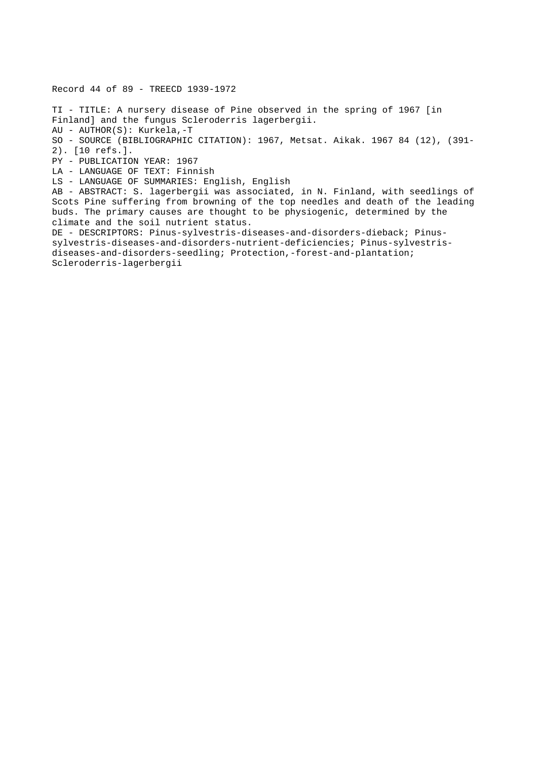Record 44 of 89 - TREECD 1939-1972

TI - TITLE: A nursery disease of Pine observed in the spring of 1967 [in Finland] and the fungus Scleroderris lagerbergii.
AU - AUTHOR(S): Kurkela,-T
SO - SOURCE (BIBLIOGRAPHIC CITATION): 1967, Metsat. Aikak. 1967 84 (12), (391-2). [10 refs.].
PY - PUBLICATION YEAR: 1967
LA - LANGUAGE OF TEXT: Finnish
LS - LANGUAGE OF SUMMARIES: English, English
AB - ABSTRACT: S. lagerbergii was associated, in N. Finland, with seedlings of Scots Pine suffering from browning of the top needles and death of the leading buds. The primary causes are thought to be physiogenic, determined by the climate and the soil nutrient status.
DE - DESCRIPTORS: Pinus-sylvestris-diseases-and-disorders-dieback; Pinus-sylvestris-diseases-and-disorders-nutrient-deficiencies; Pinus-sylvestris-diseases-and-disorders-seedling; Protection,-forest-and-plantation; Scleroderris-lagerbergii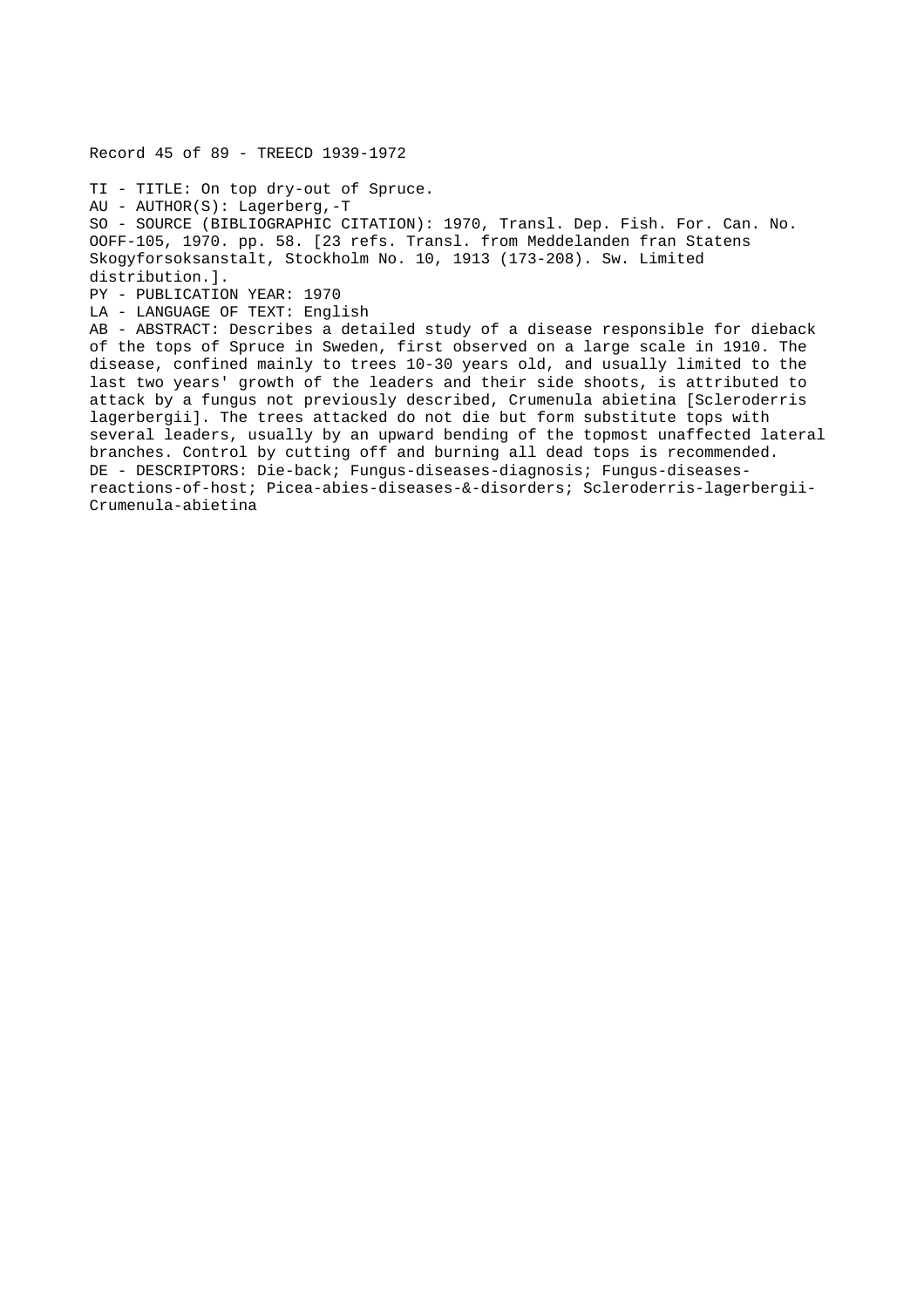Record 45 of 89 - TREECD 1939-1972

TI - TITLE: On top dry-out of Spruce.
AU - AUTHOR(S): Lagerberg,-T
SO - SOURCE (BIBLIOGRAPHIC CITATION): 1970, Transl. Dep. Fish. For. Can. No. OOFF-105, 1970. pp. 58. [23 refs. Transl. from Meddelanden fran Statens Skogyforsoksanstalt, Stockholm No. 10, 1913 (173-208). Sw. Limited distribution.].
PY - PUBLICATION YEAR: 1970
LA - LANGUAGE OF TEXT: English
AB - ABSTRACT: Describes a detailed study of a disease responsible for dieback of the tops of Spruce in Sweden, first observed on a large scale in 1910. The disease, confined mainly to trees 10-30 years old, and usually limited to the last two years' growth of the leaders and their side shoots, is attributed to attack by a fungus not previously described, Crumenula abietina [Scleroderris lagerbergii]. The trees attacked do not die but form substitute tops with several leaders, usually by an upward bending of the topmost unaffected lateral branches. Control by cutting off and burning all dead tops is recommended.
DE - DESCRIPTORS: Die-back; Fungus-diseases-diagnosis; Fungus-diseases-reactions-of-host; Picea-abies-diseases-&-disorders; Scleroderris-lagerbergii-Crumenula-abietina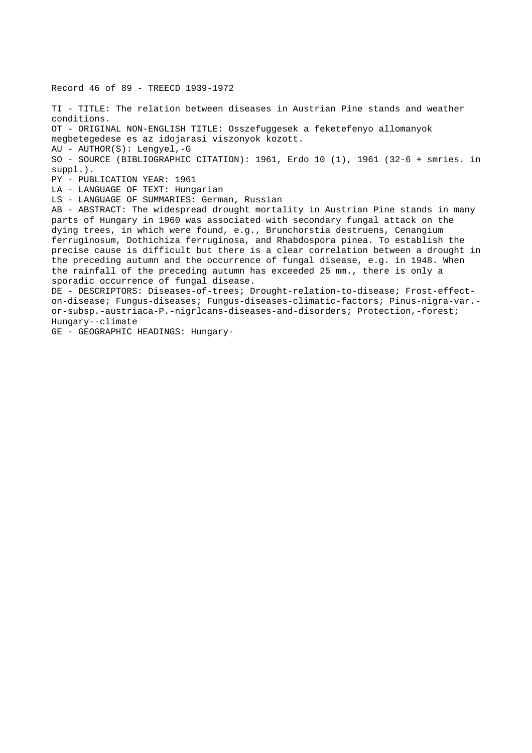Record 46 of 89 - TREECD 1939-1972

TI - TITLE: The relation between diseases in Austrian Pine stands and weather conditions.
OT - ORIGINAL NON-ENGLISH TITLE: Osszefuggesek a feketefenyo allomanyok megbetegedese es az idojarasi viszonyok kozott.
AU - AUTHOR(S): Lengyel,-G
SO - SOURCE (BIBLIOGRAPHIC CITATION): 1961, Erdo 10 (1), 1961 (32-6 + smries. in suppl.).
PY - PUBLICATION YEAR: 1961
LA - LANGUAGE OF TEXT: Hungarian
LS - LANGUAGE OF SUMMARIES: German, Russian
AB - ABSTRACT: The widespread drought mortality in Austrian Pine stands in many parts of Hungary in 1960 was associated with secondary fungal attack on the dying trees, in which were found, e.g., Brunchorstia destruens, Cenangium ferruginosum, Dothichiza ferruginosa, and Rhabdospora pinea. To establish the precise cause is difficult but there is a clear correlation between a drought in the preceding autumn and the occurrence of fungal disease, e.g. in 1948. When the rainfall of the preceding autumn has exceeded 25 mm., there is only a sporadic occurrence of fungal disease.
DE - DESCRIPTORS: Diseases-of-trees; Drought-relation-to-disease; Frost-effect-on-disease; Fungus-diseases; Fungus-diseases-climatic-factors; Pinus-nigra-var.-or-subsp.-austriaca-P.-nigrlcans-diseases-and-disorders; Protection,-forest; Hungary--climate
GE - GEOGRAPHIC HEADINGS: Hungary-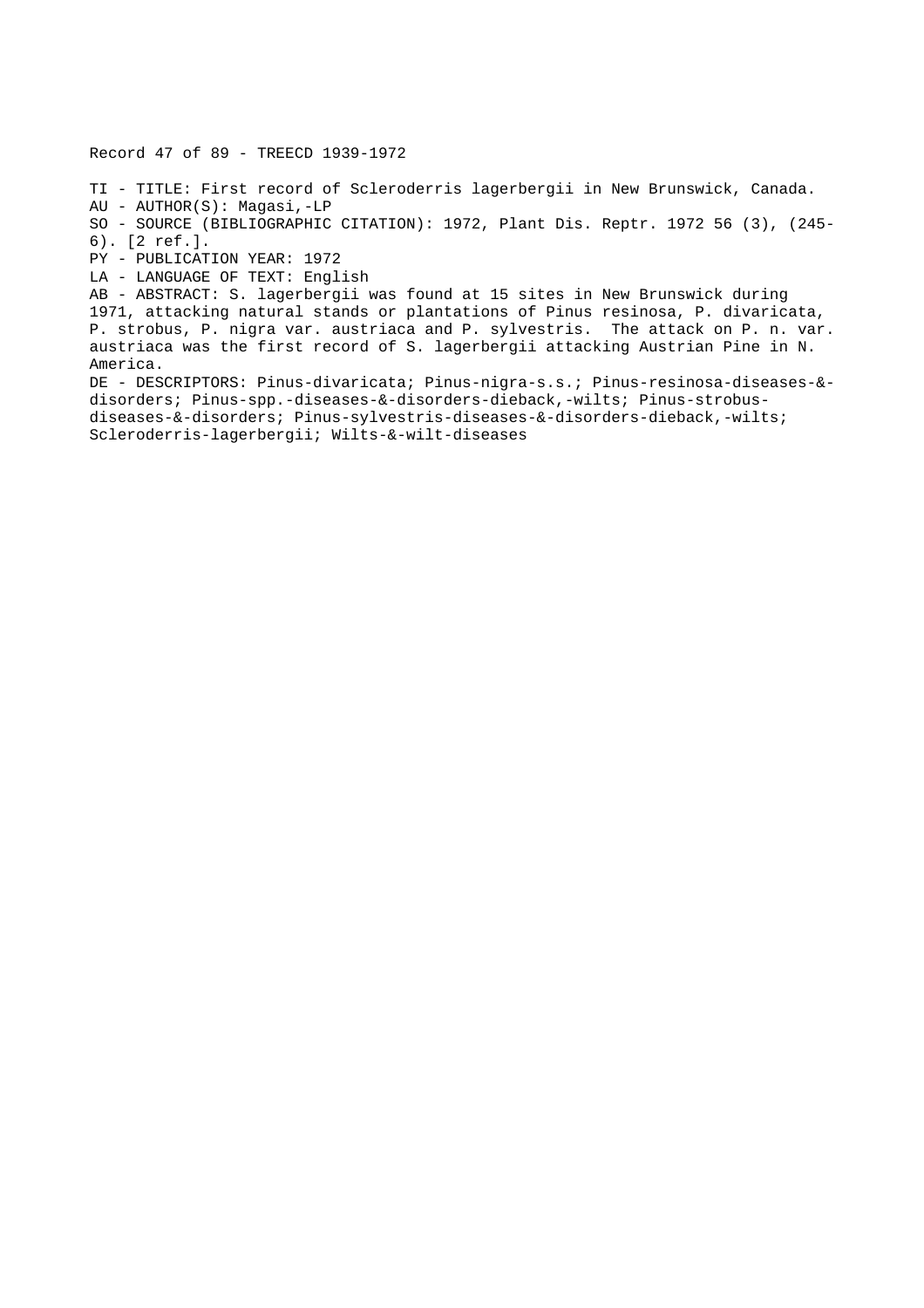Record 47 of 89 - TREECD 1939-1972

TI - TITLE: First record of Scleroderris lagerbergii in New Brunswick, Canada.
AU - AUTHOR(S): Magasi,-LP
SO - SOURCE (BIBLIOGRAPHIC CITATION): 1972, Plant Dis. Reptr. 1972 56 (3), (245-6). [2 ref.].
PY - PUBLICATION YEAR: 1972
LA - LANGUAGE OF TEXT: English
AB - ABSTRACT: S. lagerbergii was found at 15 sites in New Brunswick during 1971, attacking natural stands or plantations of Pinus resinosa, P. divaricata, P. strobus, P. nigra var. austriaca and P. sylvestris. The attack on P. n. var. austriaca was the first record of S. lagerbergii attacking Austrian Pine in N. America.
DE - DESCRIPTORS: Pinus-divaricata; Pinus-nigra-s.s.; Pinus-resinosa-diseases-&-disorders; Pinus-spp.-diseases-&-disorders-dieback,-wilts; Pinus-strobus-diseases-&-disorders; Pinus-sylvestris-diseases-&-disorders-dieback,-wilts; Scleroderris-lagerbergii; Wilts-&-wilt-diseases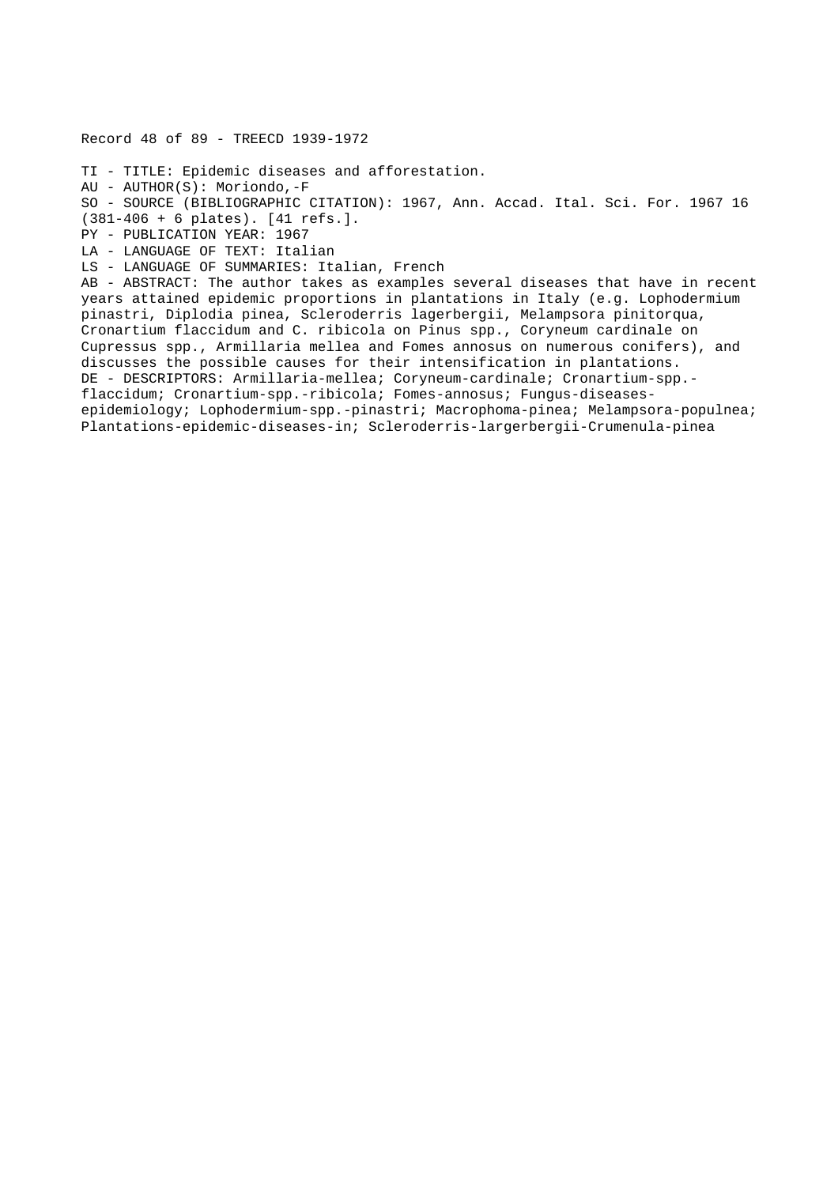Record 48 of 89 - TREECD 1939-1972

TI - TITLE: Epidemic diseases and afforestation.
AU - AUTHOR(S): Moriondo,-F
SO - SOURCE (BIBLIOGRAPHIC CITATION): 1967, Ann. Accad. Ital. Sci. For. 1967 16 (381-406 + 6 plates). [41 refs.].
PY - PUBLICATION YEAR: 1967
LA - LANGUAGE OF TEXT: Italian
LS - LANGUAGE OF SUMMARIES: Italian, French
AB - ABSTRACT: The author takes as examples several diseases that have in recent years attained epidemic proportions in plantations in Italy (e.g. Lophodermium pinastri, Diplodia pinea, Scleroderris lagerbergii, Melampsora pinitorqua, Cronartium flaccidum and C. ribicola on Pinus spp., Coryneum cardinale on Cupressus spp., Armillaria mellea and Fomes annosus on numerous conifers), and discusses the possible causes for their intensification in plantations.
DE - DESCRIPTORS: Armillaria-mellea; Coryneum-cardinale; Cronartium-spp.-flaccidum; Cronartium-spp.-ribicola; Fomes-annosus; Fungus-diseases-epidemiology; Lophodermium-spp.-pinastri; Macrophoma-pinea; Melampsora-populnea; Plantations-epidemic-diseases-in; Scleroderris-largerbergii-Crumenula-pinea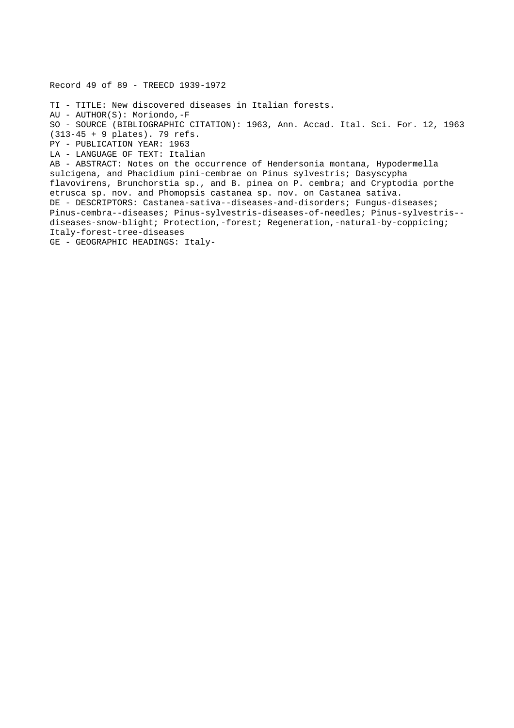Record 49 of 89 - TREECD 1939-1972

TI - TITLE: New discovered diseases in Italian forests.
AU - AUTHOR(S): Moriondo,-F
SO - SOURCE (BIBLIOGRAPHIC CITATION): 1963, Ann. Accad. Ital. Sci. For. 12, 1963 (313-45 + 9 plates). 79 refs.
PY - PUBLICATION YEAR: 1963
LA - LANGUAGE OF TEXT: Italian
AB - ABSTRACT: Notes on the occurrence of Hendersonia montana, Hypodermella sulcigena, and Phacidium pini-cembrae on Pinus sylvestris; Dasyscypha flavovirens, Brunchorstia sp., and B. pinea on P. cembra; and Cryptodia porthe etrusca sp. nov. and Phomopsis castanea sp. nov. on Castanea sativa.
DE - DESCRIPTORS: Castanea-sativa--diseases-and-disorders; Fungus-diseases; Pinus-cembra--diseases; Pinus-sylvestris-diseases-of-needles; Pinus-sylvestris--diseases-snow-blight; Protection,-forest; Regeneration,-natural-by-coppicing; Italy-forest-tree-diseases
GE - GEOGRAPHIC HEADINGS: Italy-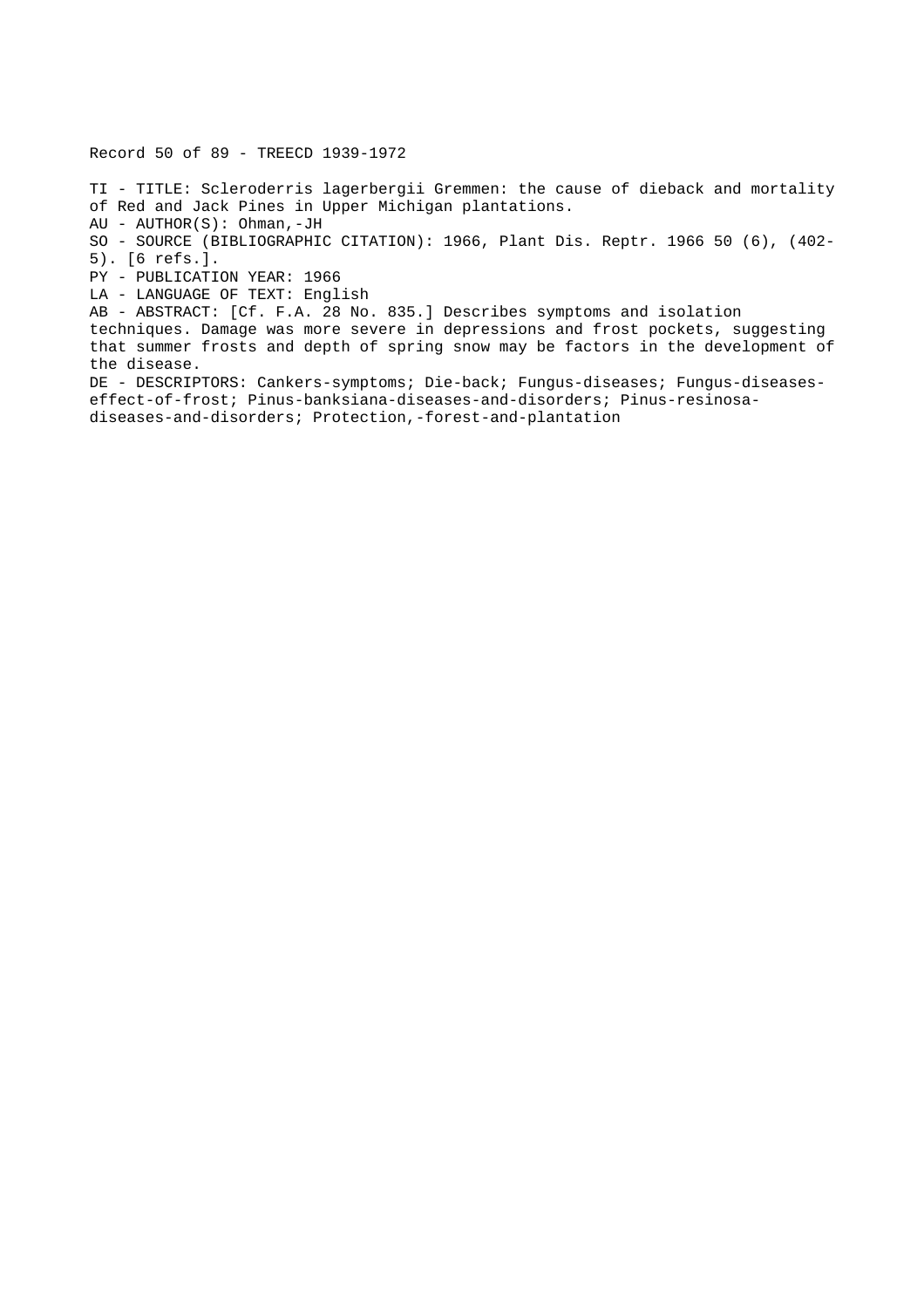Record 50 of 89 - TREECD 1939-1972

TI - TITLE: Scleroderris lagerbergii Gremmen: the cause of dieback and mortality of Red and Jack Pines in Upper Michigan plantations.
AU - AUTHOR(S): Ohman,-JH
SO - SOURCE (BIBLIOGRAPHIC CITATION): 1966, Plant Dis. Reptr. 1966 50 (6), (402-5). [6 refs.].
PY - PUBLICATION YEAR: 1966
LA - LANGUAGE OF TEXT: English
AB - ABSTRACT: [Cf. F.A. 28 No. 835.] Describes symptoms and isolation techniques. Damage was more severe in depressions and frost pockets, suggesting that summer frosts and depth of spring snow may be factors in the development of the disease.
DE - DESCRIPTORS: Cankers-symptoms; Die-back; Fungus-diseases; Fungus-diseases-effect-of-frost; Pinus-banksiana-diseases-and-disorders; Pinus-resinosa-diseases-and-disorders; Protection,-forest-and-plantation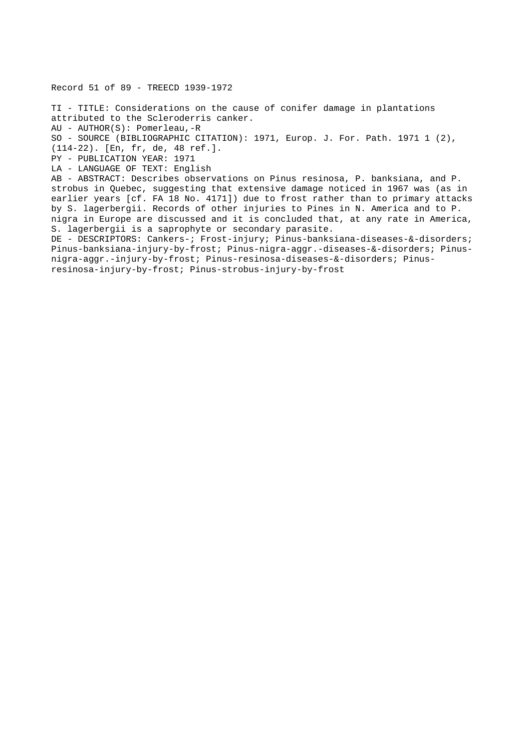Record 51 of 89 - TREECD 1939-1972

TI - TITLE: Considerations on the cause of conifer damage in plantations attributed to the Scleroderris canker.
AU - AUTHOR(S): Pomerleau,-R
SO - SOURCE (BIBLIOGRAPHIC CITATION): 1971, Europ. J. For. Path. 1971 1 (2), (114-22). [En, fr, de, 48 ref.].
PY - PUBLICATION YEAR: 1971
LA - LANGUAGE OF TEXT: English
AB - ABSTRACT: Describes observations on Pinus resinosa, P. banksiana, and P. strobus in Quebec, suggesting that extensive damage noticed in 1967 was (as in earlier years [cf. FA 18 No. 4171]) due to frost rather than to primary attacks by S. lagerbergii. Records of other injuries to Pines in N. America and to P. nigra in Europe are discussed and it is concluded that, at any rate in America, S. lagerbergii is a saprophyte or secondary parasite.
DE - DESCRIPTORS: Cankers-; Frost-injury; Pinus-banksiana-diseases-&-disorders; Pinus-banksiana-injury-by-frost; Pinus-nigra-aggr.-diseases-&-disorders; Pinus-nigra-aggr.-injury-by-frost; Pinus-resinosa-diseases-&-disorders; Pinus-resinosa-injury-by-frost; Pinus-strobus-injury-by-frost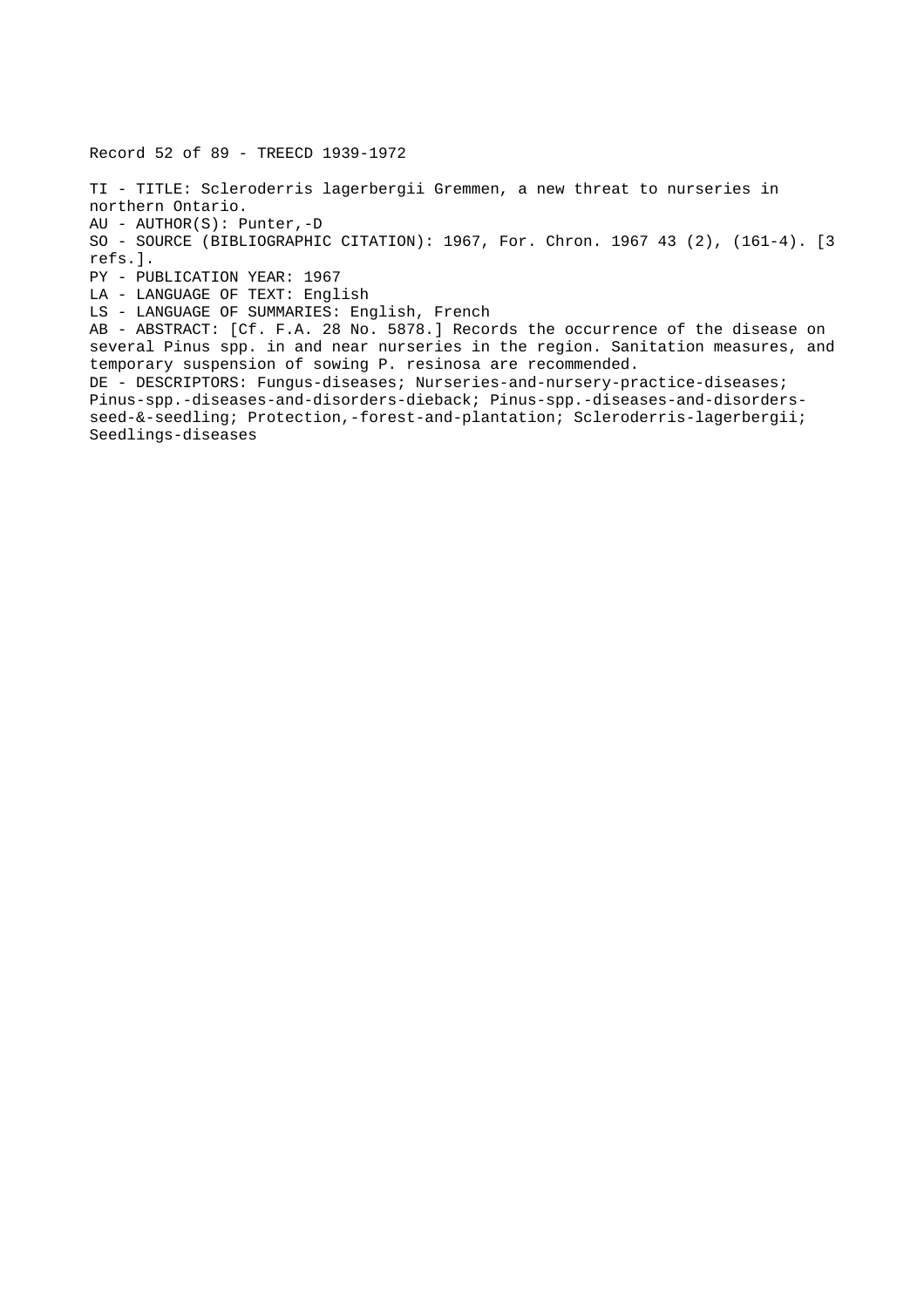Record 52 of 89 - TREECD 1939-1972

TI - TITLE: Scleroderris lagerbergii Gremmen, a new threat to nurseries in northern Ontario.
AU - AUTHOR(S): Punter,-D
SO - SOURCE (BIBLIOGRAPHIC CITATION): 1967, For. Chron. 1967 43 (2), (161-4). [3 refs.].
PY - PUBLICATION YEAR: 1967
LA - LANGUAGE OF TEXT: English
LS - LANGUAGE OF SUMMARIES: English, French
AB - ABSTRACT: [Cf. F.A. 28 No. 5878.] Records the occurrence of the disease on several Pinus spp. in and near nurseries in the region. Sanitation measures, and temporary suspension of sowing P. resinosa are recommended.
DE - DESCRIPTORS: Fungus-diseases; Nurseries-and-nursery-practice-diseases; Pinus-spp.-diseases-and-disorders-dieback; Pinus-spp.-diseases-and-disorders-seed-&-seedling; Protection,-forest-and-plantation; Scleroderris-lagerbergii; Seedlings-diseases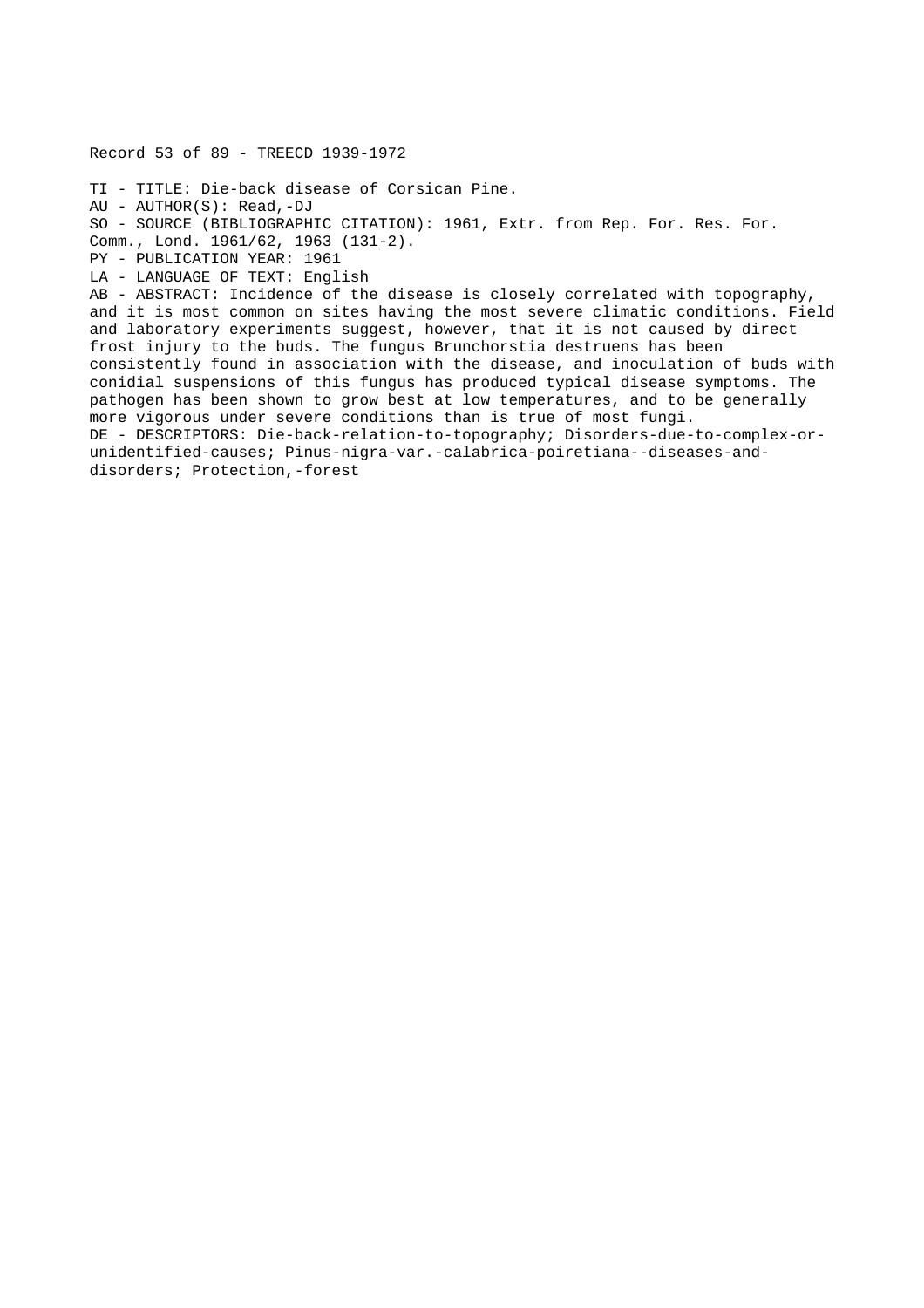Record 53 of 89 - TREECD 1939-1972

TI - TITLE: Die-back disease of Corsican Pine.
AU - AUTHOR(S): Read,-DJ
SO - SOURCE (BIBLIOGRAPHIC CITATION): 1961, Extr. from Rep. For. Res. For. Comm., Lond. 1961/62, 1963 (131-2).
PY - PUBLICATION YEAR: 1961
LA - LANGUAGE OF TEXT: English
AB - ABSTRACT: Incidence of the disease is closely correlated with topography, and it is most common on sites having the most severe climatic conditions. Field and laboratory experiments suggest, however, that it is not caused by direct frost injury to the buds. The fungus Brunchorstia destruens has been consistently found in association with the disease, and inoculation of buds with conidial suspensions of this fungus has produced typical disease symptoms. The pathogen has been shown to grow best at low temperatures, and to be generally more vigorous under severe conditions than is true of most fungi.
DE - DESCRIPTORS: Die-back-relation-to-topography; Disorders-due-to-complex-or-unidentified-causes; Pinus-nigra-var.-calabrica-poiretiana--diseases-and-disorders; Protection,-forest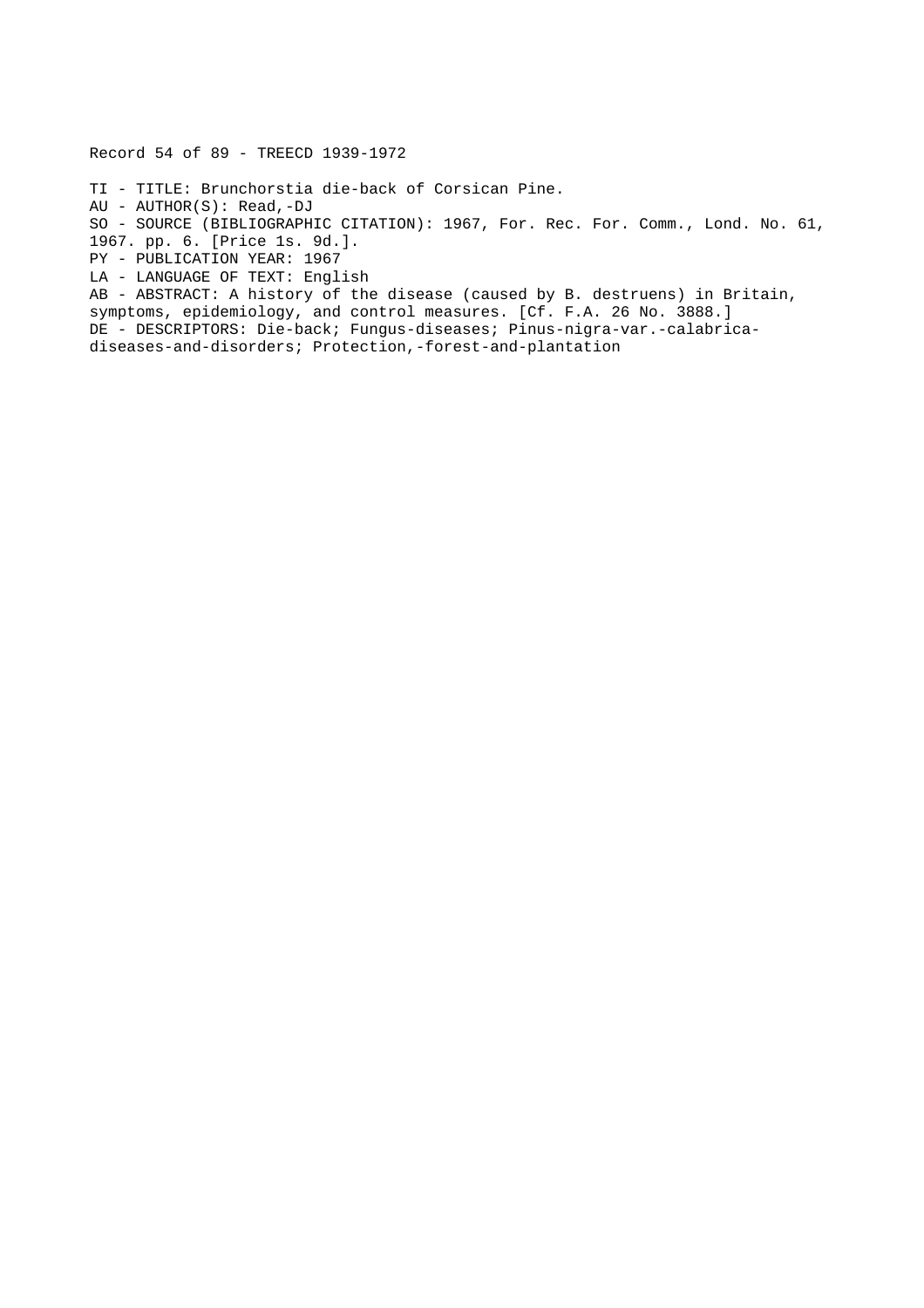Record 54 of 89 - TREECD 1939-1972

TI - TITLE: Brunchorstia die-back of Corsican Pine.
AU - AUTHOR(S): Read,-DJ
SO - SOURCE (BIBLIOGRAPHIC CITATION): 1967, For. Rec. For. Comm., Lond. No. 61, 1967. pp. 6. [Price 1s. 9d.].
PY - PUBLICATION YEAR: 1967
LA - LANGUAGE OF TEXT: English
AB - ABSTRACT: A history of the disease (caused by B. destruens) in Britain, symptoms, epidemiology, and control measures. [Cf. F.A. 26 No. 3888.]
DE - DESCRIPTORS: Die-back; Fungus-diseases; Pinus-nigra-var.-calabrica-diseases-and-disorders; Protection,-forest-and-plantation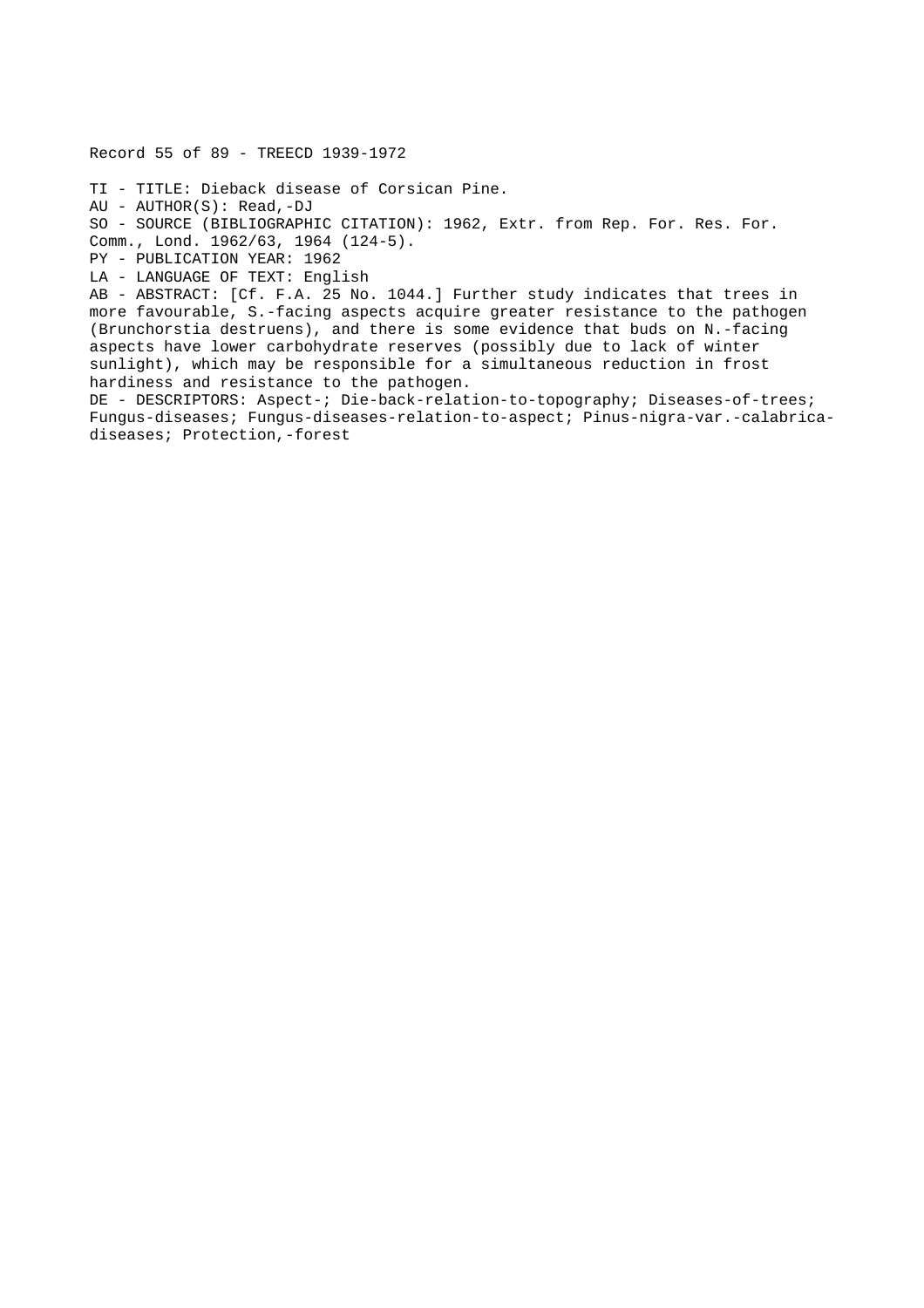Record 55 of 89 - TREECD 1939-1972

TI - TITLE: Dieback disease of Corsican Pine.
AU - AUTHOR(S): Read,-DJ
SO - SOURCE (BIBLIOGRAPHIC CITATION): 1962, Extr. from Rep. For. Res. For. Comm., Lond. 1962/63, 1964 (124-5).
PY - PUBLICATION YEAR: 1962
LA - LANGUAGE OF TEXT: English
AB - ABSTRACT: [Cf. F.A. 25 No. 1044.] Further study indicates that trees in more favourable, S.-facing aspects acquire greater resistance to the pathogen (Brunchorstia destruens), and there is some evidence that buds on N.-facing aspects have lower carbohydrate reserves (possibly due to lack of winter sunlight), which may be responsible for a simultaneous reduction in frost hardiness and resistance to the pathogen.
DE - DESCRIPTORS: Aspect-; Die-back-relation-to-topography; Diseases-of-trees; Fungus-diseases; Fungus-diseases-relation-to-aspect; Pinus-nigra-var.-calabrica-diseases; Protection,-forest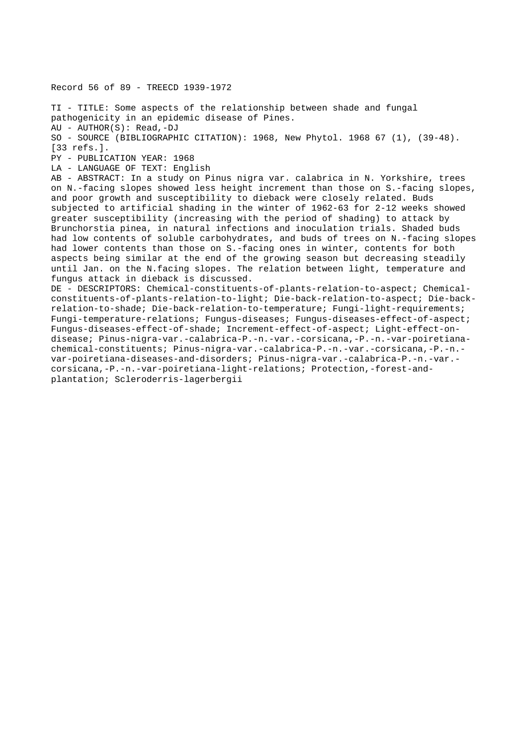Record 56 of 89 - TREECD 1939-1972

TI - TITLE: Some aspects of the relationship between shade and fungal pathogenicity in an epidemic disease of Pines.
AU - AUTHOR(S): Read,-DJ
SO - SOURCE (BIBLIOGRAPHIC CITATION): 1968, New Phytol. 1968 67 (1), (39-48). [33 refs.].
PY - PUBLICATION YEAR: 1968
LA - LANGUAGE OF TEXT: English
AB - ABSTRACT: In a study on Pinus nigra var. calabrica in N. Yorkshire, trees on N.-facing slopes showed less height increment than those on S.-facing slopes, and poor growth and susceptibility to dieback were closely related. Buds subjected to artificial shading in the winter of 1962-63 for 2-12 weeks showed greater susceptibility (increasing with the period of shading) to attack by Brunchorstia pinea, in natural infections and inoculation trials. Shaded buds had low contents of soluble carbohydrates, and buds of trees on N.-facing slopes had lower contents than those on S.-facing ones in winter, contents for both aspects being similar at the end of the growing season but decreasing steadily until Jan. on the N.facing slopes. The relation between light, temperature and fungus attack in dieback is discussed.
DE - DESCRIPTORS: Chemical-constituents-of-plants-relation-to-aspect; Chemical-constituents-of-plants-relation-to-light; Die-back-relation-to-aspect; Die-back-relation-to-shade; Die-back-relation-to-temperature; Fungi-light-requirements; Fungi-temperature-relations; Fungus-diseases; Fungus-diseases-effect-of-aspect; Fungus-diseases-effect-of-shade; Increment-effect-of-aspect; Light-effect-on-disease; Pinus-nigra-var.-calabrica-P.-n.-var.-corsicana,-P.-n.-var-poiretiana-chemical-constituents; Pinus-nigra-var.-calabrica-P.-n.-var.-corsicana,-P.-n.-var-poiretiana-diseases-and-disorders; Pinus-nigra-var.-calabrica-P.-n.-var.-corsicana,-P.-n.-var-poiretiana-light-relations; Protection,-forest-and-plantation; Scleroderris-lagerbergii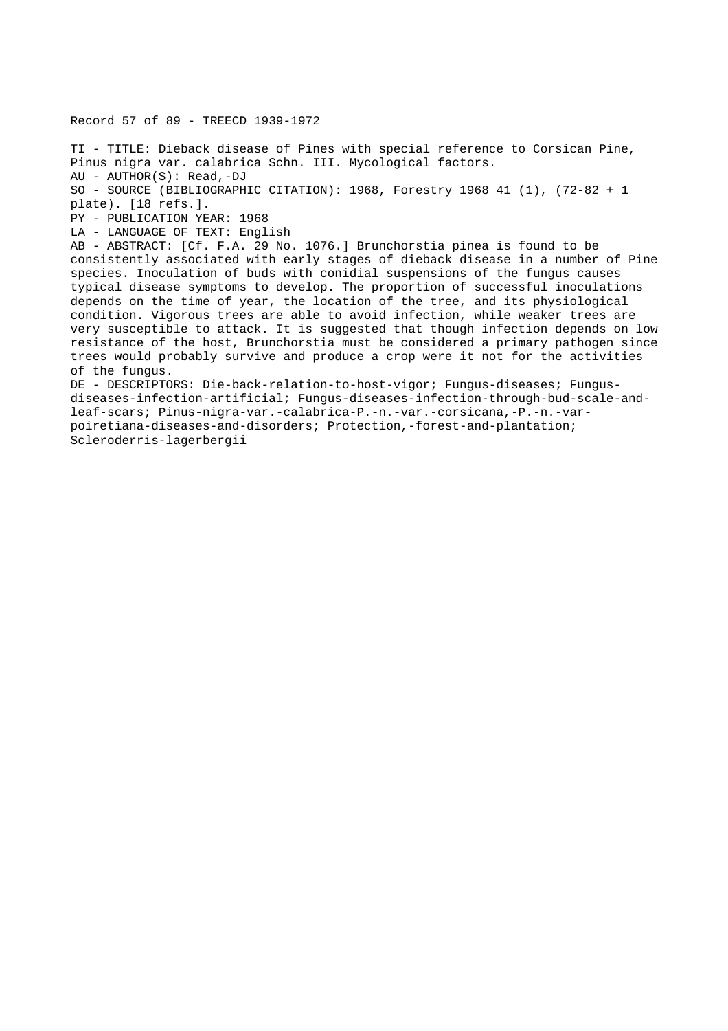Record 57 of 89 - TREECD 1939-1972

TI - TITLE: Dieback disease of Pines with special reference to Corsican Pine, Pinus nigra var. calabrica Schn. III. Mycological factors.
AU - AUTHOR(S): Read,-DJ
SO - SOURCE (BIBLIOGRAPHIC CITATION): 1968, Forestry 1968 41 (1), (72-82 + 1 plate). [18 refs.].
PY - PUBLICATION YEAR: 1968
LA - LANGUAGE OF TEXT: English
AB - ABSTRACT: [Cf. F.A. 29 No. 1076.] Brunchorstia pinea is found to be consistently associated with early stages of dieback disease in a number of Pine species. Inoculation of buds with conidial suspensions of the fungus causes typical disease symptoms to develop. The proportion of successful inoculations depends on the time of year, the location of the tree, and its physiological condition. Vigorous trees are able to avoid infection, while weaker trees are very susceptible to attack. It is suggested that though infection depends on low resistance of the host, Brunchorstia must be considered a primary pathogen since trees would probably survive and produce a crop were it not for the activities of the fungus.
DE - DESCRIPTORS: Die-back-relation-to-host-vigor; Fungus-diseases; Fungus-diseases-infection-artificial; Fungus-diseases-infection-through-bud-scale-and-leaf-scars; Pinus-nigra-var.-calabrica-P.-n.-var.-corsicana,-P.-n.-var-poiretiana-diseases-and-disorders; Protection,-forest-and-plantation; Scleroderris-lagerbergii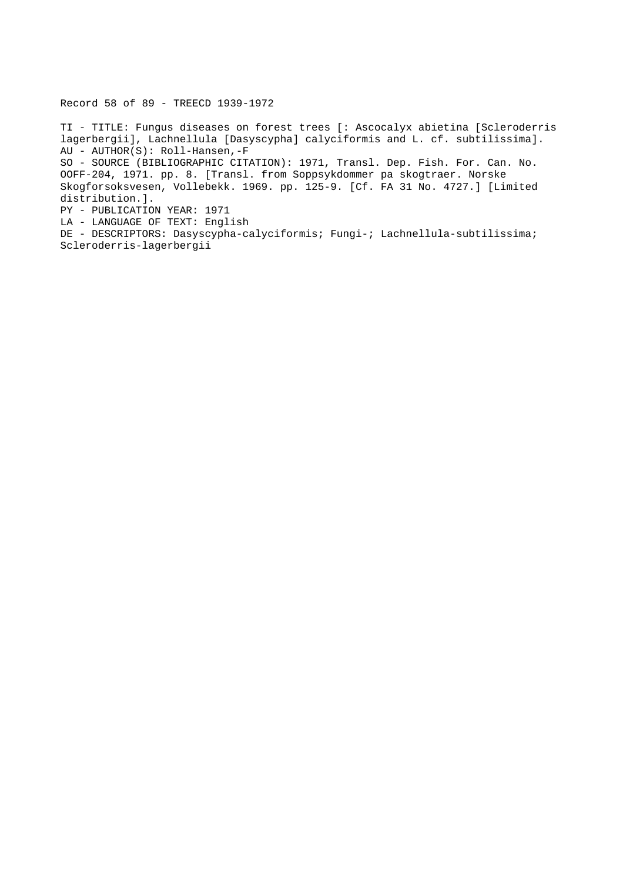Record 58 of 89 - TREECD 1939-1972

TI - TITLE: Fungus diseases on forest trees [: Ascocalyx abietina [Scleroderris lagerbergii], Lachnellula [Dasyscypha] calyciformis and L. cf. subtilissima].
AU - AUTHOR(S): Roll-Hansen,-F
SO - SOURCE (BIBLIOGRAPHIC CITATION): 1971, Transl. Dep. Fish. For. Can. No. OOFF-204, 1971. pp. 8. [Transl. from Soppsykdommer pa skogtraer. Norske Skogforsoksvesen, Vollebekk. 1969. pp. 125-9. [Cf. FA 31 No. 4727.] [Limited distribution.].
PY - PUBLICATION YEAR: 1971
LA - LANGUAGE OF TEXT: English
DE - DESCRIPTORS: Dasyscypha-calyciformis; Fungi-; Lachnellula-subtilissima; Scleroderris-lagerbergii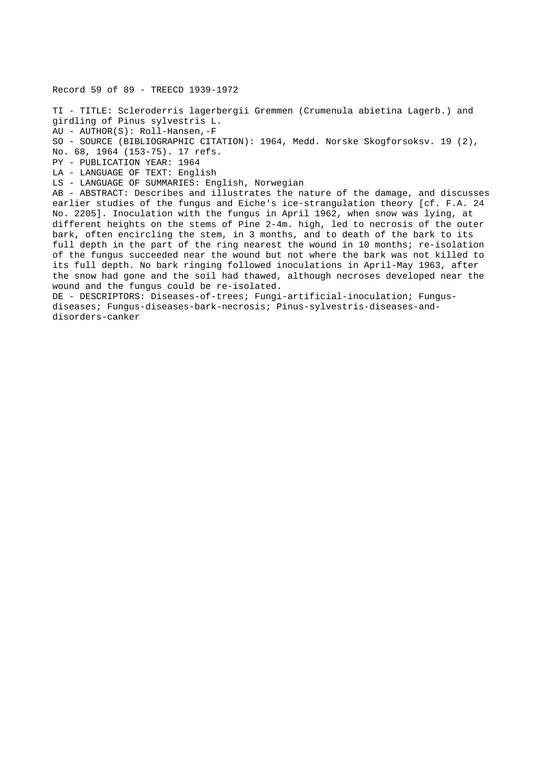Record 59 of 89 - TREECD 1939-1972

TI - TITLE: Scleroderris lagerbergii Gremmen (Crumenula abietina Lagerb.) and girdling of Pinus sylvestris L.
AU - AUTHOR(S): Roll-Hansen,-F
SO - SOURCE (BIBLIOGRAPHIC CITATION): 1964, Medd. Norske Skogforsoksv. 19 (2), No. 68, 1964 (153-75). 17 refs.
PY - PUBLICATION YEAR: 1964
LA - LANGUAGE OF TEXT: English
LS - LANGUAGE OF SUMMARIES: English, Norwegian
AB - ABSTRACT: Describes and illustrates the nature of the damage, and discusses earlier studies of the fungus and Eiche's ice-strangulation theory [cf. F.A. 24 No. 2205]. Inoculation with the fungus in April 1962, when snow was lying, at different heights on the stems of Pine 2-4m. high, led to necrosis of the outer bark, often encircling the stem, in 3 months, and to death of the bark to its full depth in the part of the ring nearest the wound in 10 months; re-isolation of the fungus succeeded near the wound but not where the bark was not killed to its full depth. No bark ringing followed inoculations in April-May 1963, after the snow had gone and the soil had thawed, although necroses developed near the wound and the fungus could be re-isolated.
DE - DESCRIPTORS: Diseases-of-trees; Fungi-artificial-inoculation; Fungus-diseases; Fungus-diseases-bark-necrosis; Pinus-sylvestris-diseases-and-disorders-canker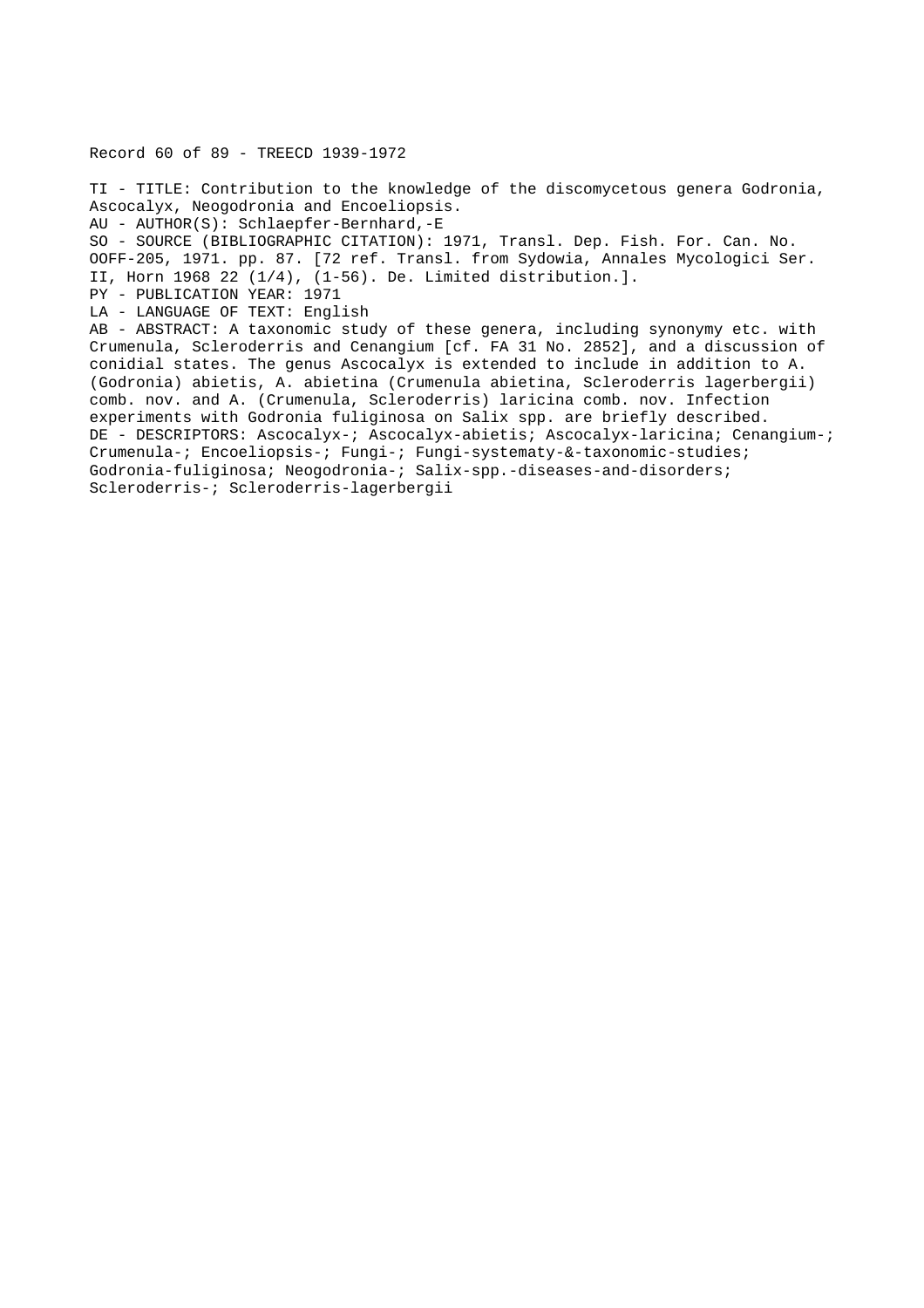Record 60 of 89 - TREECD 1939-1972

TI - TITLE: Contribution to the knowledge of the discomycetous genera Godronia, Ascocalyx, Neogodronia and Encoeliopsis.
AU - AUTHOR(S): Schlaepfer-Bernhard,-E
SO - SOURCE (BIBLIOGRAPHIC CITATION): 1971, Transl. Dep. Fish. For. Can. No. OOFF-205, 1971. pp. 87. [72 ref. Transl. from Sydowia, Annales Mycologici Ser. II, Horn 1968 22 (1/4), (1-56). De. Limited distribution.].
PY - PUBLICATION YEAR: 1971
LA - LANGUAGE OF TEXT: English
AB - ABSTRACT: A taxonomic study of these genera, including synonymy etc. with Crumenula, Scleroderris and Cenangium [cf. FA 31 No. 2852], and a discussion of conidial states. The genus Ascocalyx is extended to include in addition to A. (Godronia) abietis, A. abietina (Crumenula abietina, Scleroderris lagerbergii) comb. nov. and A. (Crumenula, Scleroderris) laricina comb. nov. Infection experiments with Godronia fuliginosa on Salix spp. are briefly described.
DE - DESCRIPTORS: Ascocalyx-; Ascocalyx-abietis; Ascocalyx-laricina; Cenangium-; Crumenula-; Encoeliopsis-; Fungi-; Fungi-systematy-&-taxonomic-studies; Godronia-fuliginosa; Neogodronia-; Salix-spp.-diseases-and-disorders; Scleroderris-; Scleroderris-lagerbergii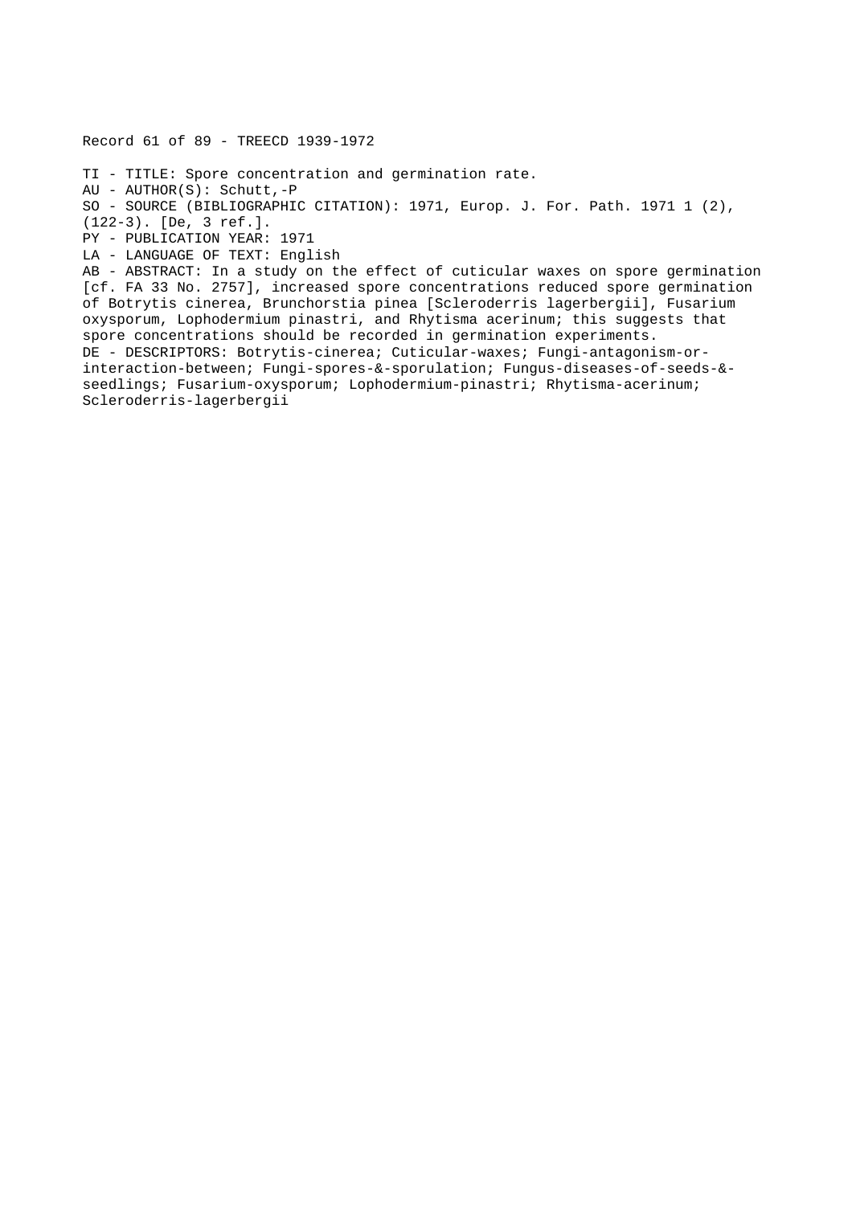Record 61 of 89 - TREECD 1939-1972

TI - TITLE: Spore concentration and germination rate.
AU - AUTHOR(S): Schutt,-P
SO - SOURCE (BIBLIOGRAPHIC CITATION): 1971, Europ. J. For. Path. 1971 1 (2), (122-3). [De, 3 ref.].
PY - PUBLICATION YEAR: 1971
LA - LANGUAGE OF TEXT: English
AB - ABSTRACT: In a study on the effect of cuticular waxes on spore germination [cf. FA 33 No. 2757], increased spore concentrations reduced spore germination of Botrytis cinerea, Brunchorstia pinea [Scleroderris lagerbergii], Fusarium oxysporum, Lophodermium pinastri, and Rhytisma acerinum; this suggests that spore concentrations should be recorded in germination experiments.
DE - DESCRIPTORS: Botrytis-cinerea; Cuticular-waxes; Fungi-antagonism-or-interaction-between; Fungi-spores-&-sporulation; Fungus-diseases-of-seeds-&-seedlings; Fusarium-oxysporum; Lophodermium-pinastri; Rhytisma-acerinum; Scleroderris-lagerbergii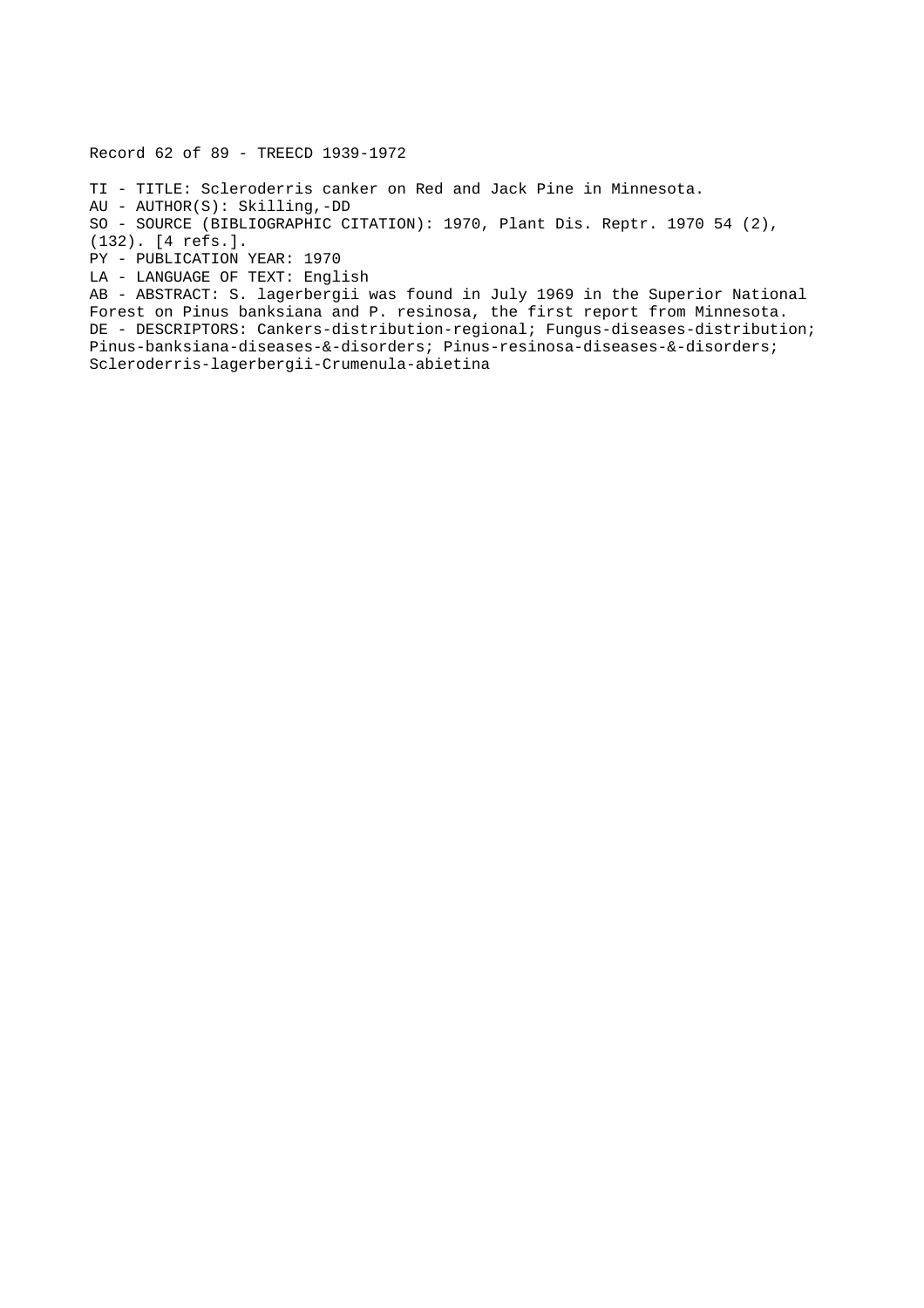Record 62 of 89 - TREECD 1939-1972

TI - TITLE: Scleroderris canker on Red and Jack Pine in Minnesota.
AU - AUTHOR(S): Skilling,-DD
SO - SOURCE (BIBLIOGRAPHIC CITATION): 1970, Plant Dis. Reptr. 1970 54 (2), (132). [4 refs.].
PY - PUBLICATION YEAR: 1970
LA - LANGUAGE OF TEXT: English
AB - ABSTRACT: S. lagerbergii was found in July 1969 in the Superior National Forest on Pinus banksiana and P. resinosa, the first report from Minnesota.
DE - DESCRIPTORS: Cankers-distribution-regional; Fungus-diseases-distribution; Pinus-banksiana-diseases-&-disorders; Pinus-resinosa-diseases-&-disorders; Scleroderris-lagerbergii-Crumenula-abietina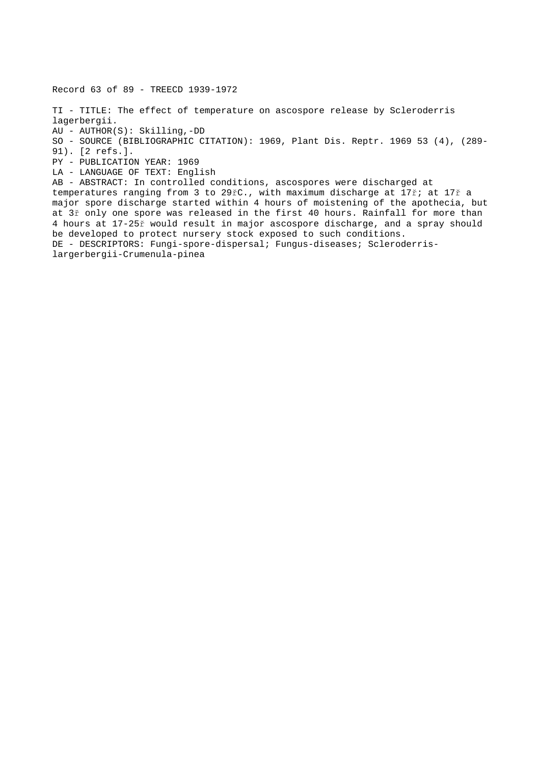Record 63 of 89 - TREECD 1939-1972

TI - TITLE: The effect of temperature on ascospore release by Scleroderris lagerbergii.
AU - AUTHOR(S): Skilling,-DD
SO - SOURCE (BIBLIOGRAPHIC CITATION): 1969, Plant Dis. Reptr. 1969 53 (4), (289-91). [2 refs.].
PY - PUBLICATION YEAR: 1969
LA - LANGUAGE OF TEXT: English
AB - ABSTRACT: In controlled conditions, ascospores were discharged at temperatures ranging from 3 to 29řC., with maximum discharge at 17ř; at 17ř a major spore discharge started within 4 hours of moistening of the apothecia, but at 3ř only one spore was released in the first 40 hours. Rainfall for more than 4 hours at 17-25ř would result in major ascospore discharge, and a spray should be developed to protect nursery stock exposed to such conditions.
DE - DESCRIPTORS: Fungi-spore-dispersal; Fungus-diseases; Scleroderris-largerbergii-Crumenula-pinea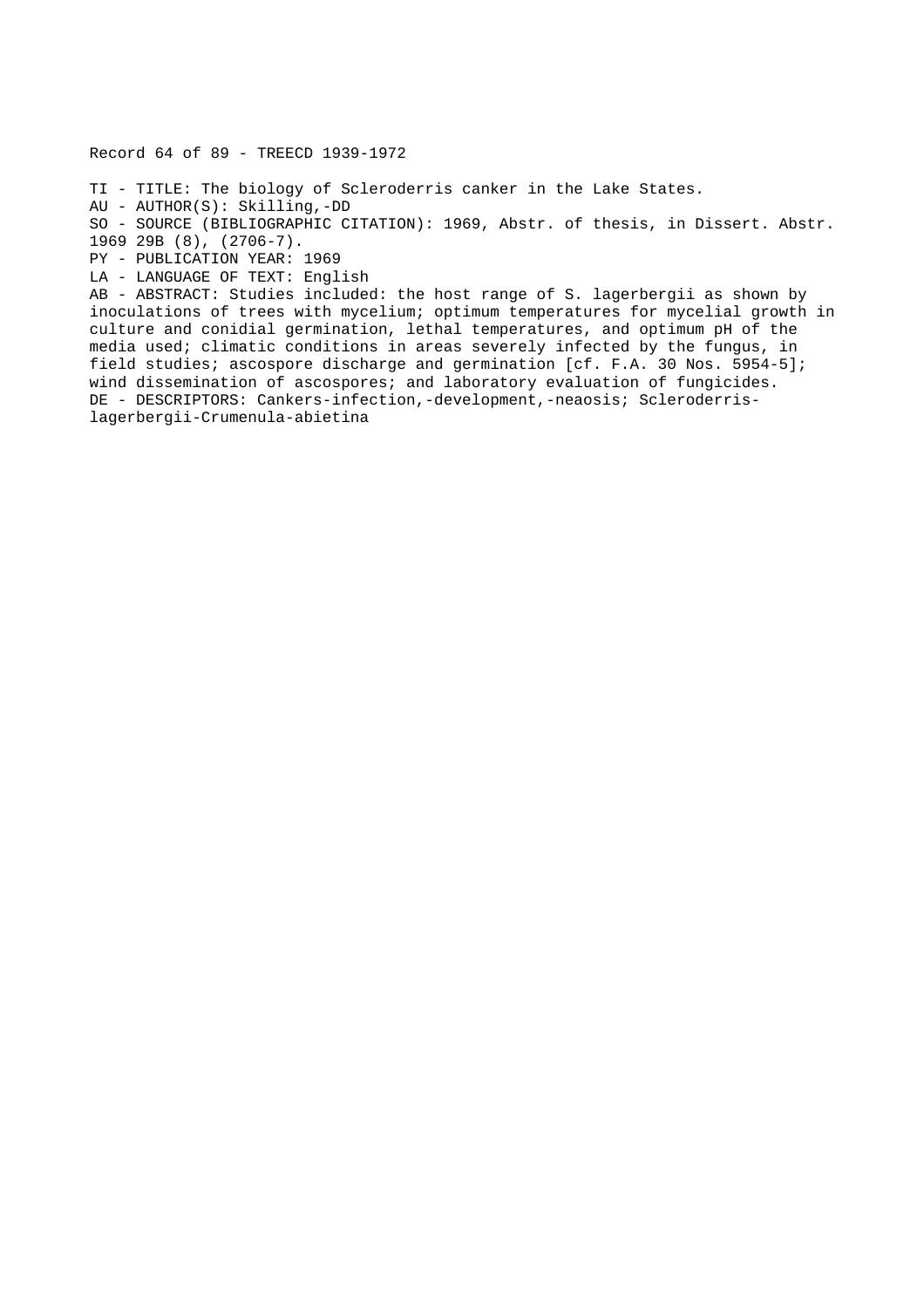Record 64 of 89 - TREECD 1939-1972

TI - TITLE: The biology of Scleroderris canker in the Lake States.
AU - AUTHOR(S): Skilling,-DD
SO - SOURCE (BIBLIOGRAPHIC CITATION): 1969, Abstr. of thesis, in Dissert. Abstr. 1969 29B (8), (2706-7).
PY - PUBLICATION YEAR: 1969
LA - LANGUAGE OF TEXT: English
AB - ABSTRACT: Studies included: the host range of S. lagerbergii as shown by inoculations of trees with mycelium; optimum temperatures for mycelial growth in culture and conidial germination, lethal temperatures, and optimum pH of the media used; climatic conditions in areas severely infected by the fungus, in field studies; ascospore discharge and germination [cf. F.A. 30 Nos. 5954-5]; wind dissemination of ascospores; and laboratory evaluation of fungicides.
DE - DESCRIPTORS: Cankers-infection,-development,-neaosis; Scleroderris-lagerbergii-Crumenula-abietina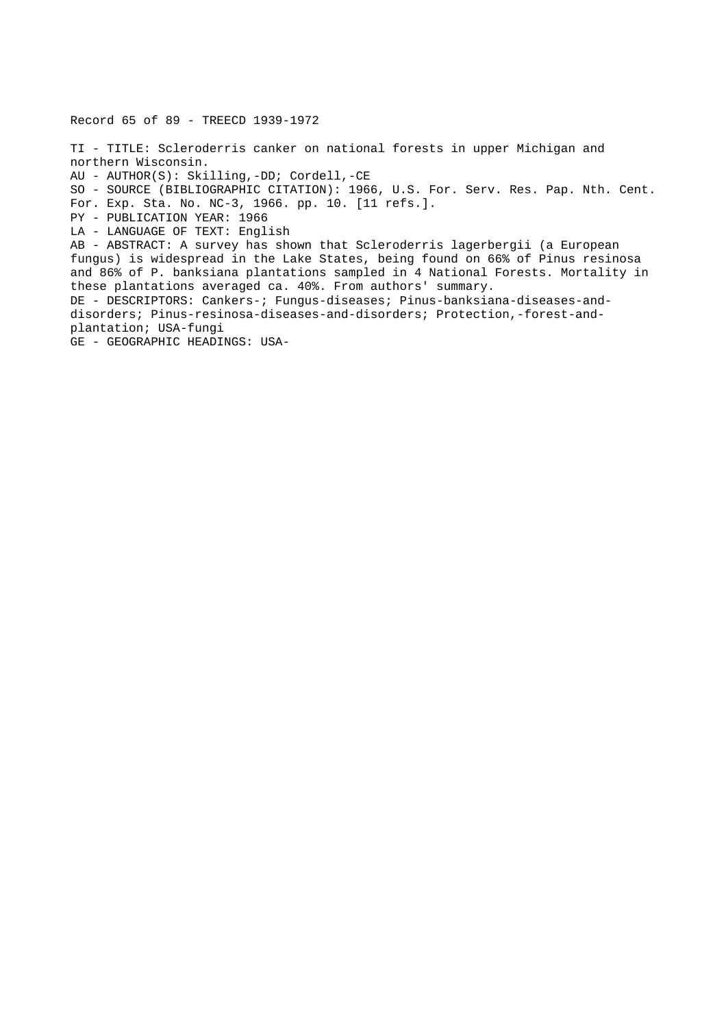Record 65 of 89 - TREECD 1939-1972

TI - TITLE: Scleroderris canker on national forests in upper Michigan and northern Wisconsin.
AU - AUTHOR(S): Skilling,-DD; Cordell,-CE
SO - SOURCE (BIBLIOGRAPHIC CITATION): 1966, U.S. For. Serv. Res. Pap. Nth. Cent. For. Exp. Sta. No. NC-3, 1966. pp. 10. [11 refs.].
PY - PUBLICATION YEAR: 1966
LA - LANGUAGE OF TEXT: English
AB - ABSTRACT: A survey has shown that Scleroderris lagerbergii (a European fungus) is widespread in the Lake States, being found on 66% of Pinus resinosa and 86% of P. banksiana plantations sampled in 4 National Forests. Mortality in these plantations averaged ca. 40%. From authors' summary.
DE - DESCRIPTORS: Cankers-; Fungus-diseases; Pinus-banksiana-diseases-and-disorders; Pinus-resinosa-diseases-and-disorders; Protection,-forest-and-plantation; USA-fungi
GE - GEOGRAPHIC HEADINGS: USA-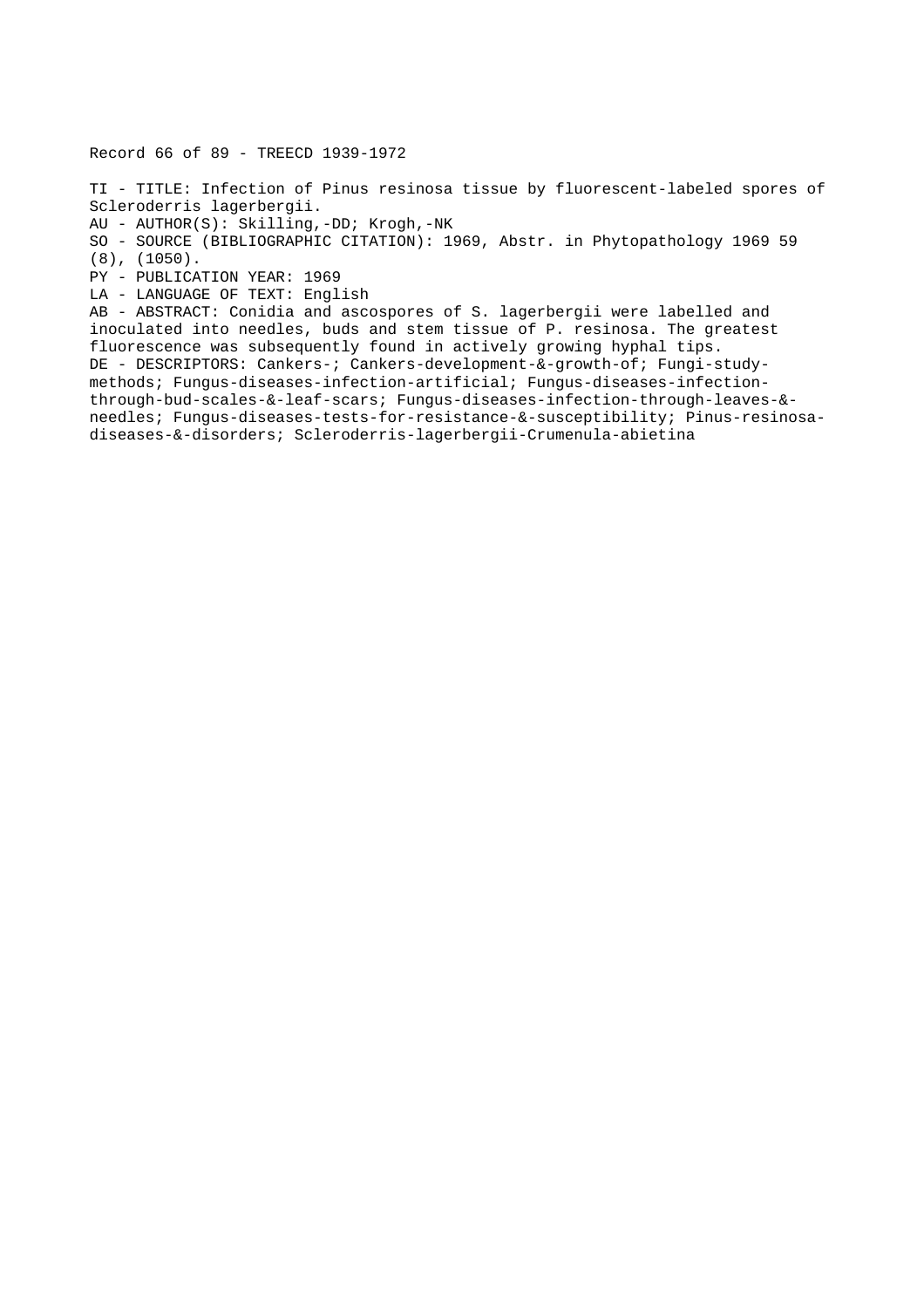Record 66 of 89 - TREECD 1939-1972

TI - TITLE: Infection of Pinus resinosa tissue by fluorescent-labeled spores of Scleroderris lagerbergii.
AU - AUTHOR(S): Skilling,-DD; Krogh,-NK
SO - SOURCE (BIBLIOGRAPHIC CITATION): 1969, Abstr. in Phytopathology 1969 59 (8), (1050).
PY - PUBLICATION YEAR: 1969
LA - LANGUAGE OF TEXT: English
AB - ABSTRACT: Conidia and ascospores of S. lagerbergii were labelled and inoculated into needles, buds and stem tissue of P. resinosa. The greatest fluorescence was subsequently found in actively growing hyphal tips.
DE - DESCRIPTORS: Cankers-; Cankers-development-&-growth-of; Fungi-study-methods; Fungus-diseases-infection-artificial; Fungus-diseases-infection-through-bud-scales-&-leaf-scars; Fungus-diseases-infection-through-leaves-&-needles; Fungus-diseases-tests-for-resistance-&-susceptibility; Pinus-resinosa-diseases-&-disorders; Scleroderris-lagerbergii-Crumenula-abietina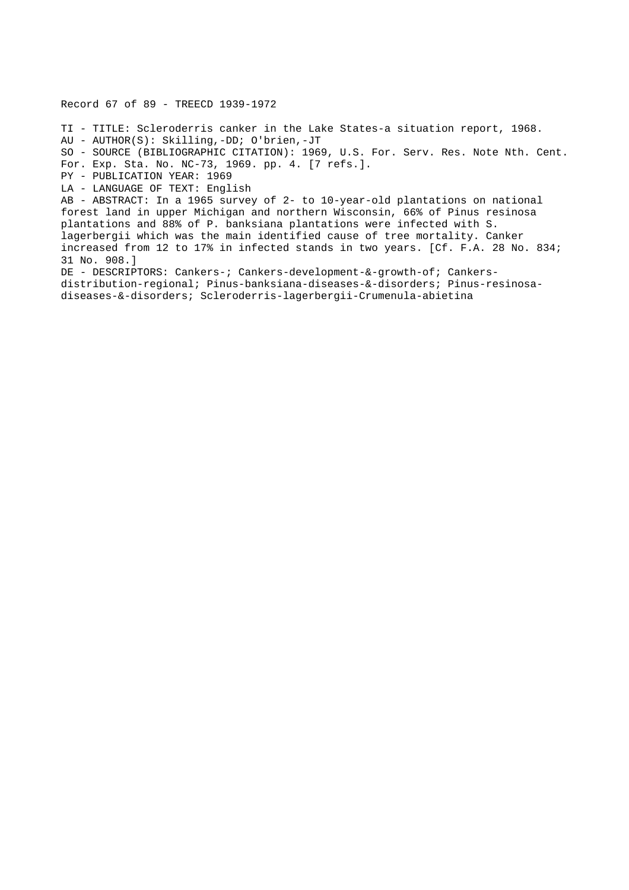Record 67 of 89 - TREECD 1939-1972

TI - TITLE: Scleroderris canker in the Lake States-a situation report, 1968.
AU - AUTHOR(S): Skilling,-DD; O'brien,-JT
SO - SOURCE (BIBLIOGRAPHIC CITATION): 1969, U.S. For. Serv. Res. Note Nth. Cent. For. Exp. Sta. No. NC-73, 1969. pp. 4. [7 refs.].
PY - PUBLICATION YEAR: 1969
LA - LANGUAGE OF TEXT: English
AB - ABSTRACT: In a 1965 survey of 2- to 10-year-old plantations on national forest land in upper Michigan and northern Wisconsin, 66% of Pinus resinosa plantations and 88% of P. banksiana plantations were infected with S. lagerbergii which was the main identified cause of tree mortality. Canker increased from 12 to 17% in infected stands in two years. [Cf. F.A. 28 No. 834; 31 No. 908.]
DE - DESCRIPTORS: Cankers-; Cankers-development-&-growth-of; Cankers-distribution-regional; Pinus-banksiana-diseases-&-disorders; Pinus-resinosa-diseases-&-disorders; Scleroderris-lagerbergii-Crumenula-abietina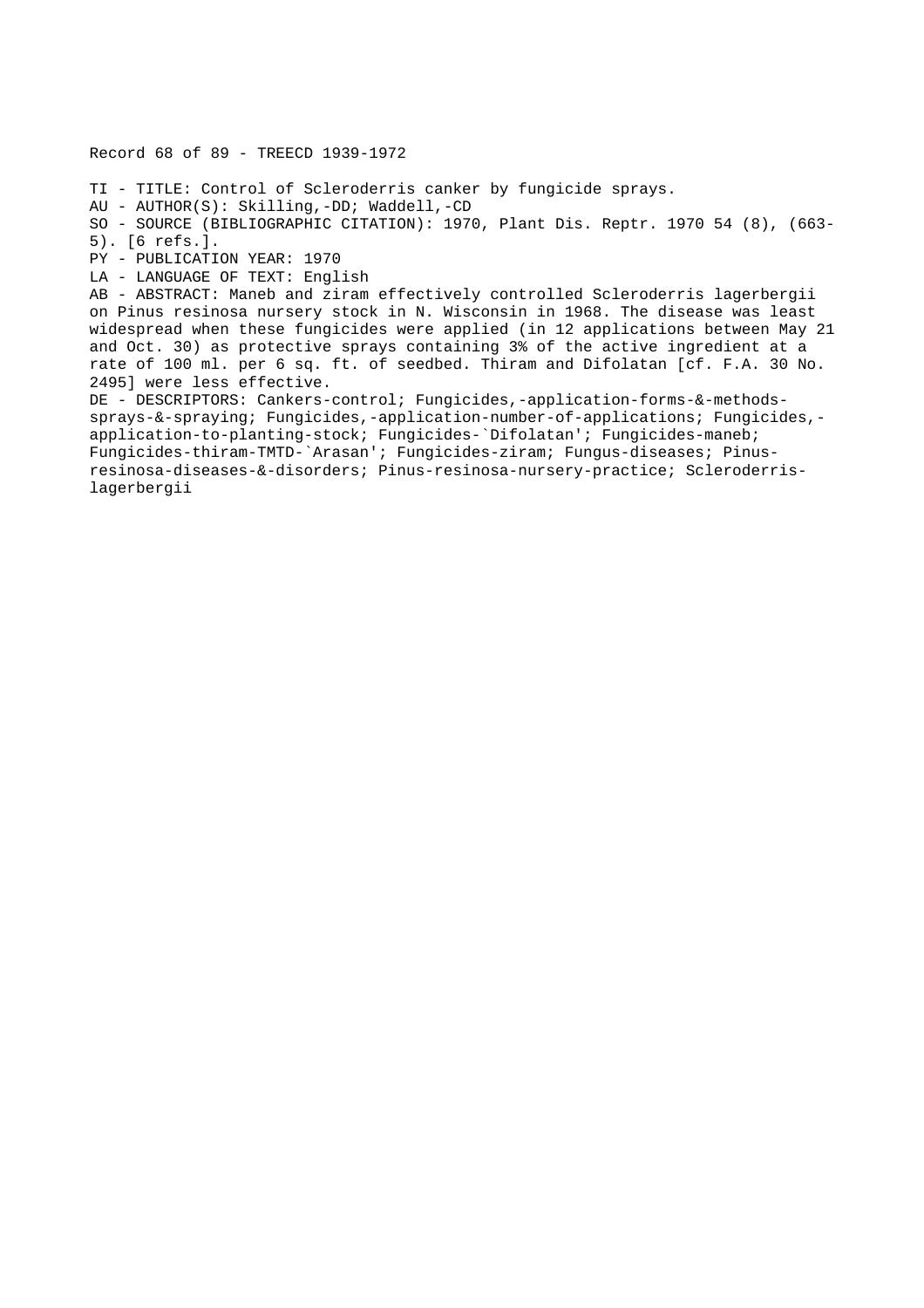Record 68 of 89 - TREECD 1939-1972

TI - TITLE: Control of Scleroderris canker by fungicide sprays.
AU - AUTHOR(S): Skilling,-DD; Waddell,-CD
SO - SOURCE (BIBLIOGRAPHIC CITATION): 1970, Plant Dis. Reptr. 1970 54 (8), (663-5). [6 refs.].
PY - PUBLICATION YEAR: 1970
LA - LANGUAGE OF TEXT: English
AB - ABSTRACT: Maneb and ziram effectively controlled Scleroderris lagerbergii on Pinus resinosa nursery stock in N. Wisconsin in 1968. The disease was least widespread when these fungicides were applied (in 12 applications between May 21 and Oct. 30) as protective sprays containing 3% of the active ingredient at a rate of 100 ml. per 6 sq. ft. of seedbed. Thiram and Difolatan [cf. F.A. 30 No. 2495] were less effective.
DE - DESCRIPTORS: Cankers-control; Fungicides,-application-forms-&-methods-sprays-&-spraying; Fungicides,-application-number-of-applications; Fungicides,-application-to-planting-stock; Fungicides-`Difolatan'; Fungicides-maneb; Fungicides-thiram-TMTD-`Arasan'; Fungicides-ziram; Fungus-diseases; Pinus-resinosa-diseases-&-disorders; Pinus-resinosa-nursery-practice; Scleroderris-lagerbergii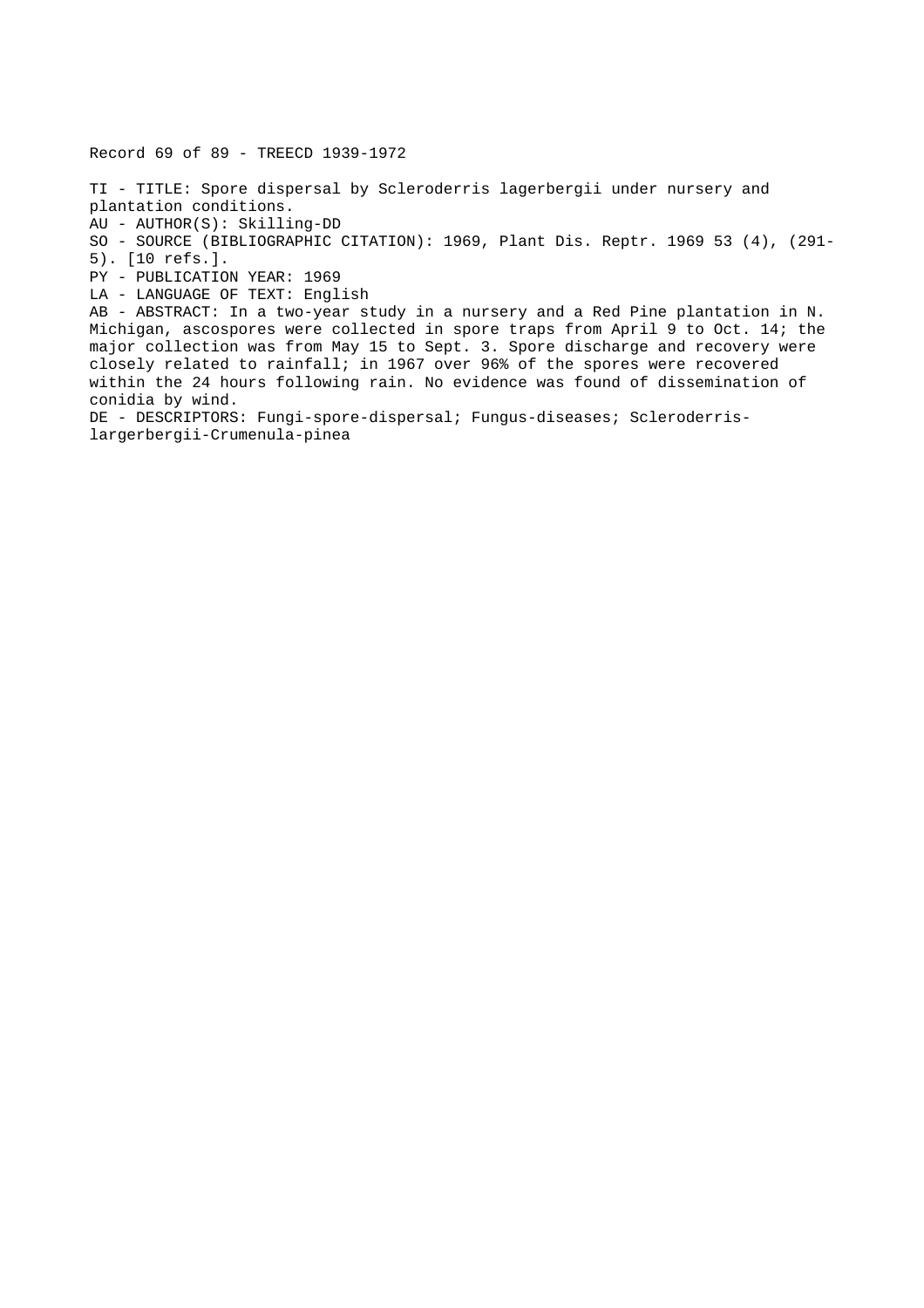Record 69 of 89 - TREECD 1939-1972

TI - TITLE: Spore dispersal by Scleroderris lagerbergii under nursery and plantation conditions.
AU - AUTHOR(S): Skilling-DD
SO - SOURCE (BIBLIOGRAPHIC CITATION): 1969, Plant Dis. Reptr. 1969 53 (4), (291-5). [10 refs.].
PY - PUBLICATION YEAR: 1969
LA - LANGUAGE OF TEXT: English
AB - ABSTRACT: In a two-year study in a nursery and a Red Pine plantation in N. Michigan, ascospores were collected in spore traps from April 9 to Oct. 14; the major collection was from May 15 to Sept. 3. Spore discharge and recovery were closely related to rainfall; in 1967 over 96% of the spores were recovered within the 24 hours following rain. No evidence was found of dissemination of conidia by wind.
DE - DESCRIPTORS: Fungi-spore-dispersal; Fungus-diseases; Scleroderris-largerbergii-Crumenula-pinea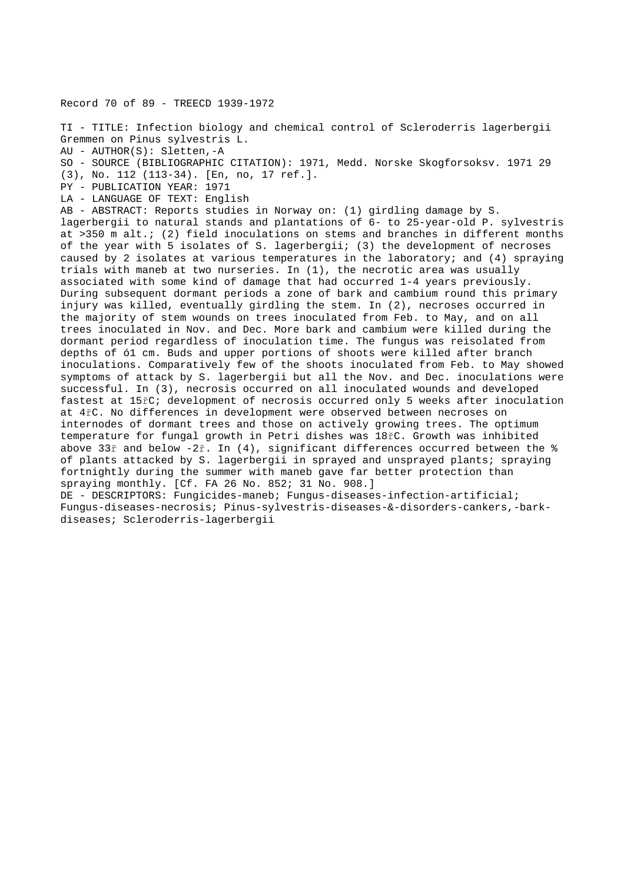Record 70 of 89 - TREECD 1939-1972

TI - TITLE: Infection biology and chemical control of Scleroderris lagerbergii Gremmen on Pinus sylvestris L.
AU - AUTHOR(S): Sletten,-A
SO - SOURCE (BIBLIOGRAPHIC CITATION): 1971, Medd. Norske Skogforsoksv. 1971 29 (3), No. 112 (113-34). [En, no, 17 ref.].
PY - PUBLICATION YEAR: 1971
LA - LANGUAGE OF TEXT: English
AB - ABSTRACT: Reports studies in Norway on: (1) girdling damage by S. lagerbergii to natural stands and plantations of 6- to 25-year-old P. sylvestris at >350 m alt.; (2) field inoculations on stems and branches in different months of the year with 5 isolates of S. lagerbergii; (3) the development of necroses caused by 2 isolates at various temperatures in the laboratory; and (4) spraying trials with maneb at two nurseries. In (1), the necrotic area was usually associated with some kind of damage that had occurred 1-4 years previously. During subsequent dormant periods a zone of bark and cambium round this primary injury was killed, eventually girdling the stem. In (2), necroses occurred in the majority of stem wounds on trees inoculated from Feb. to May, and on all trees inoculated in Nov. and Dec. More bark and cambium were killed during the dormant period regardless of inoculation time. The fungus was reisolated from depths of ó1 cm. Buds and upper portions of shoots were killed after branch inoculations. Comparatively few of the shoots inoculated from Feb. to May showed symptoms of attack by S. lagerbergii but all the Nov. and Dec. inoculations were successful. In (3), necrosis occurred on all inoculated wounds and developed fastest at 15řC; development of necrosis occurred only 5 weeks after inoculation at 4řC. No differences in development were observed between necroses on internodes of dormant trees and those on actively growing trees. The optimum temperature for fungal growth in Petri dishes was 18řC. Growth was inhibited above 33ř and below -2ř. In (4), significant differences occurred between the % of plants attacked by S. lagerbergii in sprayed and unsprayed plants; spraying fortnightly during the summer with maneb gave far better protection than spraying monthly. [Cf. FA 26 No. 852; 31 No. 908.]
DE - DESCRIPTORS: Fungicides-maneb; Fungus-diseases-infection-artificial; Fungus-diseases-necrosis; Pinus-sylvestris-diseases-&-disorders-cankers,-bark-diseases; Scleroderris-lagerbergii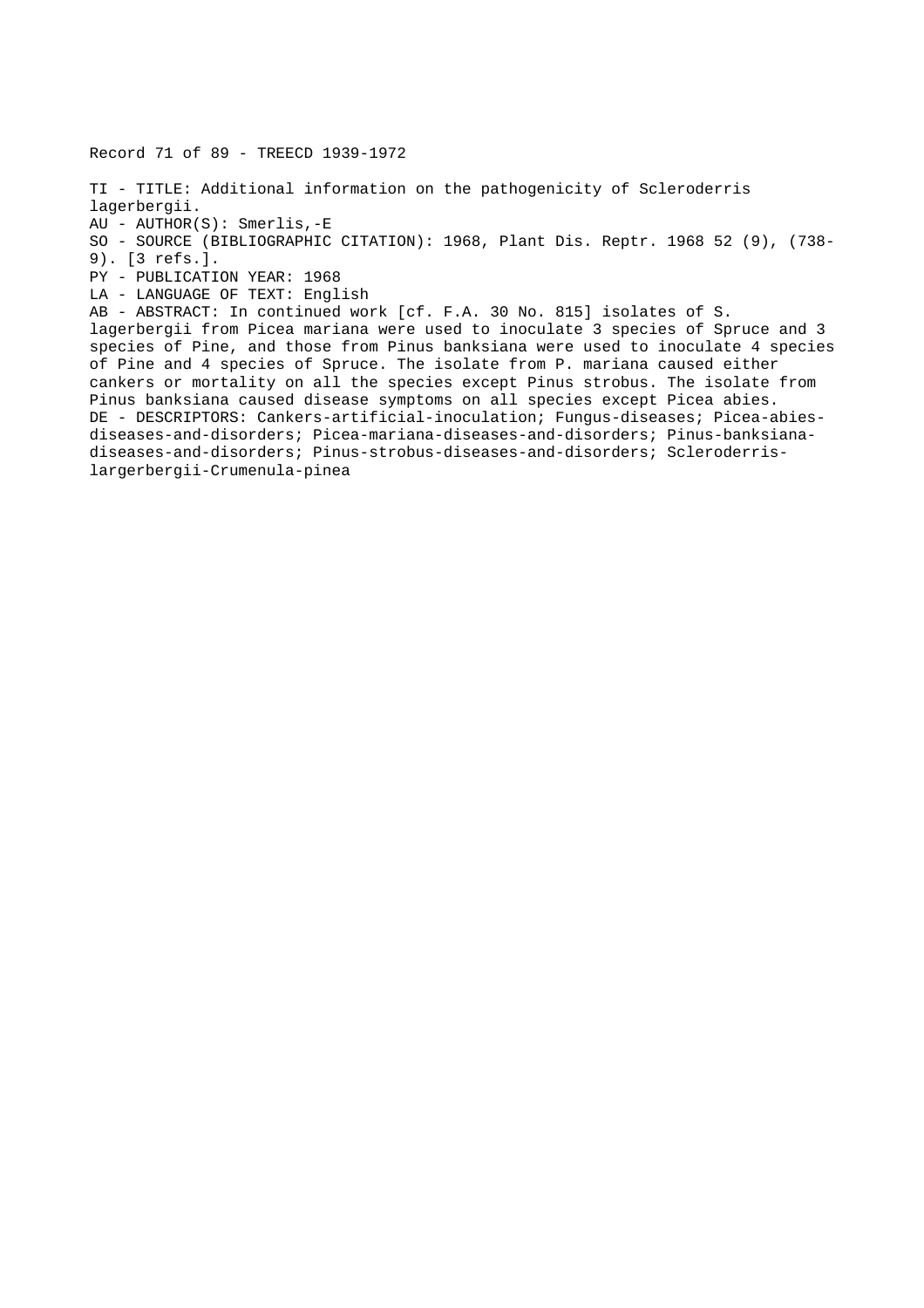Record 71 of 89 - TREECD 1939-1972

TI - TITLE: Additional information on the pathogenicity of Scleroderris lagerbergii.
AU - AUTHOR(S): Smerlis,-E
SO - SOURCE (BIBLIOGRAPHIC CITATION): 1968, Plant Dis. Reptr. 1968 52 (9), (738-9). [3 refs.].
PY - PUBLICATION YEAR: 1968
LA - LANGUAGE OF TEXT: English
AB - ABSTRACT: In continued work [cf. F.A. 30 No. 815] isolates of S. lagerbergii from Picea mariana were used to inoculate 3 species of Spruce and 3 species of Pine, and those from Pinus banksiana were used to inoculate 4 species of Pine and 4 species of Spruce. The isolate from P. mariana caused either cankers or mortality on all the species except Pinus strobus. The isolate from Pinus banksiana caused disease symptoms on all species except Picea abies.
DE - DESCRIPTORS: Cankers-artificial-inoculation; Fungus-diseases; Picea-abies-diseases-and-disorders; Picea-mariana-diseases-and-disorders; Pinus-banksiana-diseases-and-disorders; Pinus-strobus-diseases-and-disorders; Scleroderris-largerbergii-Crumenula-pinea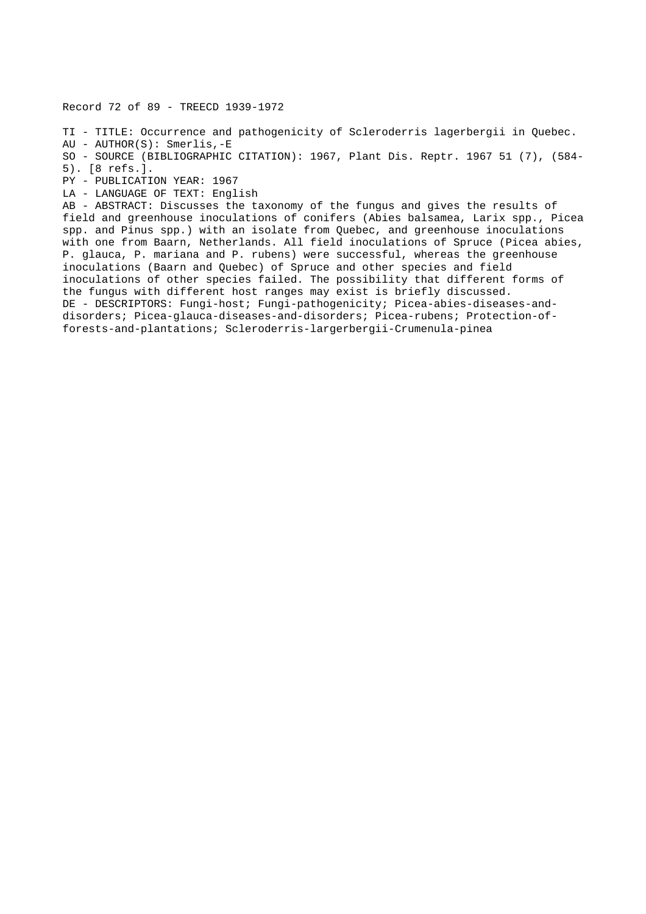Record 72 of 89 - TREECD 1939-1972

TI - TITLE: Occurrence and pathogenicity of Scleroderris lagerbergii in Quebec.
AU - AUTHOR(S): Smerlis,-E
SO - SOURCE (BIBLIOGRAPHIC CITATION): 1967, Plant Dis. Reptr. 1967 51 (7), (584-5). [8 refs.].
PY - PUBLICATION YEAR: 1967
LA - LANGUAGE OF TEXT: English
AB - ABSTRACT: Discusses the taxonomy of the fungus and gives the results of field and greenhouse inoculations of conifers (Abies balsamea, Larix spp., Picea spp. and Pinus spp.) with an isolate from Quebec, and greenhouse inoculations with one from Baarn, Netherlands. All field inoculations of Spruce (Picea abies, P. glauca, P. mariana and P. rubens) were successful, whereas the greenhouse inoculations (Baarn and Quebec) of Spruce and other species and field inoculations of other species failed. The possibility that different forms of the fungus with different host ranges may exist is briefly discussed.
DE - DESCRIPTORS: Fungi-host; Fungi-pathogenicity; Picea-abies-diseases-and-disorders; Picea-glauca-diseases-and-disorders; Picea-rubens; Protection-of-forests-and-plantations; Scleroderris-largerbergii-Crumenula-pinea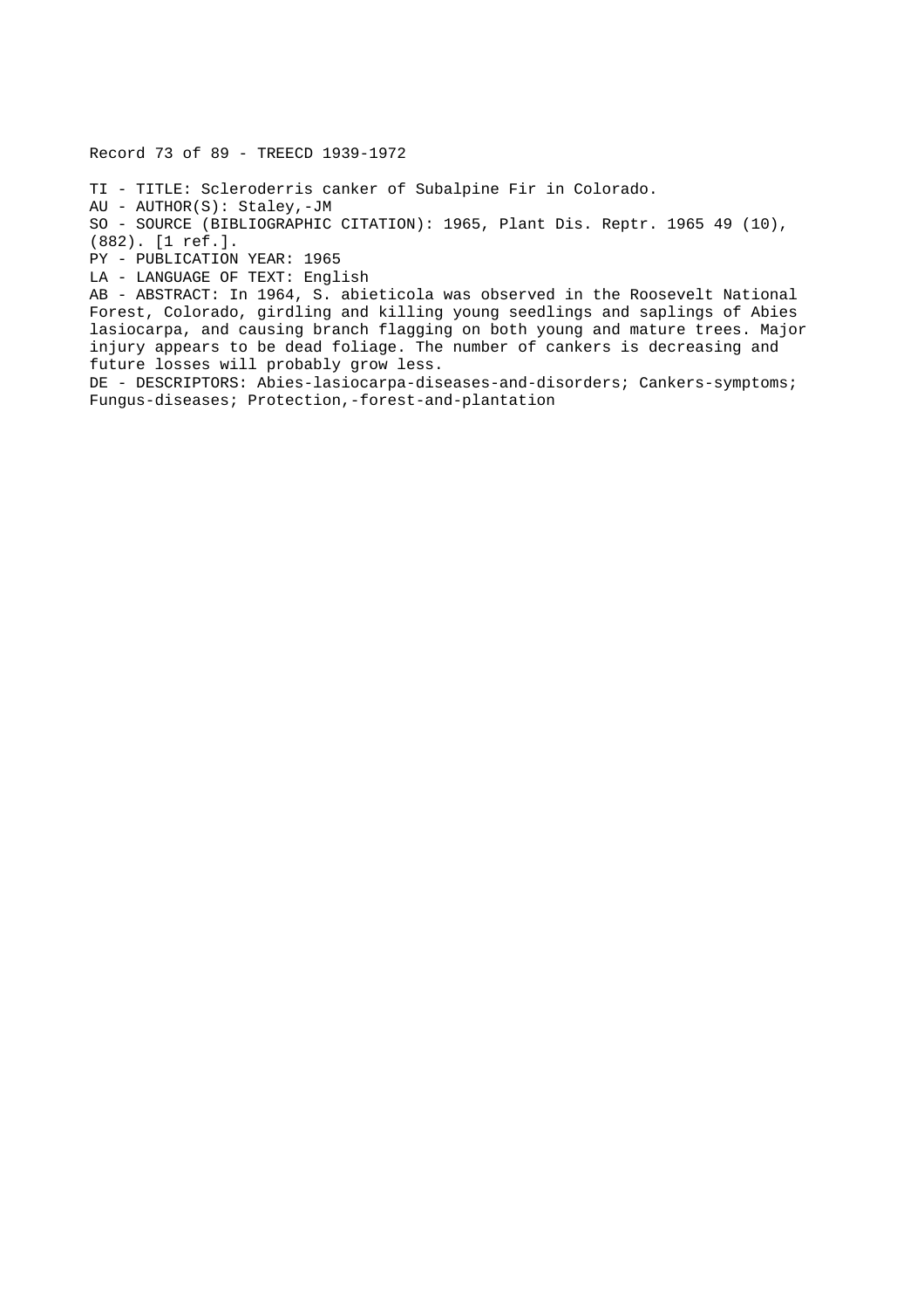Record 73 of 89 - TREECD 1939-1972

TI - TITLE: Scleroderris canker of Subalpine Fir in Colorado.
AU - AUTHOR(S): Staley,-JM
SO - SOURCE (BIBLIOGRAPHIC CITATION): 1965, Plant Dis. Reptr. 1965 49 (10), (882). [1 ref.].
PY - PUBLICATION YEAR: 1965
LA - LANGUAGE OF TEXT: English
AB - ABSTRACT: In 1964, S. abieticola was observed in the Roosevelt National Forest, Colorado, girdling and killing young seedlings and saplings of Abies lasiocarpa, and causing branch flagging on both young and mature trees. Major injury appears to be dead foliage. The number of cankers is decreasing and future losses will probably grow less.
DE - DESCRIPTORS: Abies-lasiocarpa-diseases-and-disorders; Cankers-symptoms; Fungus-diseases; Protection,-forest-and-plantation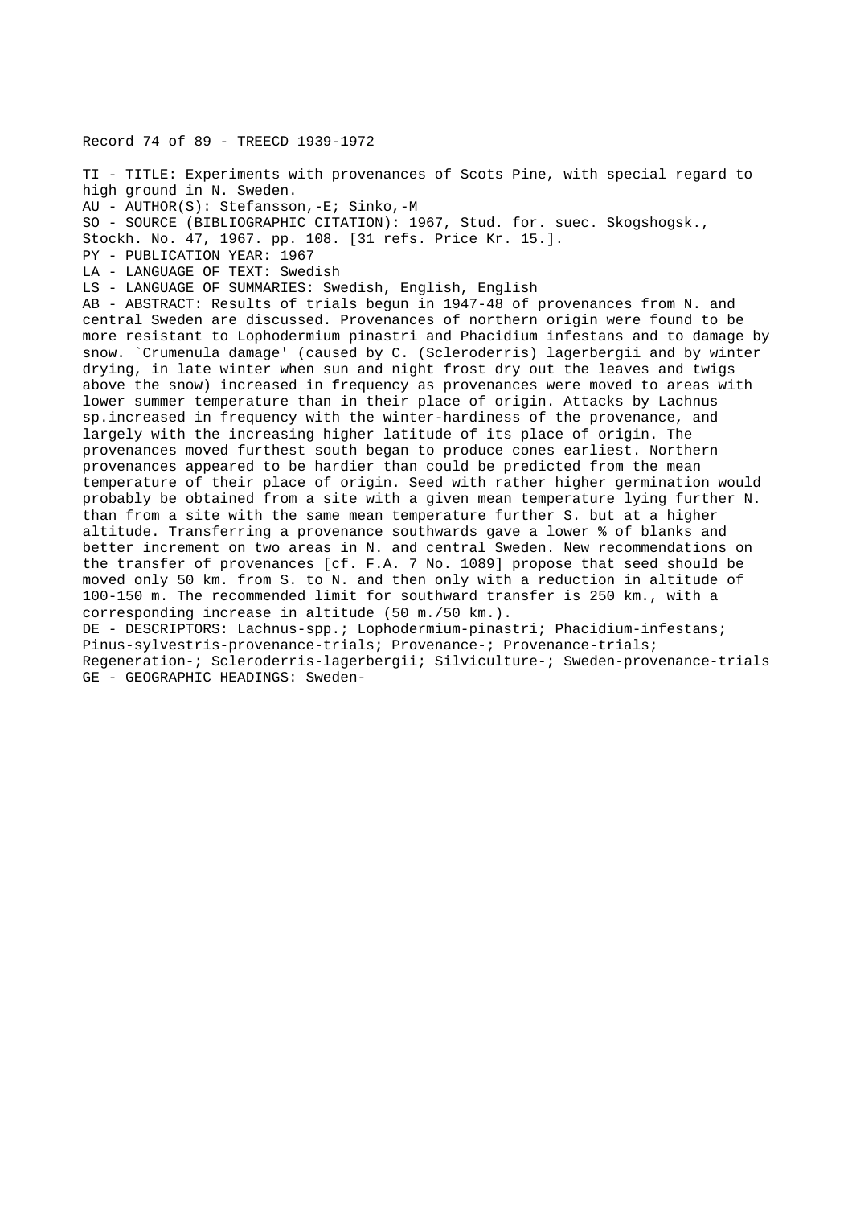Record 74 of 89 - TREECD 1939-1972

TI - TITLE: Experiments with provenances of Scots Pine, with special regard to high ground in N. Sweden.
AU - AUTHOR(S): Stefansson,-E; Sinko,-M
SO - SOURCE (BIBLIOGRAPHIC CITATION): 1967, Stud. for. suec. Skogshogsk., Stockh. No. 47, 1967. pp. 108. [31 refs. Price Kr. 15.].
PY - PUBLICATION YEAR: 1967
LA - LANGUAGE OF TEXT: Swedish
LS - LANGUAGE OF SUMMARIES: Swedish, English, English
AB - ABSTRACT: Results of trials begun in 1947-48 of provenances from N. and central Sweden are discussed. Provenances of northern origin were found to be more resistant to Lophodermium pinastri and Phacidium infestans and to damage by snow. `Crumenula damage' (caused by C. (Scleroderris) lagerbergii and by winter drying, in late winter when sun and night frost dry out the leaves and twigs above the snow) increased in frequency as provenances were moved to areas with lower summer temperature than in their place of origin. Attacks by Lachnus sp.increased in frequency with the winter-hardiness of the provenance, and largely with the increasing higher latitude of its place of origin. The provenances moved furthest south began to produce cones earliest. Northern provenances appeared to be hardier than could be predicted from the mean temperature of their place of origin. Seed with rather higher germination would probably be obtained from a site with a given mean temperature lying further N. than from a site with the same mean temperature further S. but at a higher altitude. Transferring a provenance southwards gave a lower % of blanks and better increment on two areas in N. and central Sweden. New recommendations on the transfer of provenances [cf. F.A. 7 No. 1089] propose that seed should be moved only 50 km. from S. to N. and then only with a reduction in altitude of 100-150 m. The recommended limit for southward transfer is 250 km., with a corresponding increase in altitude (50 m./50 km.).
DE - DESCRIPTORS: Lachnus-spp.; Lophodermium-pinastri; Phacidium-infestans; Pinus-sylvestris-provenance-trials; Provenance-; Provenance-trials; Regeneration-; Scleroderris-lagerbergii; Silviculture-; Sweden-provenance-trials
GE - GEOGRAPHIC HEADINGS: Sweden-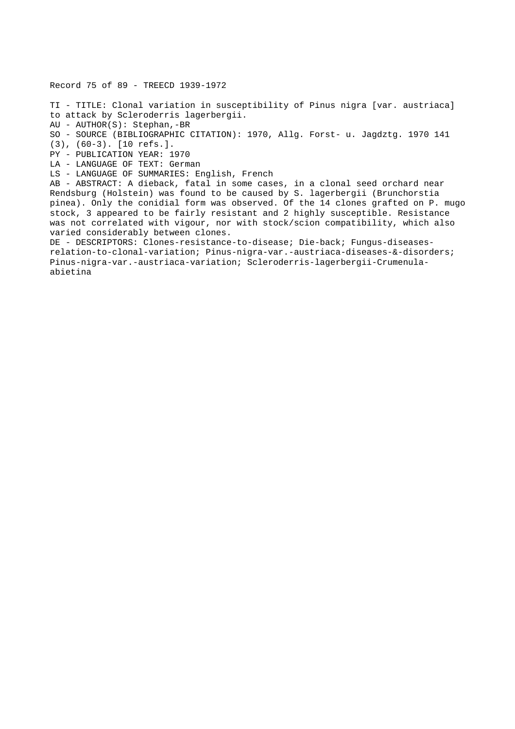Record 75 of 89 - TREECD 1939-1972

TI - TITLE: Clonal variation in susceptibility of Pinus nigra [var. austriaca] to attack by Scleroderris lagerbergii.
AU - AUTHOR(S): Stephan,-BR
SO - SOURCE (BIBLIOGRAPHIC CITATION): 1970, Allg. Forst- u. Jagdztg. 1970 141 (3), (60-3). [10 refs.].
PY - PUBLICATION YEAR: 1970
LA - LANGUAGE OF TEXT: German
LS - LANGUAGE OF SUMMARIES: English, French
AB - ABSTRACT: A dieback, fatal in some cases, in a clonal seed orchard near Rendsburg (Holstein) was found to be caused by S. lagerbergii (Brunchorstia pinea). Only the conidial form was observed. Of the 14 clones grafted on P. mugo stock, 3 appeared to be fairly resistant and 2 highly susceptible. Resistance was not correlated with vigour, nor with stock/scion compatibility, which also varied considerably between clones.
DE - DESCRIPTORS: Clones-resistance-to-disease; Die-back; Fungus-diseases-relation-to-clonal-variation; Pinus-nigra-var.-austriaca-diseases-&-disorders; Pinus-nigra-var.-austriaca-variation; Scleroderris-lagerbergii-Crumenula-abietina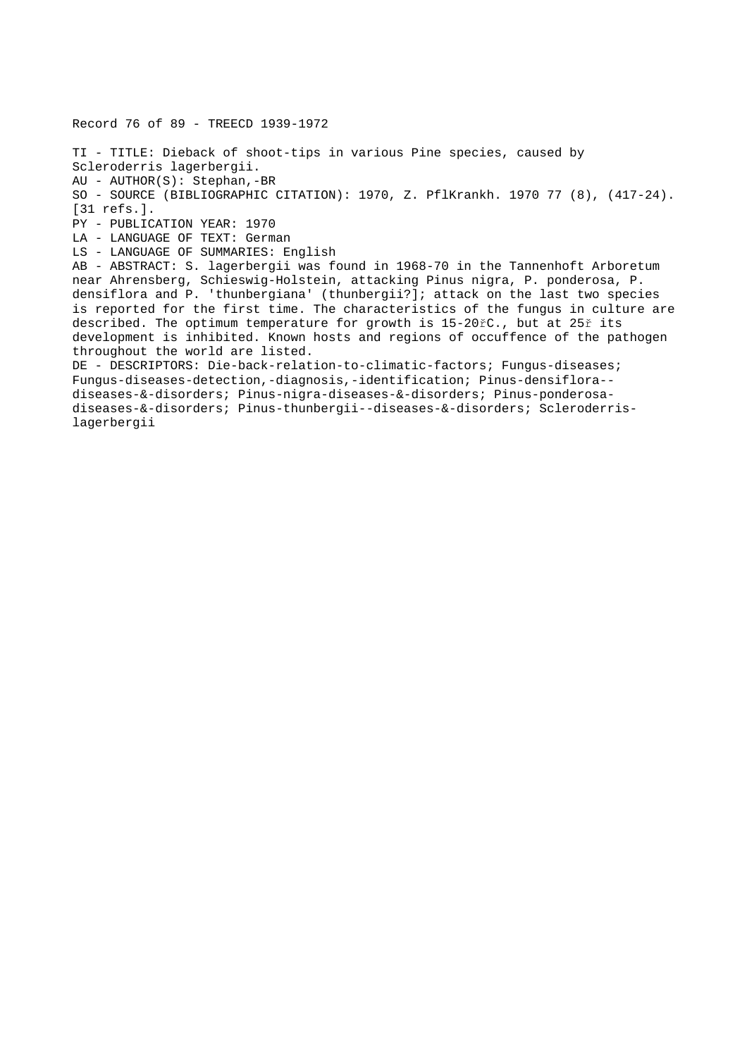Record 76 of 89 - TREECD 1939-1972

TI - TITLE: Dieback of shoot-tips in various Pine species, caused by Scleroderris lagerbergii.  
AU - AUTHOR(S): Stephan,-BR  
SO - SOURCE (BIBLIOGRAPHIC CITATION): 1970, Z. PflKrankh. 1970 77 (8), (417-24). [31 refs.].  
PY - PUBLICATION YEAR: 1970  
LA - LANGUAGE OF TEXT: German  
LS - LANGUAGE OF SUMMARIES: English  
AB - ABSTRACT: S. lagerbergii was found in 1968-70 in the Tannenhoft Arboretum near Ahrensberg, Schieswig-Holstein, attacking Pinus nigra, P. ponderosa, P. densiflora and P. 'thunbergiana' (thunbergii?]; attack on the last two species is reported for the first time. The characteristics of the fungus in culture are described. The optimum temperature for growth is 15-20řC., but at 25ř its development is inhibited. Known hosts and regions of occuffence of the pathogen throughout the world are listed.  
DE - DESCRIPTORS: Die-back-relation-to-climatic-factors; Fungus-diseases; Fungus-diseases-detection,-diagnosis,-identification; Pinus-densiflora--diseases-&-disorders; Pinus-nigra-diseases-&-disorders; Pinus-ponderosa-diseases-&-disorders; Pinus-thunbergii--diseases-&-disorders; Scleroderris-lagerbergii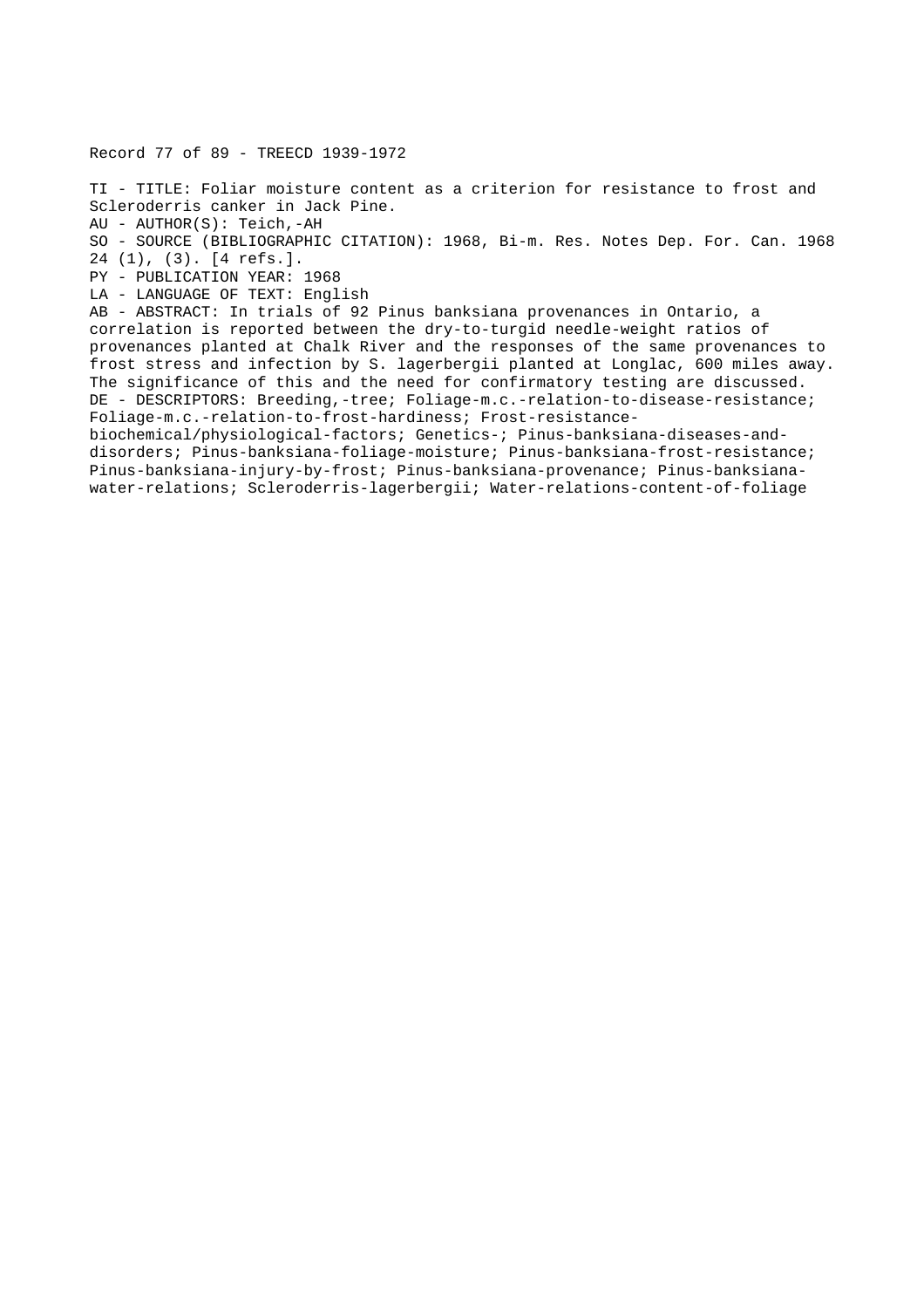Record 77 of 89 - TREECD 1939-1972

TI - TITLE: Foliar moisture content as a criterion for resistance to frost and Scleroderris canker in Jack Pine.
AU - AUTHOR(S): Teich,-AH
SO - SOURCE (BIBLIOGRAPHIC CITATION): 1968, Bi-m. Res. Notes Dep. For. Can. 1968 24 (1), (3). [4 refs.].
PY - PUBLICATION YEAR: 1968
LA - LANGUAGE OF TEXT: English
AB - ABSTRACT: In trials of 92 Pinus banksiana provenances in Ontario, a correlation is reported between the dry-to-turgid needle-weight ratios of provenances planted at Chalk River and the responses of the same provenances to frost stress and infection by S. lagerbergii planted at Longlac, 600 miles away. The significance of this and the need for confirmatory testing are discussed.
DE - DESCRIPTORS: Breeding,-tree; Foliage-m.c.-relation-to-disease-resistance; Foliage-m.c.-relation-to-frost-hardiness; Frost-resistance-biochemical/physiological-factors; Genetics-; Pinus-banksiana-diseases-and-disorders; Pinus-banksiana-foliage-moisture; Pinus-banksiana-frost-resistance; Pinus-banksiana-injury-by-frost; Pinus-banksiana-provenance; Pinus-banksiana-water-relations; Scleroderris-lagerbergii; Water-relations-content-of-foliage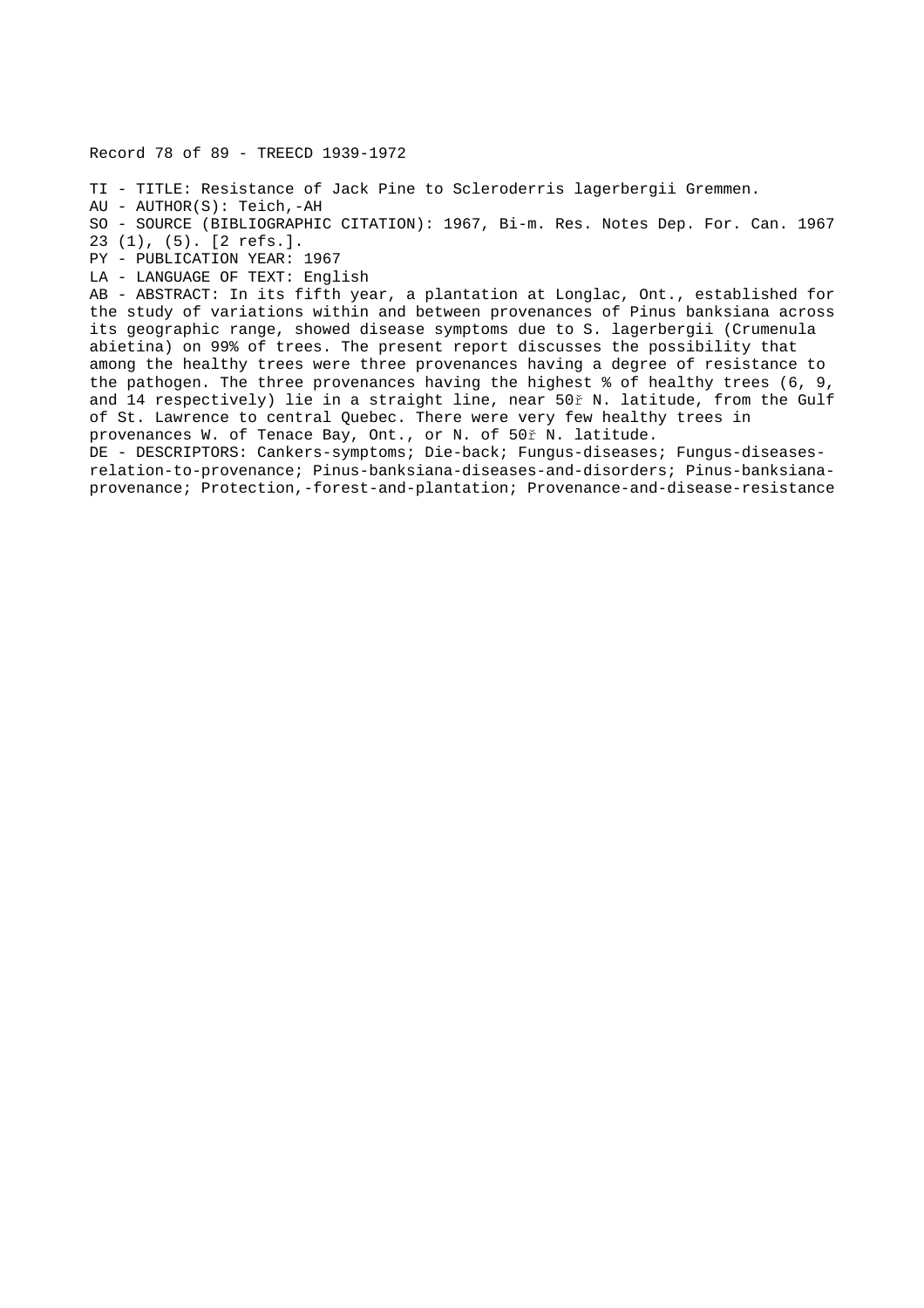Record 78 of 89 - TREECD 1939-1972

TI - TITLE: Resistance of Jack Pine to Scleroderris lagerbergii Gremmen.
AU - AUTHOR(S): Teich,-AH
SO - SOURCE (BIBLIOGRAPHIC CITATION): 1967, Bi-m. Res. Notes Dep. For. Can. 1967 23 (1), (5). [2 refs.].
PY - PUBLICATION YEAR: 1967
LA - LANGUAGE OF TEXT: English
AB - ABSTRACT: In its fifth year, a plantation at Longlac, Ont., established for the study of variations within and between provenances of Pinus banksiana across its geographic range, showed disease symptoms due to S. lagerbergii (Crumenula abietina) on 99% of trees. The present report discusses the possibility that among the healthy trees were three provenances having a degree of resistance to the pathogen. The three provenances having the highest % of healthy trees (6, 9, and 14 respectively) lie in a straight line, near 50ř N. latitude, from the Gulf of St. Lawrence to central Quebec. There were very few healthy trees in provenances W. of Tenace Bay, Ont., or N. of 50ř N. latitude.
DE - DESCRIPTORS: Cankers-symptoms; Die-back; Fungus-diseases; Fungus-diseases-relation-to-provenance; Pinus-banksiana-diseases-and-disorders; Pinus-banksiana-provenance; Protection,-forest-and-plantation; Provenance-and-disease-resistance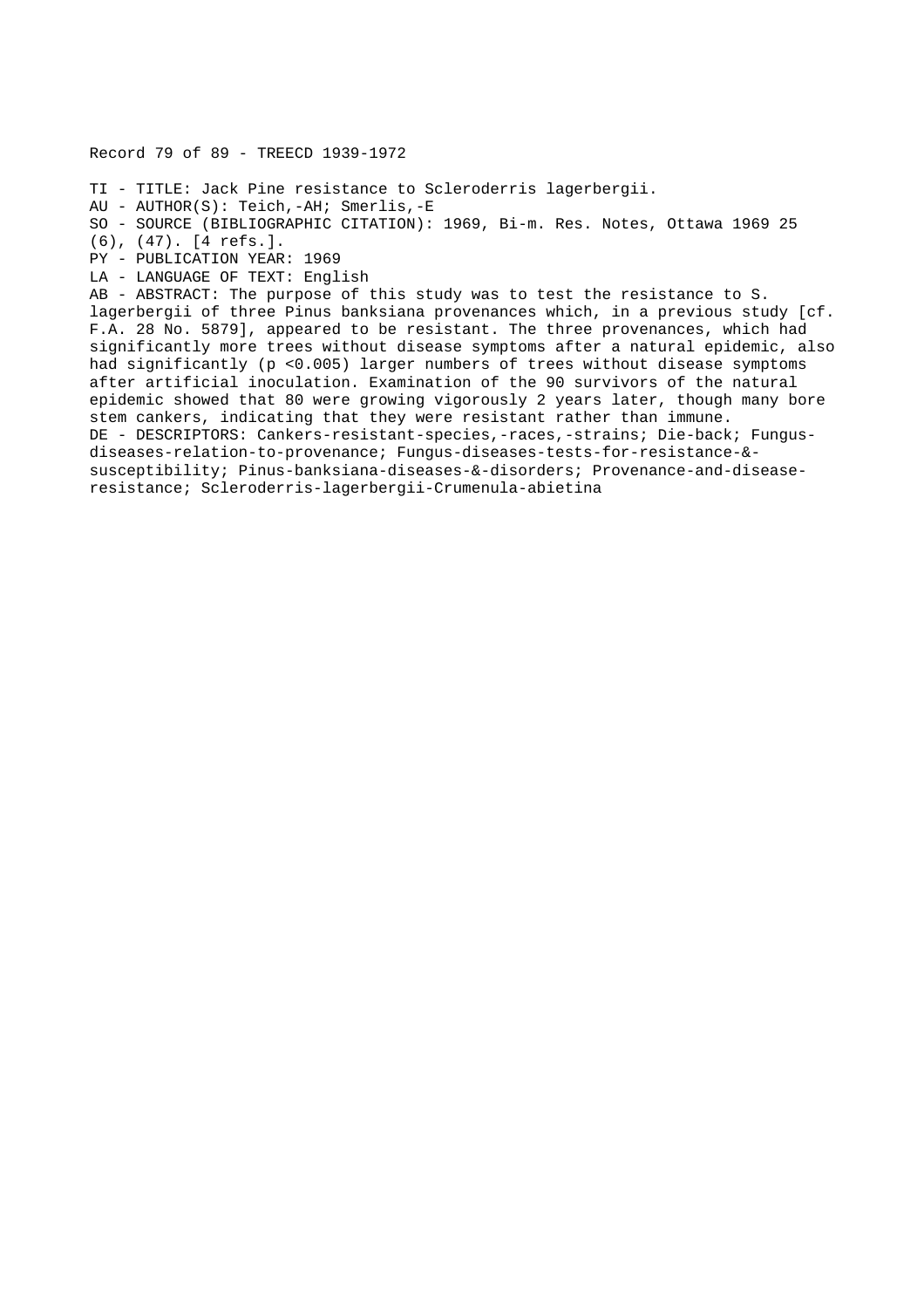Record 79 of 89 - TREECD 1939-1972

TI - TITLE: Jack Pine resistance to Scleroderris lagerbergii.
AU - AUTHOR(S): Teich,-AH; Smerlis,-E
SO - SOURCE (BIBLIOGRAPHIC CITATION): 1969, Bi-m. Res. Notes, Ottawa 1969 25 (6), (47). [4 refs.].
PY - PUBLICATION YEAR: 1969
LA - LANGUAGE OF TEXT: English
AB - ABSTRACT: The purpose of this study was to test the resistance to S. lagerbergii of three Pinus banksiana provenances which, in a previous study [cf. F.A. 28 No. 5879], appeared to be resistant. The three provenances, which had significantly more trees without disease symptoms after a natural epidemic, also had significantly ($p < 0.005$) larger numbers of trees without disease symptoms after artificial inoculation. Examination of the 90 survivors of the natural epidemic showed that 80 were growing vigorously 2 years later, though many bore stem cankers, indicating that they were resistant rather than immune.
DE - DESCRIPTORS: Cankers-resistant-species,-races,-strains; Die-back; Fungus-diseases-relation-to-provenance; Fungus-diseases-tests-for-resistance-&-susceptibility; Pinus-banksiana-diseases-&-disorders; Provenance-and-disease-resistance; Scleroderris-lagerbergii-Crumenula-abietina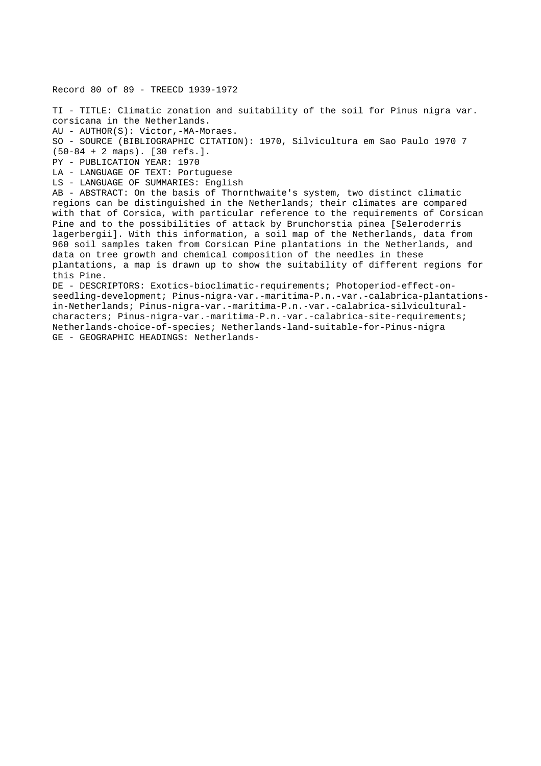Record 80 of 89 - TREECD 1939-1972

TI - TITLE: Climatic zonation and suitability of the soil for Pinus nigra var. corsicana in the Netherlands.
AU - AUTHOR(S): Victor,-MA-Moraes.
SO - SOURCE (BIBLIOGRAPHIC CITATION): 1970, Silvicultura em Sao Paulo 1970 7 (50-84 + 2 maps). [30 refs.].
PY - PUBLICATION YEAR: 1970
LA - LANGUAGE OF TEXT: Portuguese
LS - LANGUAGE OF SUMMARIES: English
AB - ABSTRACT: On the basis of Thornthwaite's system, two distinct climatic regions can be distinguished in the Netherlands; their climates are compared with that of Corsica, with particular reference to the requirements of Corsican Pine and to the possibilities of attack by Brunchorstia pinea [Seleroderris lagerbergii]. With this information, a soil map of the Netherlands, data from 960 soil samples taken from Corsican Pine plantations in the Netherlands, and data on tree growth and chemical composition of the needles in these plantations, a map is drawn up to show the suitability of different regions for this Pine.
DE - DESCRIPTORS: Exotics-bioclimatic-requirements; Photoperiod-effect-on-seedling-development; Pinus-nigra-var.-maritima-P.n.-var.-calabrica-plantations-in-Netherlands; Pinus-nigra-var.-maritima-P.n.-var.-calabrica-silvicultural-characters; Pinus-nigra-var.-maritima-P.n.-var.-calabrica-site-requirements; Netherlands-choice-of-species; Netherlands-land-suitable-for-Pinus-nigra
GE - GEOGRAPHIC HEADINGS: Netherlands-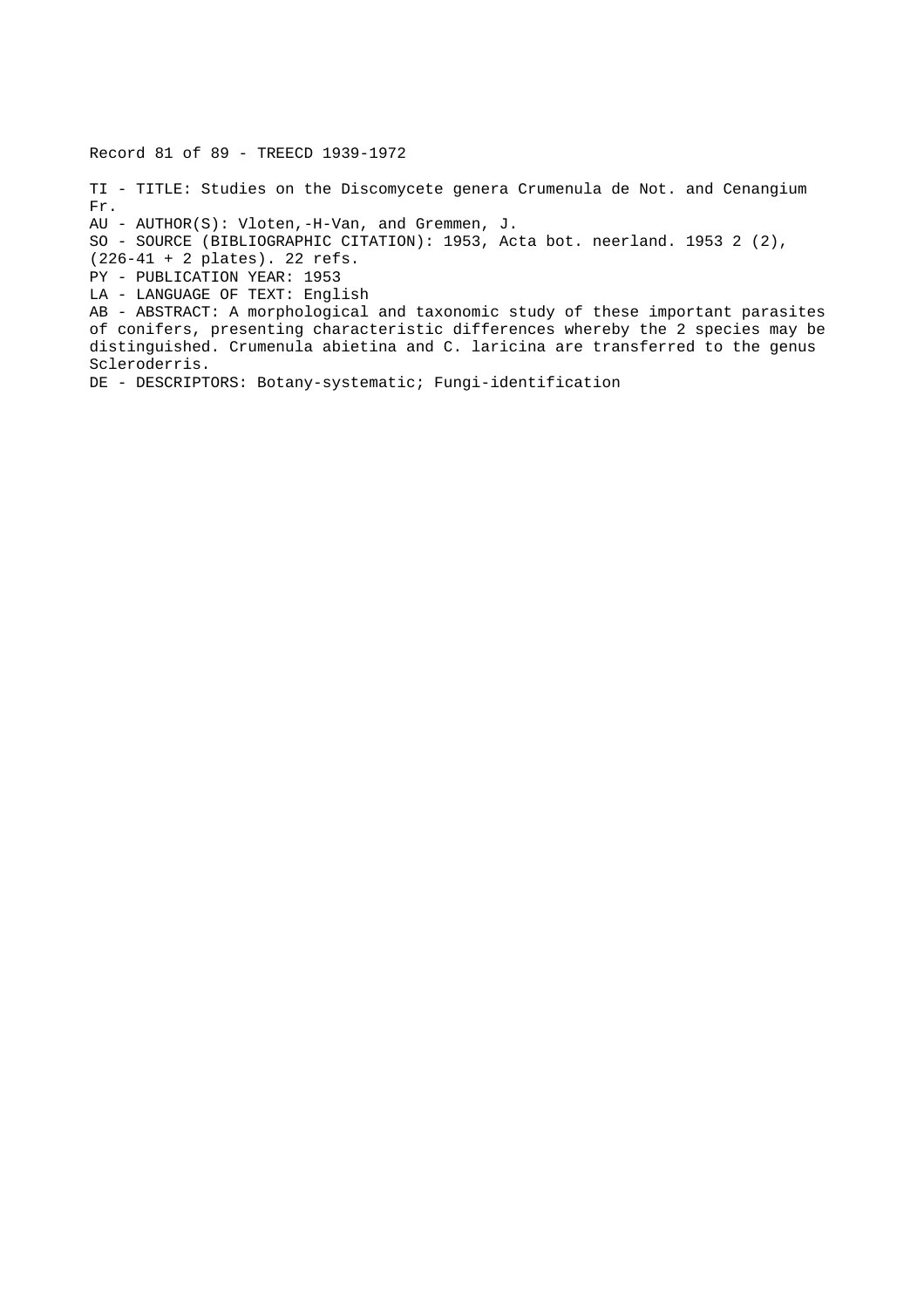Record 81 of 89 - TREECD 1939-1972

TI - TITLE: Studies on the Discomycete genera Crumenula de Not. and Cenangium Fr.
AU - AUTHOR(S): Vloten,-H-Van, and Gremmen, J.
SO - SOURCE (BIBLIOGRAPHIC CITATION): 1953, Acta bot. neerland. 1953 2 (2), (226-41 + 2 plates). 22 refs.
PY - PUBLICATION YEAR: 1953
LA - LANGUAGE OF TEXT: English
AB - ABSTRACT: A morphological and taxonomic study of these important parasites of conifers, presenting characteristic differences whereby the 2 species may be distinguished. Crumenula abietina and C. laricina are transferred to the genus Scleroderris.
DE - DESCRIPTORS: Botany-systematic; Fungi-identification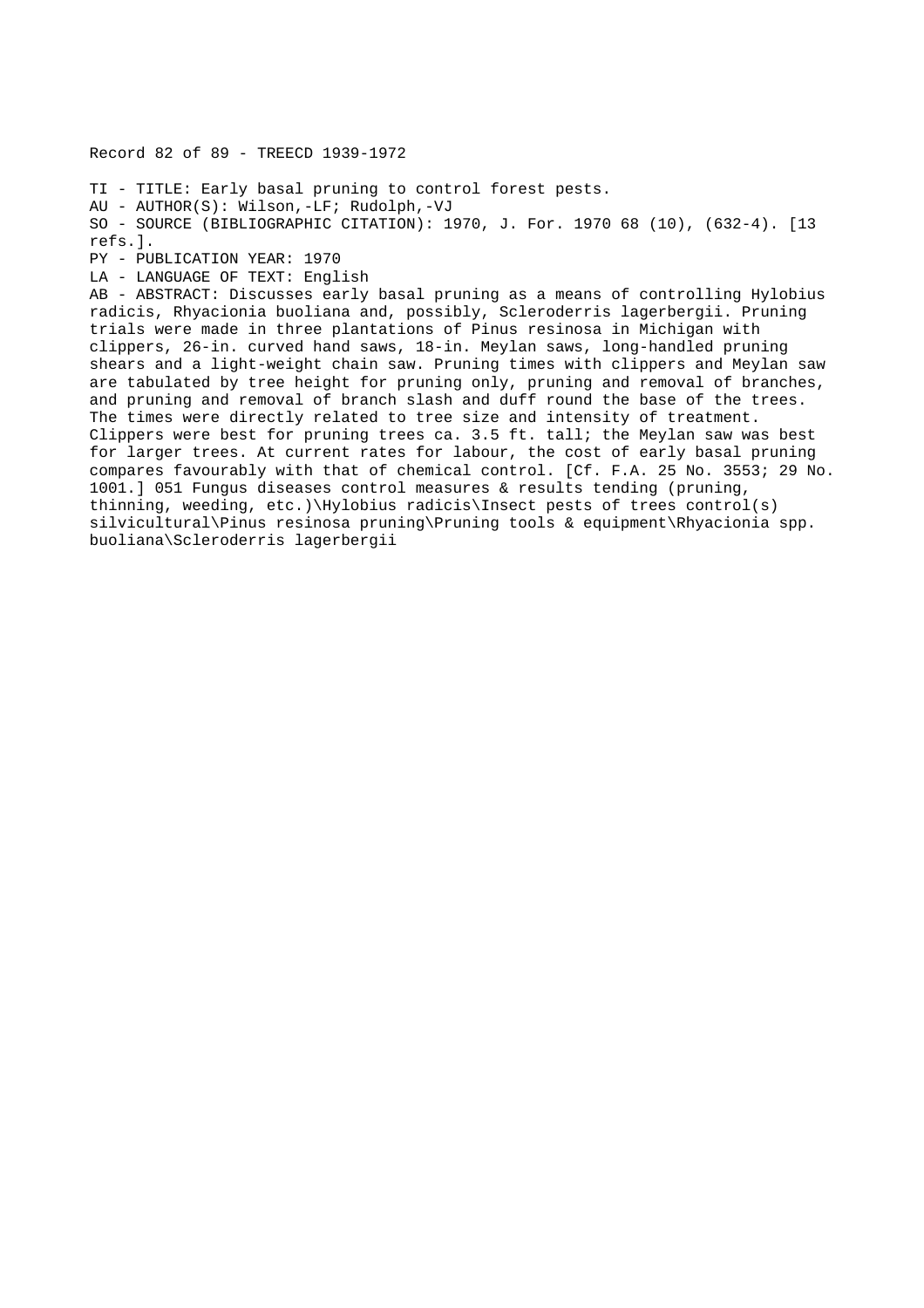Record 82 of 89 - TREECD 1939-1972

TI - TITLE: Early basal pruning to control forest pests.
AU - AUTHOR(S): Wilson,-LF; Rudolph,-VJ
SO - SOURCE (BIBLIOGRAPHIC CITATION): 1970, J. For. 1970 68 (10), (632-4). [13 refs.].
PY - PUBLICATION YEAR: 1970
LA - LANGUAGE OF TEXT: English
AB - ABSTRACT: Discusses early basal pruning as a means of controlling Hylobius radicis, Rhyacionia buoliana and, possibly, Scleroderris lagerbergii. Pruning trials were made in three plantations of Pinus resinosa in Michigan with clippers, 26-in. curved hand saws, 18-in. Meylan saws, long-handled pruning shears and a light-weight chain saw. Pruning times with clippers and Meylan saw are tabulated by tree height for pruning only, pruning and removal of branches, and pruning and removal of branch slash and duff round the base of the trees. The times were directly related to tree size and intensity of treatment. Clippers were best for pruning trees ca. 3.5 ft. tall; the Meylan saw was best for larger trees. At current rates for labour, the cost of early basal pruning compares favourably with that of chemical control. [Cf. F.A. 25 No. 3553; 29 No. 1001.] 051 Fungus diseases control measures & results tending (pruning, thinning, weeding, etc.)\Hylobius radicis\Insect pests of trees control(s) silvicultural\Pinus resinosa pruning\Pruning tools & equipment\Rhyacionia spp. buoliana\Scleroderris lagerbergii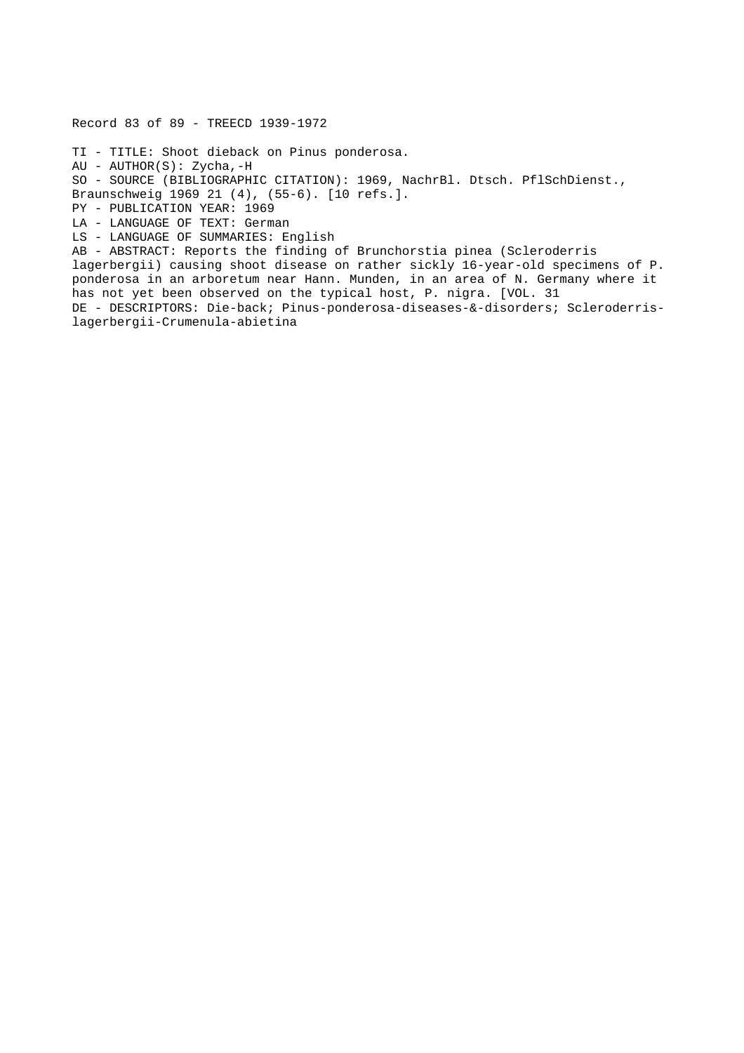Record 83 of 89 - TREECD 1939-1972

TI - TITLE: Shoot dieback on Pinus ponderosa.
AU - AUTHOR(S): Zycha,-H
SO - SOURCE (BIBLIOGRAPHIC CITATION): 1969, NachrBl. Dtsch. PflSchDienst., Braunschweig 1969 21 (4), (55-6). [10 refs.].
PY - PUBLICATION YEAR: 1969
LA - LANGUAGE OF TEXT: German
LS - LANGUAGE OF SUMMARIES: English
AB - ABSTRACT: Reports the finding of Brunchorstia pinea (Scleroderris lagerbergii) causing shoot disease on rather sickly 16-year-old specimens of P. ponderosa in an arboretum near Hann. Munden, in an area of N. Germany where it has not yet been observed on the typical host, P. nigra. [VOL. 31
DE - DESCRIPTORS: Die-back; Pinus-ponderosa-diseases-&-disorders; Scleroderris-lagerbergii-Crumenula-abietina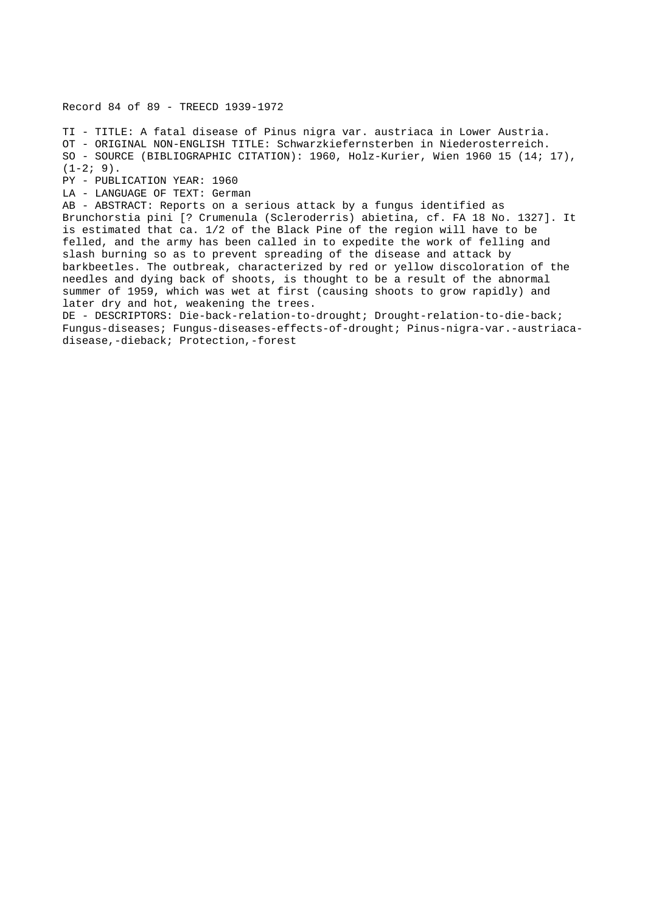Record 84 of 89 - TREECD 1939-1972

TI - TITLE: A fatal disease of Pinus nigra var. austriaca in Lower Austria.
OT - ORIGINAL NON-ENGLISH TITLE: Schwarzkiefernsterben in Niederosterreich.
SO - SOURCE (BIBLIOGRAPHIC CITATION): 1960, Holz-Kurier, Wien 1960 15 (14; 17), (1-2; 9).
PY - PUBLICATION YEAR: 1960
LA - LANGUAGE OF TEXT: German
AB - ABSTRACT: Reports on a serious attack by a fungus identified as Brunchorstia pini [? Crumenula (Scleroderris) abietina, cf. FA 18 No. 1327]. It is estimated that ca. 1/2 of the Black Pine of the region will have to be felled, and the army has been called in to expedite the work of felling and slash burning so as to prevent spreading of the disease and attack by barkbeetles. The outbreak, characterized by red or yellow discoloration of the needles and dying back of shoots, is thought to be a result of the abnormal summer of 1959, which was wet at first (causing shoots to grow rapidly) and later dry and hot, weakening the trees.
DE - DESCRIPTORS: Die-back-relation-to-drought; Drought-relation-to-die-back; Fungus-diseases; Fungus-diseases-effects-of-drought; Pinus-nigra-var.-austriaca-disease,-dieback; Protection,-forest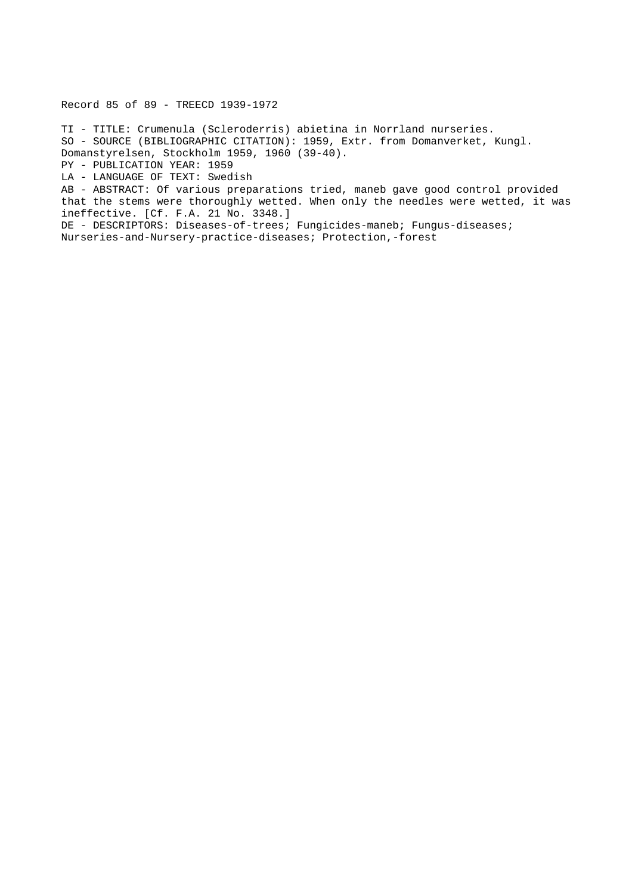Record 85 of 89 - TREECD 1939-1972

TI - TITLE: Crumenula (Scleroderris) abietina in Norrland nurseries.
SO - SOURCE (BIBLIOGRAPHIC CITATION): 1959, Extr. from Domanverket, Kungl. Domanstyrelsen, Stockholm 1959, 1960 (39-40).
PY - PUBLICATION YEAR: 1959
LA - LANGUAGE OF TEXT: Swedish
AB - ABSTRACT: Of various preparations tried, maneb gave good control provided that the stems were thoroughly wetted. When only the needles were wetted, it was ineffective. [Cf. F.A. 21 No. 3348.]
DE - DESCRIPTORS: Diseases-of-trees; Fungicides-maneb; Fungus-diseases; Nurseries-and-Nursery-practice-diseases; Protection,-forest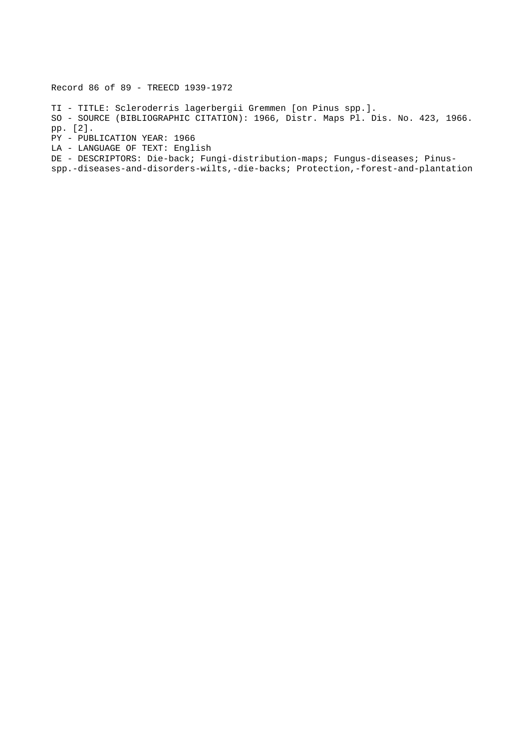Record 86 of 89 - TREECD 1939-1972

TI - TITLE: Scleroderris lagerbergii Gremmen [on Pinus spp.].
SO - SOURCE (BIBLIOGRAPHIC CITATION): 1966, Distr. Maps Pl. Dis. No. 423, 1966. pp. [2].
PY - PUBLICATION YEAR: 1966
LA - LANGUAGE OF TEXT: English
DE - DESCRIPTORS: Die-back; Fungi-distribution-maps; Fungus-diseases; Pinus-spp.-diseases-and-disorders-wilts,-die-backs; Protection,-forest-and-plantation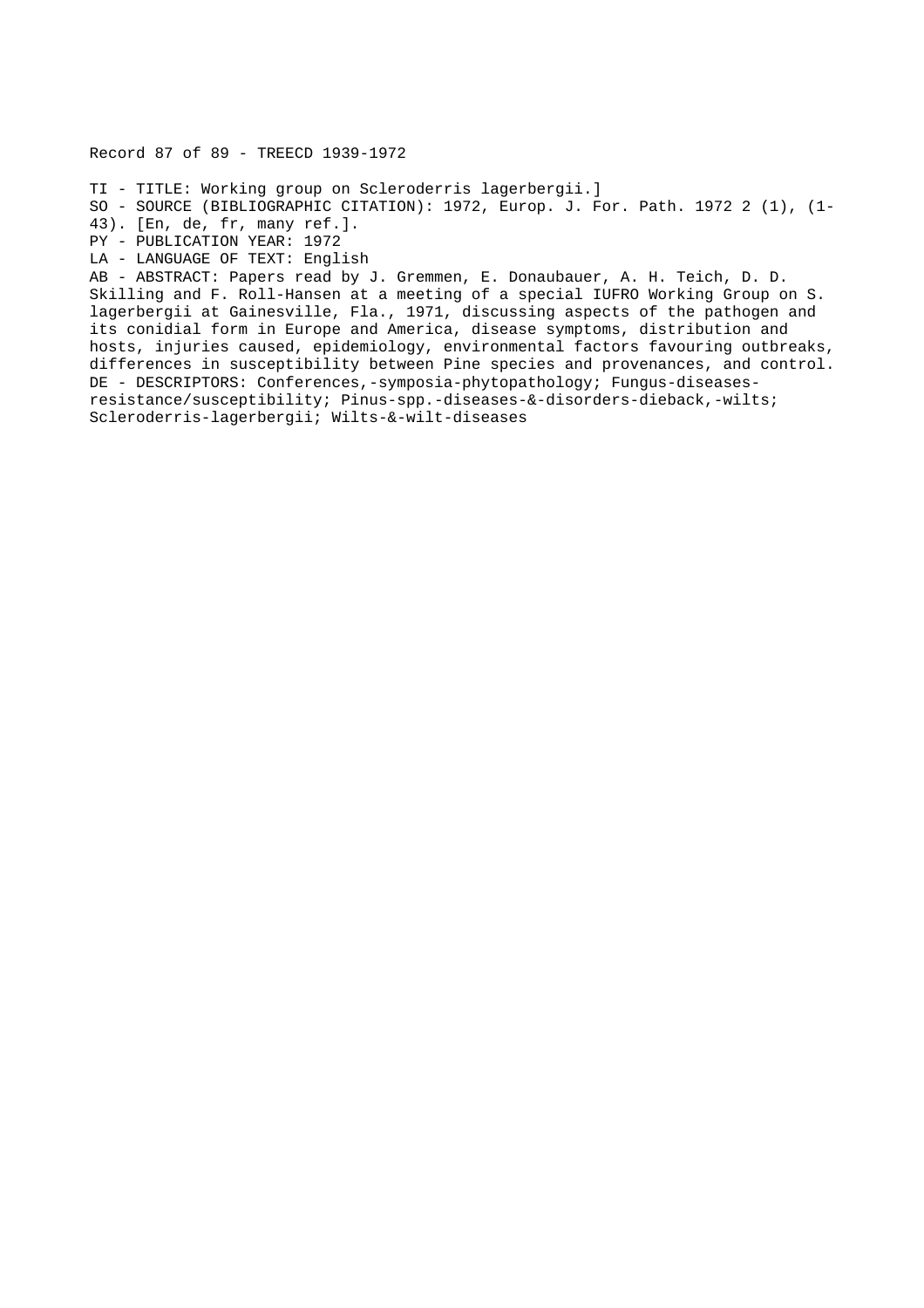Record 87 of 89 - TREECD 1939-1972

TI - TITLE: Working group on Scleroderris lagerbergii.]
SO - SOURCE (BIBLIOGRAPHIC CITATION): 1972, Europ. J. For. Path. 1972 2 (1), (1-43). [En, de, fr, many ref.].
PY - PUBLICATION YEAR: 1972
LA - LANGUAGE OF TEXT: English
AB - ABSTRACT: Papers read by J. Gremmen, E. Donaubauer, A. H. Teich, D. D. Skilling and F. Roll-Hansen at a meeting of a special IUFRO Working Group on S. lagerbergii at Gainesville, Fla., 1971, discussing aspects of the pathogen and its conidial form in Europe and America, disease symptoms, distribution and hosts, injuries caused, epidemiology, environmental factors favouring outbreaks, differences in susceptibility between Pine species and provenances, and control.
DE - DESCRIPTORS: Conferences,-symposia-phytopathology; Fungus-diseases-resistance/susceptibility; Pinus-spp.-diseases-&-disorders-dieback,-wilts; Scleroderris-lagerbergii; Wilts-&-wilt-diseases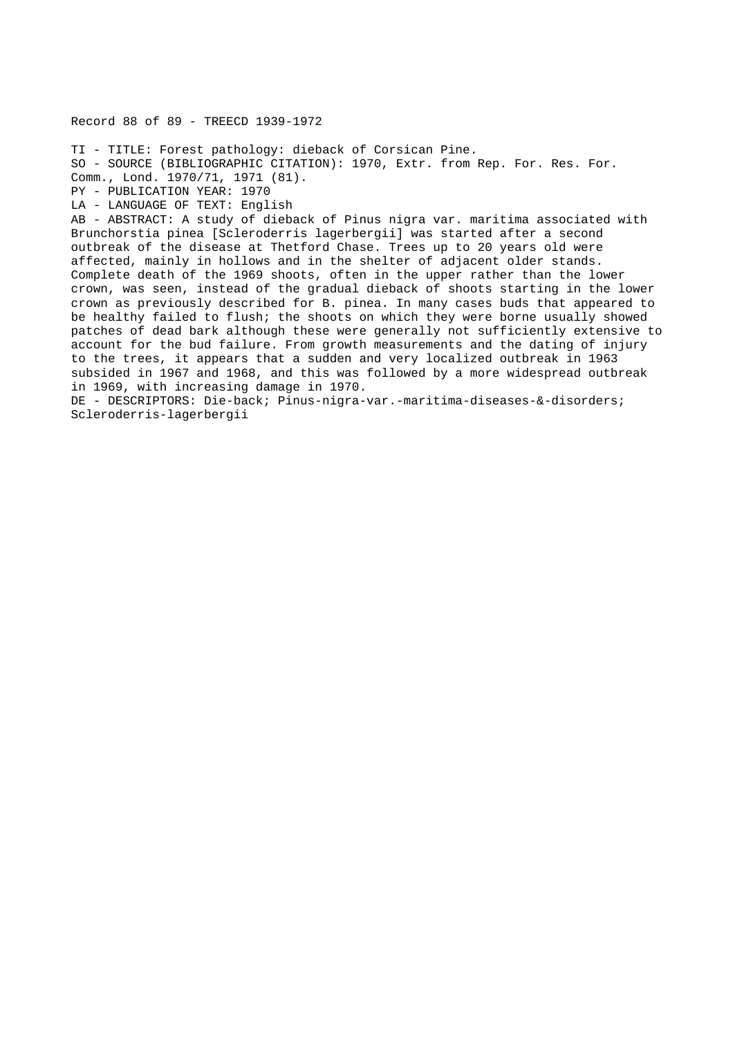Record 88 of 89 - TREECD 1939-1972

TI - TITLE: Forest pathology: dieback of Corsican Pine.
SO - SOURCE (BIBLIOGRAPHIC CITATION): 1970, Extr. from Rep. For. Res. For. Comm., Lond. 1970/71, 1971 (81).
PY - PUBLICATION YEAR: 1970
LA - LANGUAGE OF TEXT: English
AB - ABSTRACT: A study of dieback of Pinus nigra var. maritima associated with Brunchorstia pinea [Scleroderris lagerbergii] was started after a second outbreak of the disease at Thetford Chase. Trees up to 20 years old were affected, mainly in hollows and in the shelter of adjacent older stands. Complete death of the 1969 shoots, often in the upper rather than the lower crown, was seen, instead of the gradual dieback of shoots starting in the lower crown as previously described for B. pinea. In many cases buds that appeared to be healthy failed to flush; the shoots on which they were borne usually showed patches of dead bark although these were generally not sufficiently extensive to account for the bud failure. From growth measurements and the dating of injury to the trees, it appears that a sudden and very localized outbreak in 1963 subsided in 1967 and 1968, and this was followed by a more widespread outbreak in 1969, with increasing damage in 1970.
DE - DESCRIPTORS: Die-back; Pinus-nigra-var.-maritima-diseases-&-disorders; Scleroderris-lagerbergii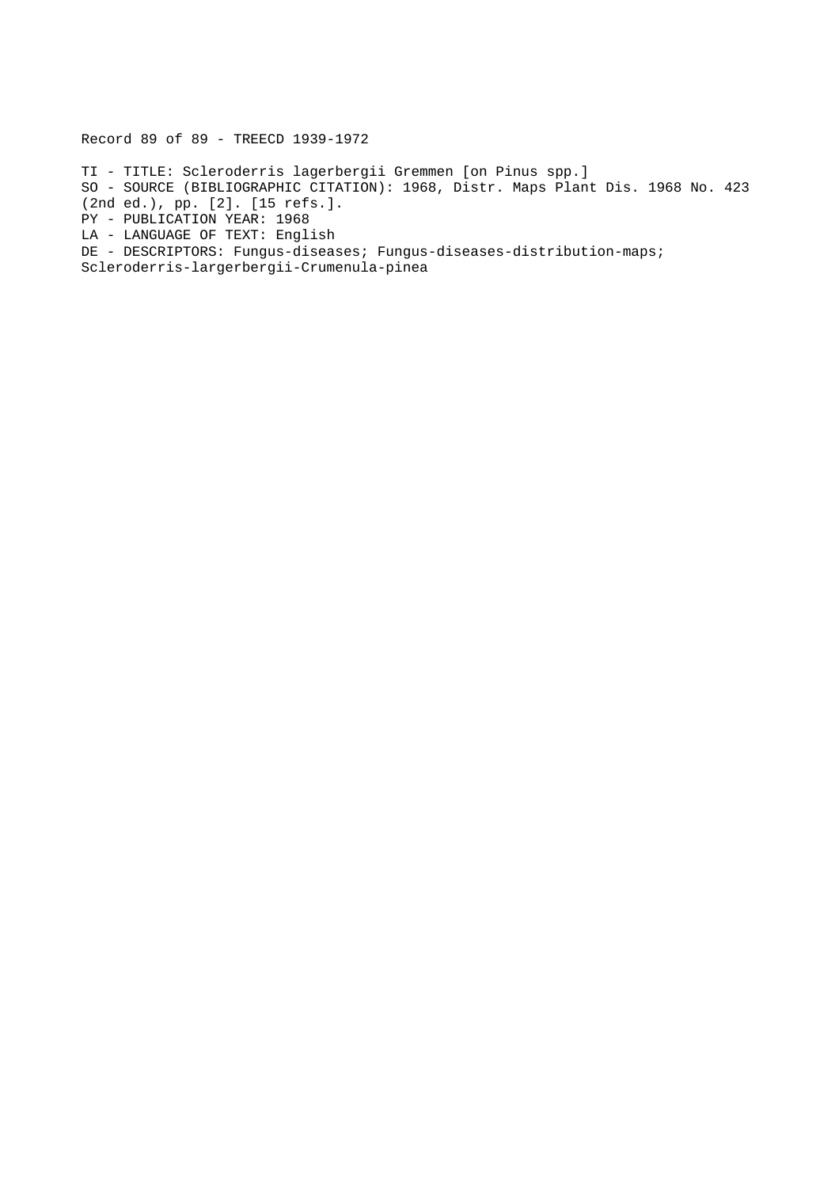Record 89 of 89 - TREECD 1939-1972

TI - TITLE: Scleroderris lagerbergii Gremmen [on Pinus spp.]
SO - SOURCE (BIBLIOGRAPHIC CITATION): 1968, Distr. Maps Plant Dis. 1968 No. 423 (2nd ed.), pp. [2]. [15 refs.].
PY - PUBLICATION YEAR: 1968
LA - LANGUAGE OF TEXT: English
DE - DESCRIPTORS: Fungus-diseases; Fungus-diseases-distribution-maps; Scleroderris-largerbergii-Crumenula-pinea